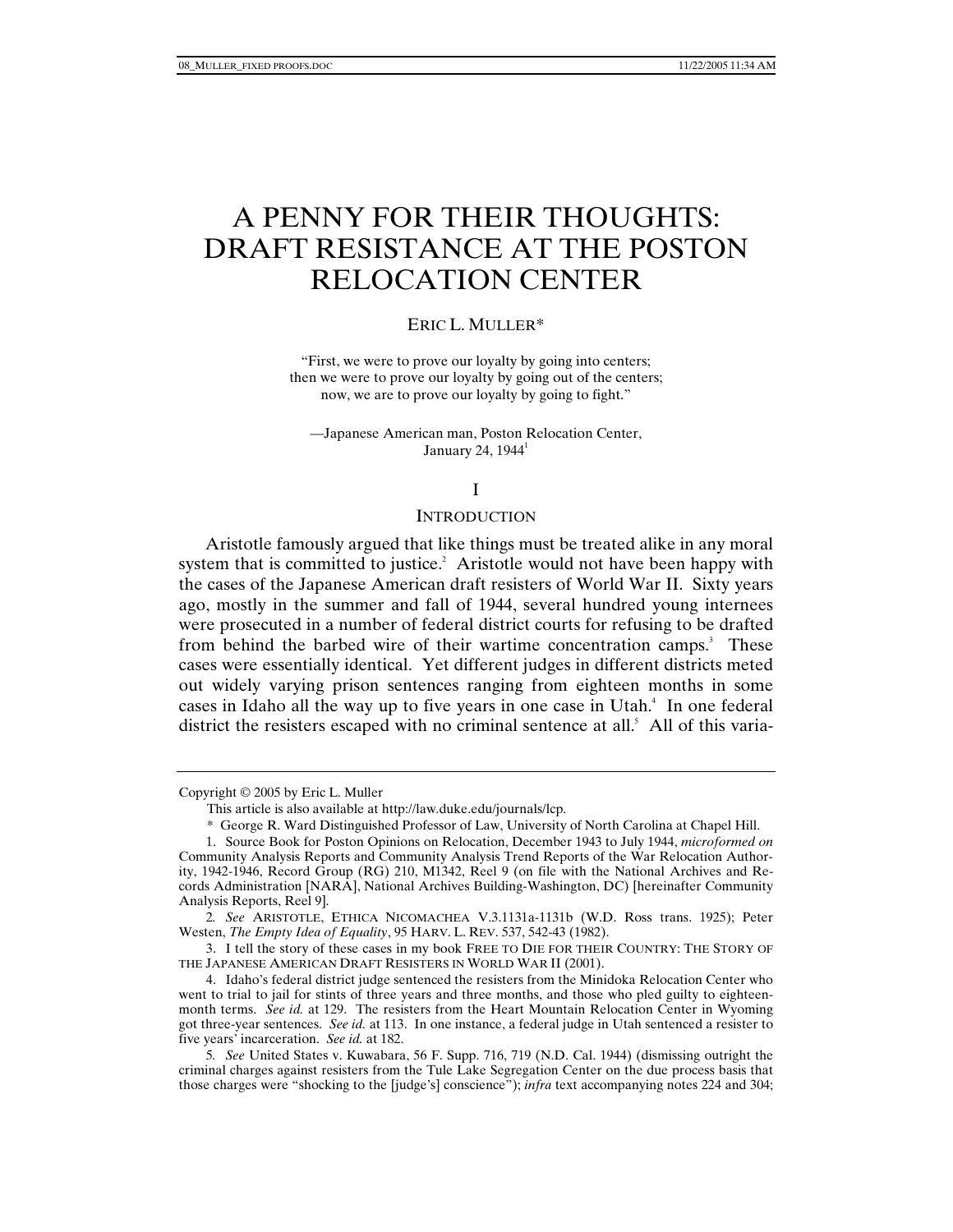# A PENNY FOR THEIR THOUGHTS: DRAFT RESISTANCE AT THE POSTON RELOCATION CENTER

ERIC L. MULLER*

"First, we were to prove our loyalty by going into centers;
then we were to prove our loyalty by going out of the centers;
now, we are to prove our loyalty by going to fight."

—Japanese American man, Poston Relocation Center,
January 24, 1944[1]

## I

## INTRODUCTION

Aristotle famously argued that like things must be treated alike in any moral system that is committed to justice.[2] Aristotle would not have been happy with the cases of the Japanese American draft resisters of World War II. Sixty years ago, mostly in the summer and fall of 1944, several hundred young internees were prosecuted in a number of federal district courts for refusing to be drafted from behind the barbed wire of their wartime concentration camps.[3] These cases were essentially identical. Yet different judges in different districts meted out widely varying prison sentences ranging from eighteen months in some cases in Idaho all the way up to five years in one case in Utah.[4] In one federal district the resisters escaped with no criminal sentence at all.[5] All of this varia-

---

Copyright © 2005 by Eric L. Muller

This article is also available at http://law.duke.edu/journals/lcp.

\* George R. Ward Distinguished Professor of Law, University of North Carolina at Chapel Hill.

1. Source Book for Poston Opinions on Relocation, December 1943 to July 1944, *microformed on* Community Analysis Reports and Community Analysis Trend Reports of the War Relocation Authority, 1942-1946, Record Group (RG) 210, M1342, Reel 9 (on file with the National Archives and Records Administration [NARA], National Archives Building-Washington, DC) [hereinafter Community Analysis Reports, Reel 9].

2. *See* ARISTOTLE, ETHICA NICOMACHEA V.3.1131a-1131b (W.D. Ross trans. 1925); Peter Westen, *The Empty Idea of Equality*, 95 HARV. L. REV. 537, 542-43 (1982).

3. I tell the story of these cases in my book FREE TO DIE FOR THEIR COUNTRY: THE STORY OF THE JAPANESE AMERICAN DRAFT RESISTERS IN WORLD WAR II (2001).

4. Idaho's federal district judge sentenced the resisters from the Minidoka Relocation Center who went to trial to jail for stints of three years and three months, and those who pled guilty to eighteen-month terms. *See id.* at 129. The resisters from the Heart Mountain Relocation Center in Wyoming got three-year sentences. *See id.* at 113. In one instance, a federal judge in Utah sentenced a resister to five years' incarceration. *See id.* at 182.

5. *See* United States v. Kuwabara, 56 F. Supp. 716, 719 (N.D. Cal. 1944) (dismissing outright the criminal charges against resisters from the Tule Lake Segregation Center on the due process basis that those charges were "shocking to the [judge's] conscience"); *infra* text accompanying notes 224 and 304;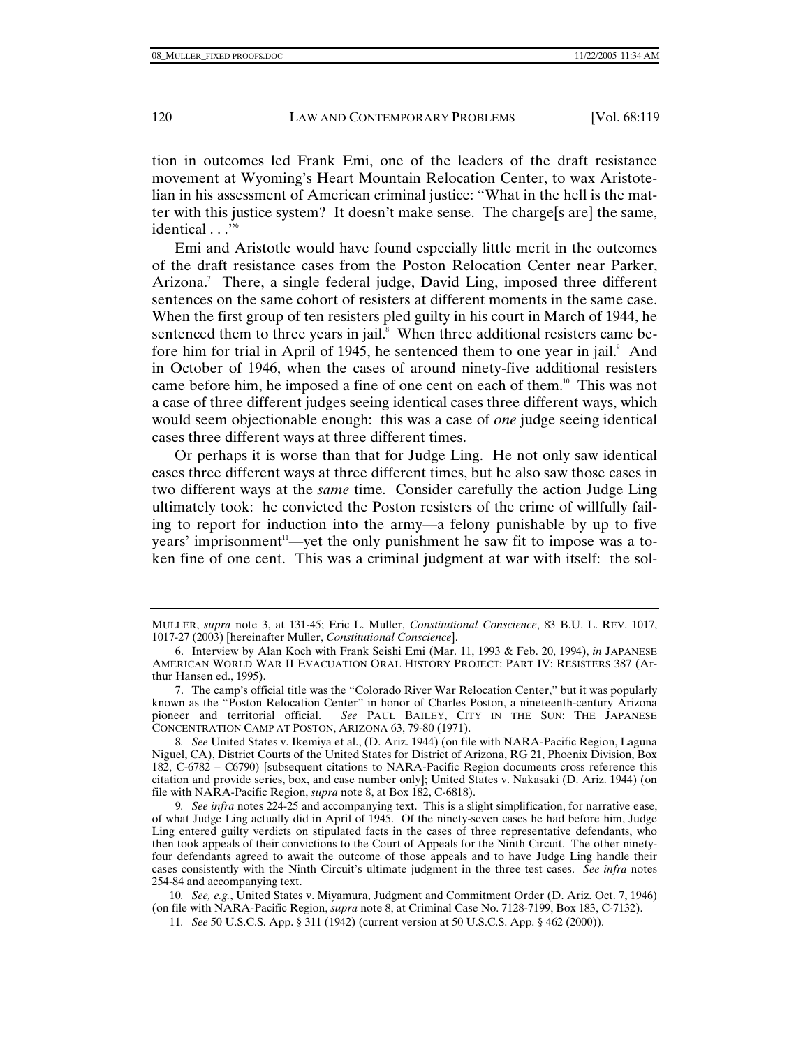tion in outcomes led Frank Emi, one of the leaders of the draft resistance movement at Wyoming's Heart Mountain Relocation Center, to wax Aristotelian in his assessment of American criminal justice: "What in the hell is the matter with this justice system? It doesn't make sense. The charge[s are] the same, identical . . ."[6]

Emi and Aristotle would have found especially little merit in the outcomes of the draft resistance cases from the Poston Relocation Center near Parker, Arizona.[7] There, a single federal judge, David Ling, imposed three different sentences on the same cohort of resisters at different moments in the same case. When the first group of ten resisters pled guilty in his court in March of 1944, he sentenced them to three years in jail.[8] When three additional resisters came before him for trial in April of 1945, he sentenced them to one year in jail.[9] And in October of 1946, when the cases of around ninety-five additional resisters came before him, he imposed a fine of one cent on each of them.[10] This was not a case of three different judges seeing identical cases three different ways, which would seem objectionable enough: this was a case of *one* judge seeing identical cases three different ways at three different times.

Or perhaps it is worse than that for Judge Ling. He not only saw identical cases three different ways at three different times, but he also saw those cases in two different ways at the *same* time. Consider carefully the action Judge Ling ultimately took: he convicted the Poston resisters of the crime of willfully failing to report for induction into the army—a felony punishable by up to five years' imprisonment[11]—yet the only punishment he saw fit to impose was a token fine of one cent. This was a criminal judgment at war with itself: the sol-

---

MULLER, *supra* note 3, at 131-45; Eric L. Muller, *Constitutional Conscience*, 83 B.U. L. REV. 1017, 1017-27 (2003) [hereinafter Muller, *Constitutional Conscience*].

6. Interview by Alan Koch with Frank Seishi Emi (Mar. 11, 1993 & Feb. 20, 1994), *in* JAPANESE AMERICAN WORLD WAR II EVACUATION ORAL HISTORY PROJECT: PART IV: RESISTERS 387 (Arthur Hansen ed., 1995).

7. The camp's official title was the "Colorado River War Relocation Center," but it was popularly known as the "Poston Relocation Center" in honor of Charles Poston, a nineteenth-century Arizona pioneer and territorial official. *See* PAUL BAILEY, CITY IN THE SUN: THE JAPANESE CONCENTRATION CAMP AT POSTON, ARIZONA 63, 79-80 (1971).

8. *See* United States v. Ikemiya et al., (D. Ariz. 1944) (on file with NARA-Pacific Region, Laguna Niguel, CA), District Courts of the United States for District of Arizona, RG 21, Phoenix Division, Box 182, C-6782 – C6790) [subsequent citations to NARA-Pacific Region documents cross reference this citation and provide series, box, and case number only]; United States v. Nakasaki (D. Ariz. 1944) (on file with NARA-Pacific Region, *supra* note 8, at Box 182, C-6818).

9. *See infra* notes 224-25 and accompanying text. This is a slight simplification, for narrative ease, of what Judge Ling actually did in April of 1945. Of the ninety-seven cases he had before him, Judge Ling entered guilty verdicts on stipulated facts in the cases of three representative defendants, who then took appeals of their convictions to the Court of Appeals for the Ninth Circuit. The other ninety-four defendants agreed to await the outcome of those appeals and to have Judge Ling handle their cases consistently with the Ninth Circuit's ultimate judgment in the three test cases. *See infra* notes 254-84 and accompanying text.

10. *See, e.g.*, United States v. Miyamura, Judgment and Commitment Order (D. Ariz. Oct. 7, 1946) (on file with NARA-Pacific Region, *supra* note 8, at Criminal Case No. 7128-7199, Box 183, C-7132).

11. *See* 50 U.S.C.S. App. § 311 (1942) (current version at 50 U.S.C.S. App. § 462 (2000)).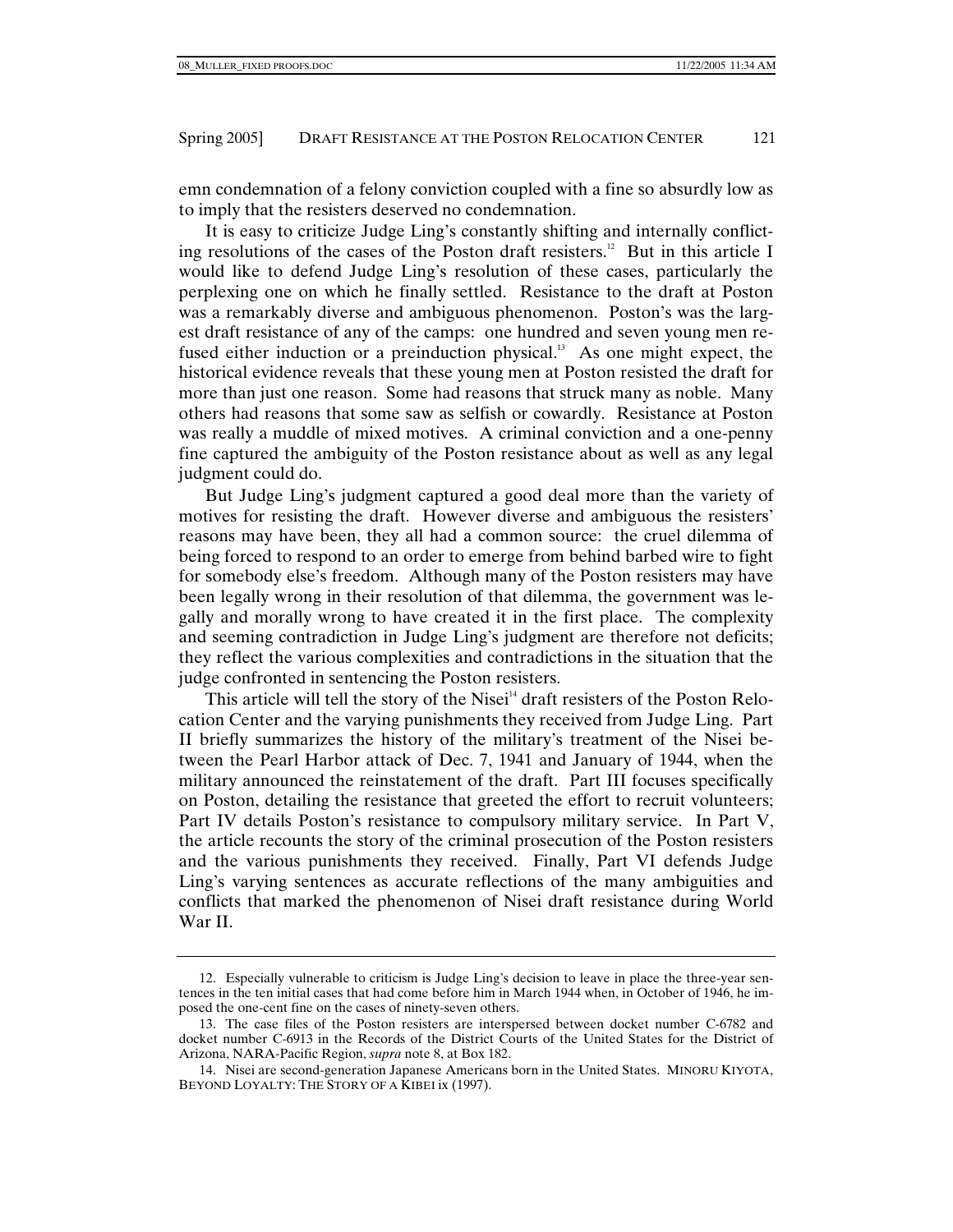emn condemnation of a felony conviction coupled with a fine so absurdly low as to imply that the resisters deserved no condemnation.

It is easy to criticize Judge Ling's constantly shifting and internally conflicting resolutions of the cases of the Poston draft resisters.[12] But in this article I would like to defend Judge Ling's resolution of these cases, particularly the perplexing one on which he finally settled. Resistance to the draft at Poston was a remarkably diverse and ambiguous phenomenon. Poston's was the largest draft resistance of any of the camps: one hundred and seven young men refused either induction or a preinduction physical.[13] As one might expect, the historical evidence reveals that these young men at Poston resisted the draft for more than just one reason. Some had reasons that struck many as noble. Many others had reasons that some saw as selfish or cowardly. Resistance at Poston was really a muddle of mixed motives. A criminal conviction and a one-penny fine captured the ambiguity of the Poston resistance about as well as any legal judgment could do.

But Judge Ling's judgment captured a good deal more than the variety of motives for resisting the draft. However diverse and ambiguous the resisters' reasons may have been, they all had a common source: the cruel dilemma of being forced to respond to an order to emerge from behind barbed wire to fight for somebody else's freedom. Although many of the Poston resisters may have been legally wrong in their resolution of that dilemma, the government was legally and morally wrong to have created it in the first place. The complexity and seeming contradiction in Judge Ling's judgment are therefore not deficits; they reflect the various complexities and contradictions in the situation that the judge confronted in sentencing the Poston resisters.

This article will tell the story of the Nisei[14] draft resisters of the Poston Relocation Center and the varying punishments they received from Judge Ling. Part II briefly summarizes the history of the military's treatment of the Nisei between the Pearl Harbor attack of Dec. 7, 1941 and January of 1944, when the military announced the reinstatement of the draft. Part III focuses specifically on Poston, detailing the resistance that greeted the effort to recruit volunteers; Part IV details Poston's resistance to compulsory military service. In Part V, the article recounts the story of the criminal prosecution of the Poston resisters and the various punishments they received. Finally, Part VI defends Judge Ling's varying sentences as accurate reflections of the many ambiguities and conflicts that marked the phenomenon of Nisei draft resistance during World War II.

---

12. Especially vulnerable to criticism is Judge Ling's decision to leave in place the three-year sentences in the ten initial cases that had come before him in March 1944 when, in October of 1946, he imposed the one-cent fine on the cases of ninety-seven others.

13. The case files of the Poston resisters are interspersed between docket number C-6782 and docket number C-6913 in the Records of the District Courts of the United States for the District of Arizona, NARA-Pacific Region, *supra* note 8, at Box 182.

14. Nisei are second-generation Japanese Americans born in the United States. MINORU KIYOTA, BEYOND LOYALTY: THE STORY OF A KIBEI ix (1997).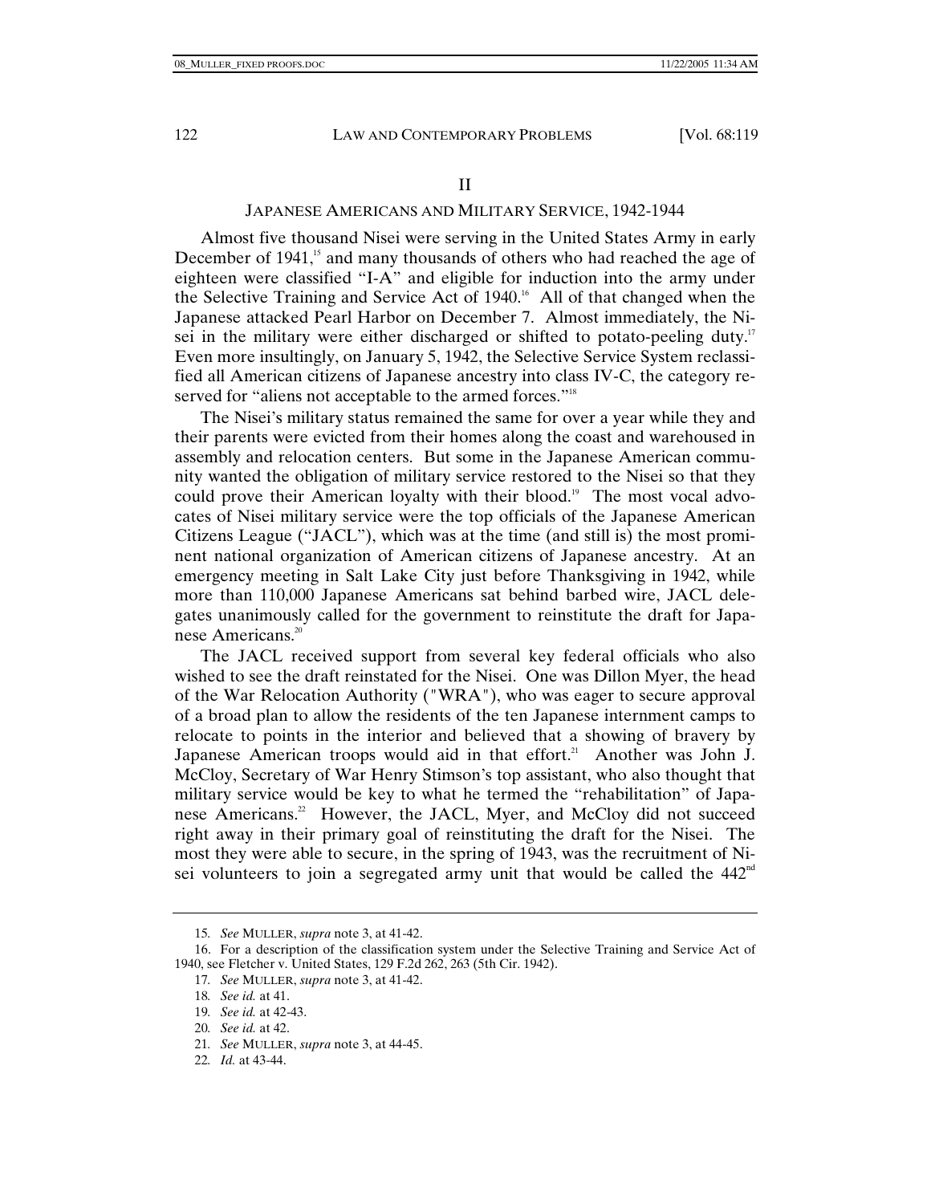## II

## JAPANESE AMERICANS AND MILITARY SERVICE, 1942-1944

Almost five thousand Nisei were serving in the United States Army in early December of 1941,[15] and many thousands of others who had reached the age of eighteen were classified "I-A" and eligible for induction into the army under the Selective Training and Service Act of 1940.[16] All of that changed when the Japanese attacked Pearl Harbor on December 7. Almost immediately, the Nisei in the military were either discharged or shifted to potato-peeling duty.[17] Even more insultingly, on January 5, 1942, the Selective Service System reclassified all American citizens of Japanese ancestry into class IV-C, the category reserved for "aliens not acceptable to the armed forces."[18]

The Nisei's military status remained the same for over a year while they and their parents were evicted from their homes along the coast and warehoused in assembly and relocation centers. But some in the Japanese American community wanted the obligation of military service restored to the Nisei so that they could prove their American loyalty with their blood.[19] The most vocal advocates of Nisei military service were the top officials of the Japanese American Citizens League ("JACL"), which was at the time (and still is) the most prominent national organization of American citizens of Japanese ancestry. At an emergency meeting in Salt Lake City just before Thanksgiving in 1942, while more than 110,000 Japanese Americans sat behind barbed wire, JACL delegates unanimously called for the government to reinstitute the draft for Japanese Americans.[20]

The JACL received support from several key federal officials who also wished to see the draft reinstated for the Nisei. One was Dillon Myer, the head of the War Relocation Authority ("WRA"), who was eager to secure approval of a broad plan to allow the residents of the ten Japanese internment camps to relocate to points in the interior and believed that a showing of bravery by Japanese American troops would aid in that effort.[21] Another was John J. McCloy, Secretary of War Henry Stimson's top assistant, who also thought that military service would be key to what he termed the "rehabilitation" of Japanese Americans.[22] However, the JACL, Myer, and McCloy did not succeed right away in their primary goal of reinstituting the draft for the Nisei. The most they were able to secure, in the spring of 1943, was the recruitment of Nisei volunteers to join a segregated army unit that would be called the 442nd

---

15. *See* MULLER, *supra* note 3, at 41-42.

16. For a description of the classification system under the Selective Training and Service Act of 1940, see Fletcher v. United States, 129 F.2d 262, 263 (5th Cir. 1942).

17. *See* MULLER, *supra* note 3, at 41-42.

18. *See id.* at 41.

19. *See id.* at 42-43.

20. *See id.* at 42.

21. *See* MULLER, *supra* note 3, at 44-45.

22. *Id.* at 43-44.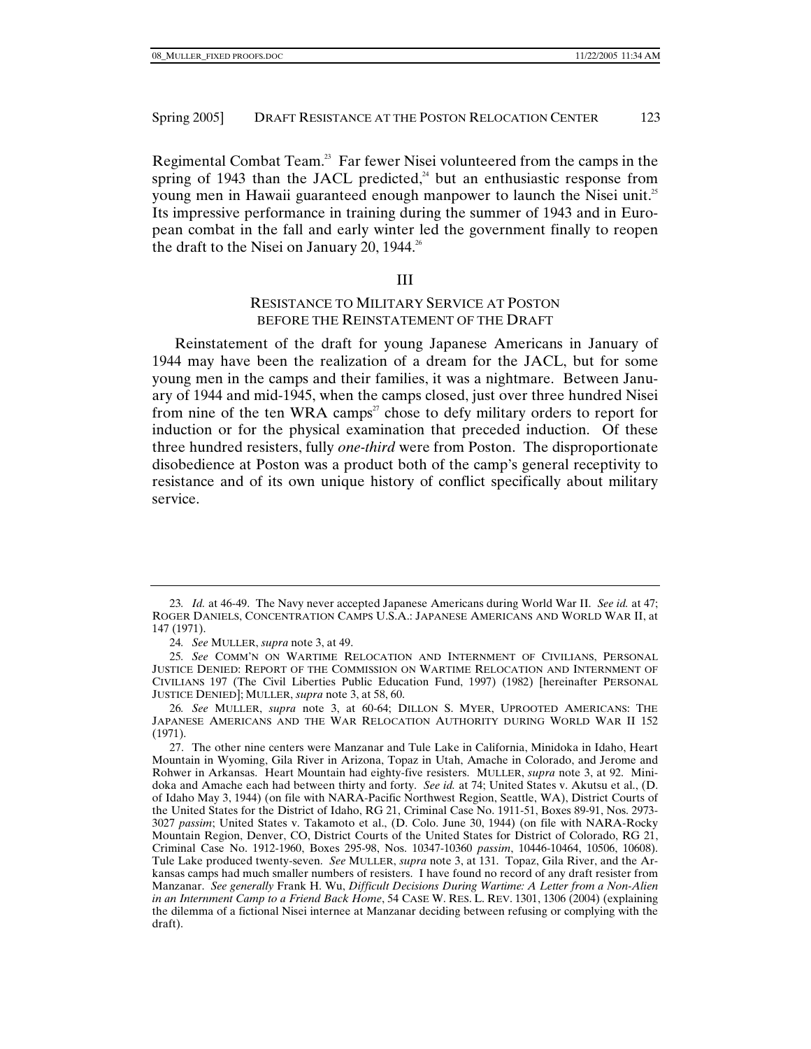Regimental Combat Team.[23] Far fewer Nisei volunteered from the camps in the spring of 1943 than the JACL predicted,[24] but an enthusiastic response from young men in Hawaii guaranteed enough manpower to launch the Nisei unit.[25] Its impressive performance in training during the summer of 1943 and in European combat in the fall and early winter led the government finally to reopen the draft to the Nisei on January 20, 1944.[26]

## III

## RESISTANCE TO MILITARY SERVICE AT POSTON BEFORE THE REINSTATEMENT OF THE DRAFT

Reinstatement of the draft for young Japanese Americans in January of 1944 may have been the realization of a dream for the JACL, but for some young men in the camps and their families, it was a nightmare. Between January of 1944 and mid-1945, when the camps closed, just over three hundred Nisei from nine of the ten WRA camps[27] chose to defy military orders to report for induction or for the physical examination that preceded induction. Of these three hundred resisters, fully *one-third* were from Poston. The disproportionate disobedience at Poston was a product both of the camp's general receptivity to resistance and of its own unique history of conflict specifically about military service.

---

23. *Id.* at 46-49. The Navy never accepted Japanese Americans during World War II. *See id.* at 47; ROGER DANIELS, CONCENTRATION CAMPS U.S.A.: JAPANESE AMERICANS AND WORLD WAR II, at 147 (1971).

24. *See* MULLER, *supra* note 3, at 49.

25. *See* COMM'N ON WARTIME RELOCATION AND INTERNMENT OF CIVILIANS, PERSONAL JUSTICE DENIED: REPORT OF THE COMMISSION ON WARTIME RELOCATION AND INTERNMENT OF CIVILIANS 197 (The Civil Liberties Public Education Fund, 1997) (1982) [hereinafter PERSONAL JUSTICE DENIED]; MULLER, *supra* note 3, at 58, 60.

26. *See* MULLER, *supra* note 3, at 60-64; DILLON S. MYER, UPROOTED AMERICANS: THE JAPANESE AMERICANS AND THE WAR RELOCATION AUTHORITY DURING WORLD WAR II 152 (1971).

27. The other nine centers were Manzanar and Tule Lake in California, Minidoka in Idaho, Heart Mountain in Wyoming, Gila River in Arizona, Topaz in Utah, Amache in Colorado, and Jerome and Rohwer in Arkansas. Heart Mountain had eighty-five resisters. MULLER, *supra* note 3, at 92. Minidoka and Amache each had between thirty and forty. *See id.* at 74; United States v. Akutsu et al., (D. of Idaho May 3, 1944) (on file with NARA-Pacific Northwest Region, Seattle, WA), District Courts of the United States for the District of Idaho, RG 21, Criminal Case No. 1911-51, Boxes 89-91, Nos. 2973-3027 *passim*; United States v. Takamoto et al., (D. Colo. June 30, 1944) (on file with NARA-Rocky Mountain Region, Denver, CO, District Courts of the United States for District of Colorado, RG 21, Criminal Case No. 1912-1960, Boxes 295-98, Nos. 10347-10360 *passim*, 10446-10464, 10506, 10608). Tule Lake produced twenty-seven. *See* MULLER, *supra* note 3, at 131. Topaz, Gila River, and the Arkansas camps had much smaller numbers of resisters. I have found no record of any draft resister from Manzanar. *See generally* Frank H. Wu, *Difficult Decisions During Wartime: A Letter from a Non-Alien in an Internment Camp to a Friend Back Home*, 54 CASE W. RES. L. REV. 1301, 1306 (2004) (explaining the dilemma of a fictional Nisei internee at Manzanar deciding between refusing or complying with the draft).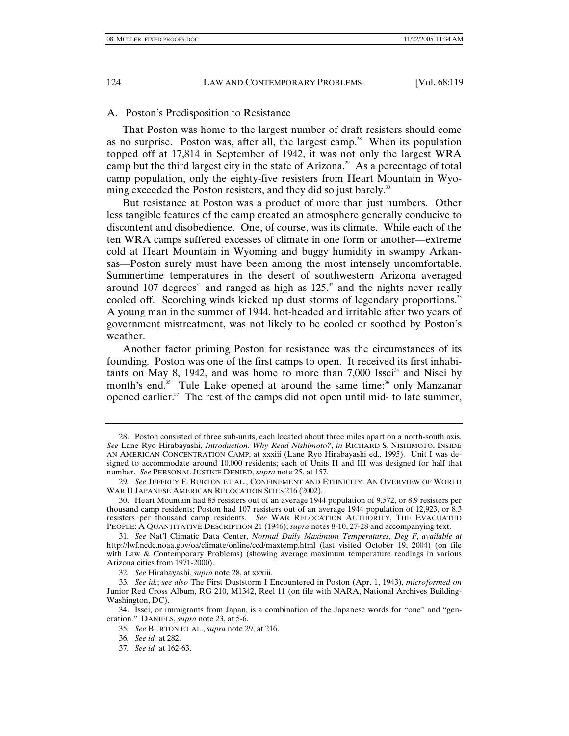### A. Poston's Predisposition to Resistance

That Poston was home to the largest number of draft resisters should come as no surprise. Poston was, after all, the largest camp.[28] When its population topped off at 17,814 in September of 1942, it was not only the largest WRA camp but the third largest city in the state of Arizona.[29] As a percentage of total camp population, only the eighty-five resisters from Heart Mountain in Wyoming exceeded the Poston resisters, and they did so just barely.[30]

But resistance at Poston was a product of more than just numbers. Other less tangible features of the camp created an atmosphere generally conducive to discontent and disobedience. One, of course, was its climate. While each of the ten WRA camps suffered excesses of climate in one form or another—extreme cold at Heart Mountain in Wyoming and buggy humidity in swampy Arkansas—Poston surely must have been among the most intensely uncomfortable. Summertime temperatures in the desert of southwestern Arizona averaged around 107 degrees[31] and ranged as high as 125,[32] and the nights never really cooled off. Scorching winds kicked up dust storms of legendary proportions.[33] A young man in the summer of 1944, hot-headed and irritable after two years of government mistreatment, was not likely to be cooled or soothed by Poston's weather.

Another factor priming Poston for resistance was the circumstances of its founding. Poston was one of the first camps to open. It received its first inhabitants on May 8, 1942, and was home to more than 7,000 Issei[34] and Nisei by month's end.[35] Tule Lake opened at around the same time;[36] only Manzanar opened earlier.[37] The rest of the camps did not open until mid- to late summer,

---

28. Poston consisted of three sub-units, each located about three miles apart on a north-south axis. *See* Lane Ryo Hirabayashi, *Introduction: Why Read Nishimoto?*, *in* RICHARD S. NISHIMOTO, INSIDE AN AMERICAN CONCENTRATION CAMP, at xxxiii (Lane Ryo Hirabayashi ed., 1995). Unit I was designed to accommodate around 10,000 residents; each of Units II and III was designed for half that number. *See* PERSONAL JUSTICE DENIED, *supra* note 25, at 157.

29. *See* JEFFREY F. BURTON ET AL., CONFINEMENT AND ETHNICITY: AN OVERVIEW OF WORLD WAR II JAPANESE AMERICAN RELOCATION SITES 216 (2002).

30. Heart Mountain had 85 resisters out of an average 1944 population of 9,572, or 8.9 resisters per thousand camp residents; Poston had 107 resisters out of an average 1944 population of 12,923, or 8.3 resisters per thousand camp residents. *See* WAR RELOCATION AUTHORITY, THE EVACUATED PEOPLE: A QUANTITATIVE DESCRIPTION 21 (1946); *supra* notes 8-10, 27-28 and accompanying text.

31. *See* Nat'l Climatic Data Center, *Normal Daily Maximum Temperatures, Deg F*, *available at* http://lwf.ncdc.noaa.gov/oa/climate/online/ccd/maxtemp.html (last visited October 19, 2004) (on file with Law & Contemporary Problems) (showing average maximum temperature readings in various Arizona cities from 1971-2000).

32. *See* Hirabayashi, *supra* note 28, at xxxiii.

33. *See id.*; *see also* The First Duststorm I Encountered in Poston (Apr. 1, 1943), *microformed on* Junior Red Cross Album, RG 210, M1342, Reel 11 (on file with NARA, National Archives Building-Washington, DC).

34. Issei, or immigrants from Japan, is a combination of the Japanese words for "one" and "generation." DANIELS, *supra* note 23, at 5-6.

35. *See* BURTON ET AL., *supra* note 29, at 216.

36. *See id.* at 282.

37. *See id.* at 162-63.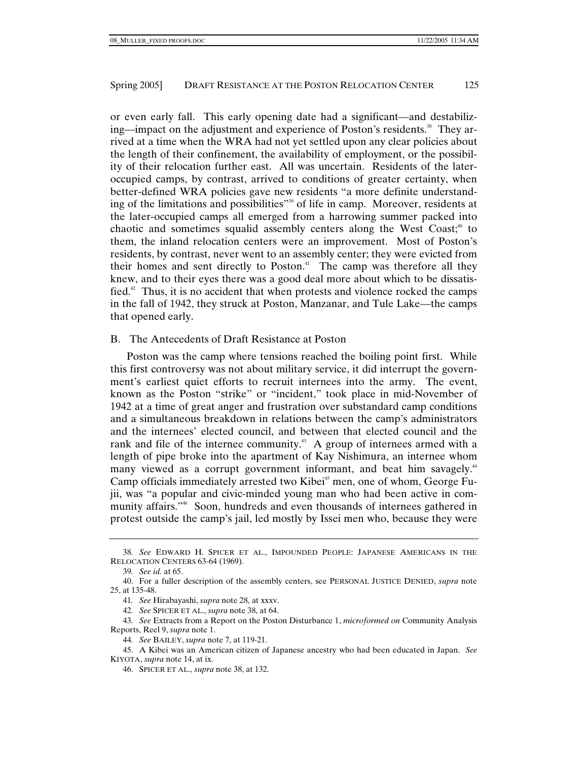or even early fall. This early opening date had a significant—and destabilizing—impact on the adjustment and experience of Poston's residents.[38] They arrived at a time when the WRA had not yet settled upon any clear policies about the length of their confinement, the availability of employment, or the possibility of their relocation further east. All was uncertain. Residents of the later-occupied camps, by contrast, arrived to conditions of greater certainty, when better-defined WRA policies gave new residents "a more definite understanding of the limitations and possibilities"[39] of life in camp. Moreover, residents at the later-occupied camps all emerged from a harrowing summer packed into chaotic and sometimes squalid assembly centers along the West Coast;[40] to them, the inland relocation centers were an improvement. Most of Poston's residents, by contrast, never went to an assembly center; they were evicted from their homes and sent directly to Poston.[41] The camp was therefore all they knew, and to their eyes there was a good deal more about which to be dissatisfied.[42] Thus, it is no accident that when protests and violence rocked the camps in the fall of 1942, they struck at Poston, Manzanar, and Tule Lake—the camps that opened early.

### B. The Antecedents of Draft Resistance at Poston

Poston was the camp where tensions reached the boiling point first. While this first controversy was not about military service, it did interrupt the government's earliest quiet efforts to recruit internees into the army. The event, known as the Poston "strike" or "incident," took place in mid-November of 1942 at a time of great anger and frustration over substandard camp conditions and a simultaneous breakdown in relations between the camp's administrators and the internees' elected council, and between that elected council and the rank and file of the internee community.[43] A group of internees armed with a length of pipe broke into the apartment of Kay Nishimura, an internee whom many viewed as a corrupt government informant, and beat him savagely.[44] Camp officials immediately arrested two Kibei[45] men, one of whom, George Fujii, was "a popular and civic-minded young man who had been active in community affairs."[46] Soon, hundreds and even thousands of internees gathered in protest outside the camp's jail, led mostly by Issei men who, because they were

---

38. *See* EDWARD H. SPICER ET AL., IMPOUNDED PEOPLE: JAPANESE AMERICANS IN THE RELOCATION CENTERS 63-64 (1969).

39. *See id.* at 65.

40. For a fuller description of the assembly centers, see PERSONAL JUSTICE DENIED, *supra* note 25, at 135-48.

41. *See* Hirabayashi, *supra* note 28, at xxxv.

42. *See* SPICER ET AL., *supra* note 38, at 64.

43. *See* Extracts from a Report on the Poston Disturbance 1, *microformed on* Community Analysis Reports, Reel 9, *supra* note 1.

44. *See* BAILEY, *supra* note 7, at 119-21.

45. A Kibei was an American citizen of Japanese ancestry who had been educated in Japan. *See* KIYOTA, *supra* note 14, at ix.

46. SPICER ET AL., *supra* note 38, at 132.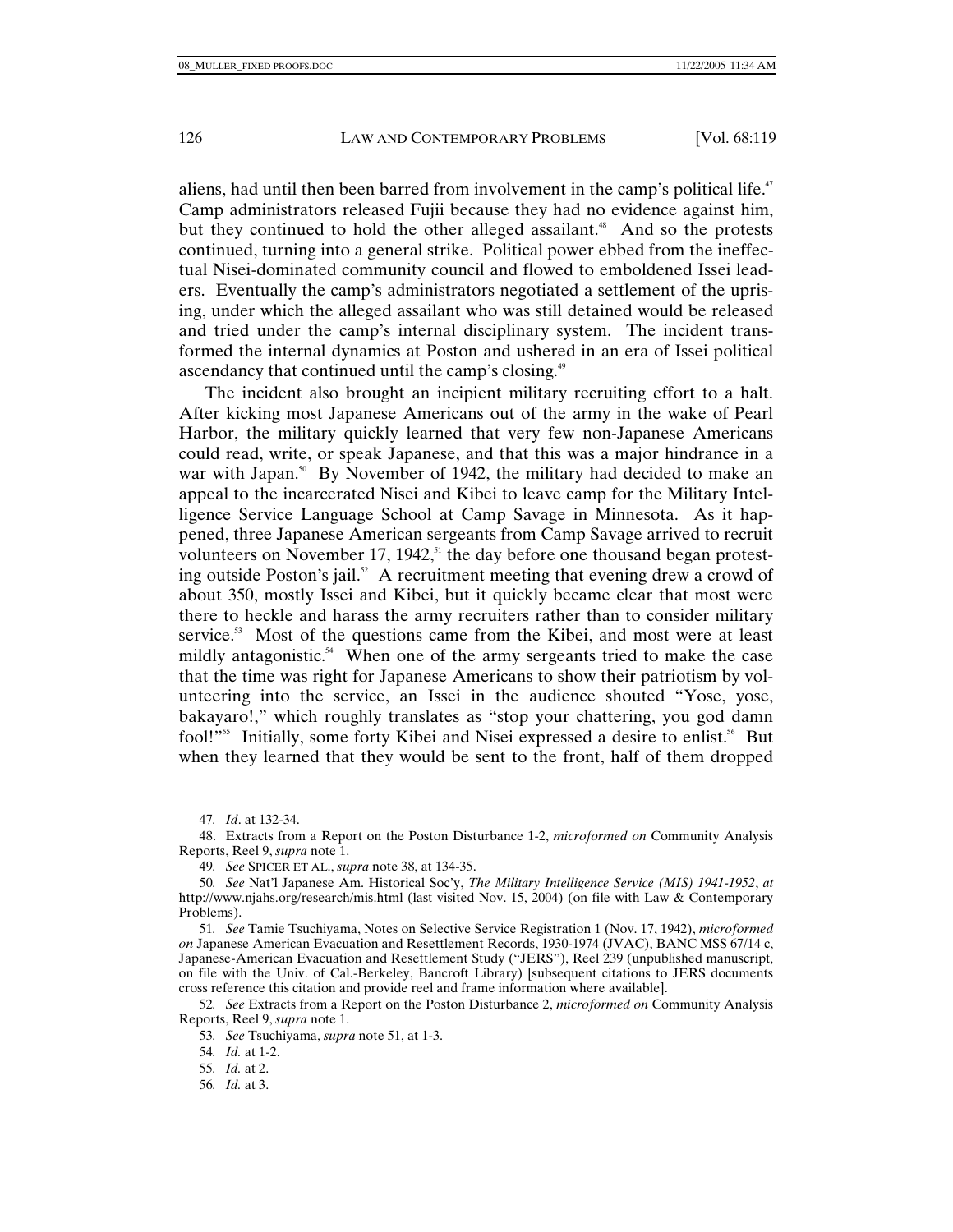aliens, had until then been barred from involvement in the camp's political life.[47] Camp administrators released Fujii because they had no evidence against him, but they continued to hold the other alleged assailant.[48] And so the protests continued, turning into a general strike. Political power ebbed from the ineffectual Nisei-dominated community council and flowed to emboldened Issei leaders. Eventually the camp's administrators negotiated a settlement of the uprising, under which the alleged assailant who was still detained would be released and tried under the camp's internal disciplinary system. The incident transformed the internal dynamics at Poston and ushered in an era of Issei political ascendancy that continued until the camp's closing.[49]

The incident also brought an incipient military recruiting effort to a halt. After kicking most Japanese Americans out of the army in the wake of Pearl Harbor, the military quickly learned that very few non-Japanese Americans could read, write, or speak Japanese, and that this was a major hindrance in a war with Japan.[50] By November of 1942, the military had decided to make an appeal to the incarcerated Nisei and Kibei to leave camp for the Military Intelligence Service Language School at Camp Savage in Minnesota. As it happened, three Japanese American sergeants from Camp Savage arrived to recruit volunteers on November 17, 1942,[51] the day before one thousand began protesting outside Poston's jail.[52] A recruitment meeting that evening drew a crowd of about 350, mostly Issei and Kibei, but it quickly became clear that most were there to heckle and harass the army recruiters rather than to consider military service.[53] Most of the questions came from the Kibei, and most were at least mildly antagonistic.[54] When one of the army sergeants tried to make the case that the time was right for Japanese Americans to show their patriotism by volunteering into the service, an Issei in the audience shouted "Yose, yose, bakayaro!," which roughly translates as "stop your chattering, you god damn fool!"[55] Initially, some forty Kibei and Nisei expressed a desire to enlist.[56] But when they learned that they would be sent to the front, half of them dropped

---

47. *Id*. at 132-34.

48. Extracts from a Report on the Poston Disturbance 1-2, *microformed on* Community Analysis Reports, Reel 9, *supra* note 1.

49. *See* SPICER ET AL., *supra* note 38, at 134-35.

50. *See* Nat'l Japanese Am. Historical Soc'y, *The Military Intelligence Service (MIS) 1941-1952*, *at* http://www.njahs.org/research/mis.html (last visited Nov. 15, 2004) (on file with Law & Contemporary Problems).

51. *See* Tamie Tsuchiyama, Notes on Selective Service Registration 1 (Nov. 17, 1942), *microformed on* Japanese American Evacuation and Resettlement Records, 1930-1974 (JVAC), BANC MSS 67/14 c, Japanese-American Evacuation and Resettlement Study ("JERS"), Reel 239 (unpublished manuscript, on file with the Univ. of Cal.-Berkeley, Bancroft Library) [subsequent citations to JERS documents cross reference this citation and provide reel and frame information where available].

52. *See* Extracts from a Report on the Poston Disturbance 2, *microformed on* Community Analysis Reports, Reel 9, *supra* note 1.

53. *See* Tsuchiyama, *supra* note 51, at 1-3.

54. *Id.* at 1-2.

55. *Id.* at 2.

56. *Id.* at 3.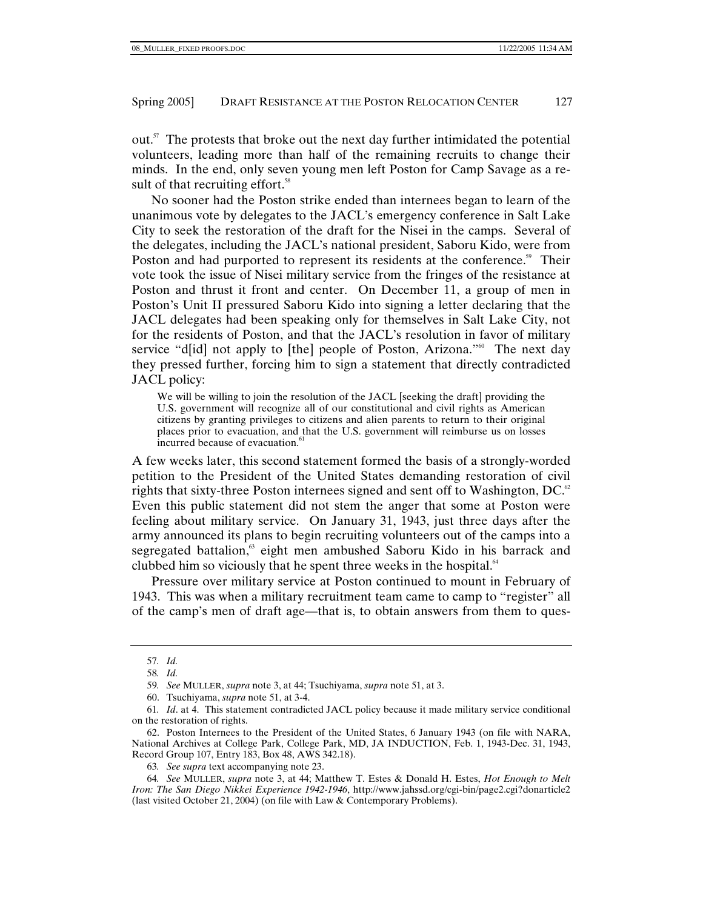out.[57] The protests that broke out the next day further intimidated the potential volunteers, leading more than half of the remaining recruits to change their minds. In the end, only seven young men left Poston for Camp Savage as a result of that recruiting effort.[58]

No sooner had the Poston strike ended than internees began to learn of the unanimous vote by delegates to the JACL's emergency conference in Salt Lake City to seek the restoration of the draft for the Nisei in the camps. Several of the delegates, including the JACL's national president, Saboru Kido, were from Poston and had purported to represent its residents at the conference.[59] Their vote took the issue of Nisei military service from the fringes of the resistance at Poston and thrust it front and center. On December 11, a group of men in Poston's Unit II pressured Saboru Kido into signing a letter declaring that the JACL delegates had been speaking only for themselves in Salt Lake City, not for the residents of Poston, and that the JACL's resolution in favor of military service "d[id] not apply to [the] people of Poston, Arizona."[60] The next day they pressed further, forcing him to sign a statement that directly contradicted JACL policy:

> We will be willing to join the resolution of the JACL [seeking the draft] providing the U.S. government will recognize all of our constitutional and civil rights as American citizens by granting privileges to citizens and alien parents to return to their original places prior to evacuation, and that the U.S. government will reimburse us on losses incurred because of evacuation.[61]

A few weeks later, this second statement formed the basis of a strongly-worded petition to the President of the United States demanding restoration of civil rights that sixty-three Poston internees signed and sent off to Washington, DC.[62] Even this public statement did not stem the anger that some at Poston were feeling about military service. On January 31, 1943, just three days after the army announced its plans to begin recruiting volunteers out of the camps into a segregated battalion,[63] eight men ambushed Saboru Kido in his barrack and clubbed him so viciously that he spent three weeks in the hospital.[64]

Pressure over military service at Poston continued to mount in February of 1943. This was when a military recruitment team came to camp to "register" all of the camp's men of draft age—that is, to obtain answers from them to ques-

---

57. *Id.*

58. *Id.*

59. *See* MULLER, *supra* note 3, at 44; Tsuchiyama, *supra* note 51, at 3.

60. Tsuchiyama, *supra* note 51, at 3-4.

61. *Id*. at 4. This statement contradicted JACL policy because it made military service conditional on the restoration of rights.

62. Poston Internees to the President of the United States, 6 January 1943 (on file with NARA, National Archives at College Park, College Park, MD, JA INDUCTION, Feb. 1, 1943-Dec. 31, 1943, Record Group 107, Entry 183, Box 48, AWS 342.18).

63. *See supra* text accompanying note 23.

64. *See* MULLER, *supra* note 3, at 44; Matthew T. Estes & Donald H. Estes, *Hot Enough to Melt Iron: The San Diego Nikkei Experience 1942-1946*, http://www.jahssd.org/cgi-bin/page2.cgi?donarticle2 (last visited October 21, 2004) (on file with Law & Contemporary Problems).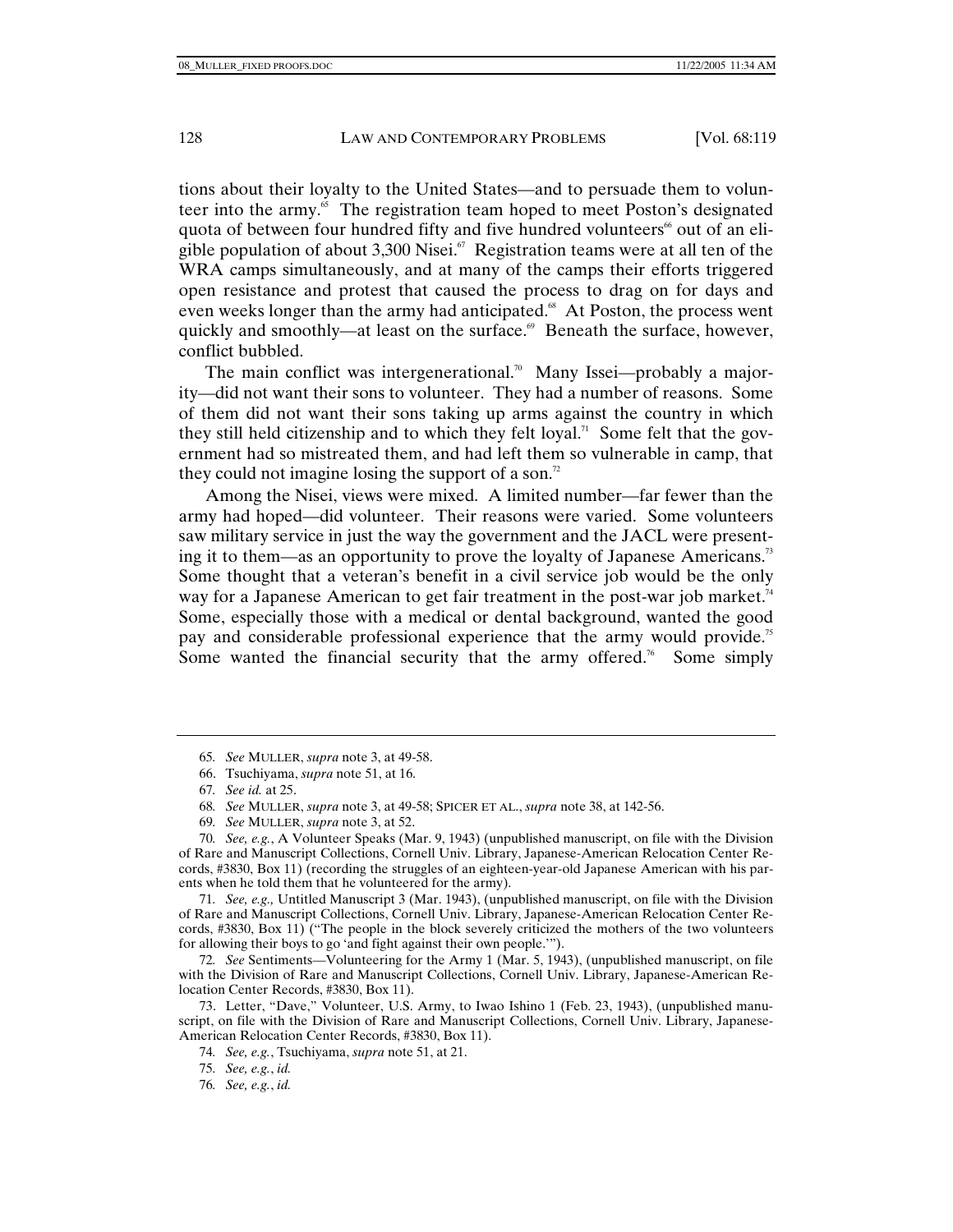tions about their loyalty to the United States—and to persuade them to volunteer into the army.[65] The registration team hoped to meet Poston's designated quota of between four hundred fifty and five hundred volunteers[66] out of an eligible population of about 3,300 Nisei.[67] Registration teams were at all ten of the WRA camps simultaneously, and at many of the camps their efforts triggered open resistance and protest that caused the process to drag on for days and even weeks longer than the army had anticipated.[68] At Poston, the process went quickly and smoothly—at least on the surface.[69] Beneath the surface, however, conflict bubbled.

The main conflict was intergenerational.[70] Many Issei—probably a majority—did not want their sons to volunteer. They had a number of reasons. Some of them did not want their sons taking up arms against the country in which they still held citizenship and to which they felt loyal.[71] Some felt that the government had so mistreated them, and had left them so vulnerable in camp, that they could not imagine losing the support of a son.[72]

Among the Nisei, views were mixed. A limited number—far fewer than the army had hoped—did volunteer. Their reasons were varied. Some volunteers saw military service in just the way the government and the JACL were presenting it to them—as an opportunity to prove the loyalty of Japanese Americans.[73] Some thought that a veteran's benefit in a civil service job would be the only way for a Japanese American to get fair treatment in the post-war job market.[74] Some, especially those with a medical or dental background, wanted the good pay and considerable professional experience that the army would provide.[75] Some wanted the financial security that the army offered.[76] Some simply

---

65. *See* MULLER, *supra* note 3, at 49-58.

66. Tsuchiyama, *supra* note 51, at 16.

67. *See id.* at 25.

68. *See* MULLER, *supra* note 3, at 49-58; SPICER ET AL., *supra* note 38, at 142-56.

69. *See* MULLER, *supra* note 3, at 52.

70. *See, e.g.*, A Volunteer Speaks (Mar. 9, 1943) (unpublished manuscript, on file with the Division of Rare and Manuscript Collections, Cornell Univ. Library, Japanese-American Relocation Center Records, #3830, Box 11) (recording the struggles of an eighteen-year-old Japanese American with his parents when he told them that he volunteered for the army).

71. *See, e.g.,* Untitled Manuscript 3 (Mar. 1943), (unpublished manuscript, on file with the Division of Rare and Manuscript Collections, Cornell Univ. Library, Japanese-American Relocation Center Records, #3830, Box 11) ("The people in the block severely criticized the mothers of the two volunteers for allowing their boys to go 'and fight against their own people.'").

72. *See* Sentiments—Volunteering for the Army 1 (Mar. 5, 1943), (unpublished manuscript, on file with the Division of Rare and Manuscript Collections, Cornell Univ. Library, Japanese-American Relocation Center Records, #3830, Box 11).

73. Letter, "Dave," Volunteer, U.S. Army, to Iwao Ishino 1 (Feb. 23, 1943), (unpublished manuscript, on file with the Division of Rare and Manuscript Collections, Cornell Univ. Library, Japanese-American Relocation Center Records, #3830, Box 11).

74. *See, e.g.*, Tsuchiyama, *supra* note 51, at 21.

75. *See, e.g.*, *id.*

76. *See, e.g.*, *id.*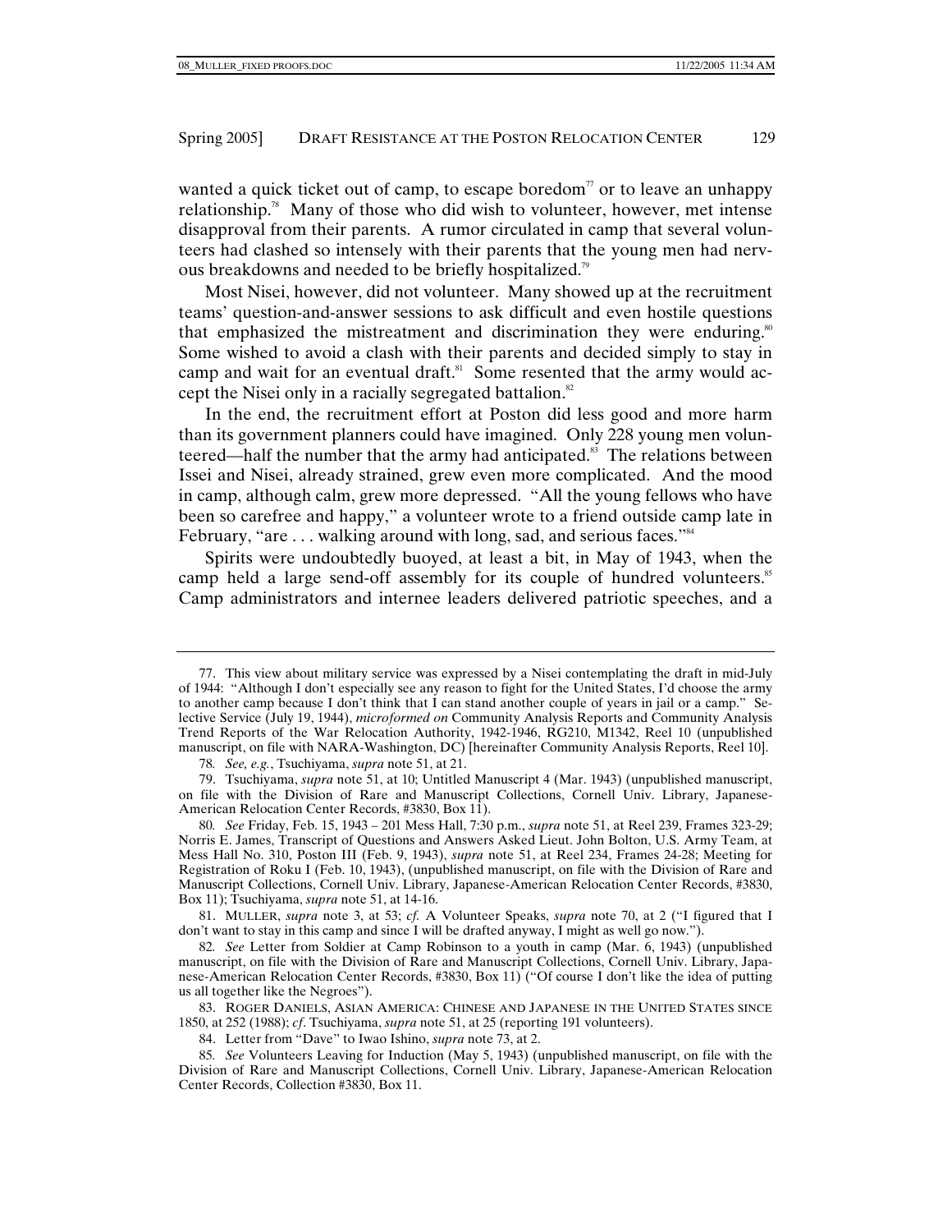wanted a quick ticket out of camp, to escape boredom[77] or to leave an unhappy relationship.[78] Many of those who did wish to volunteer, however, met intense disapproval from their parents. A rumor circulated in camp that several volunteers had clashed so intensely with their parents that the young men had nervous breakdowns and needed to be briefly hospitalized.[79]

Most Nisei, however, did not volunteer. Many showed up at the recruitment teams' question-and-answer sessions to ask difficult and even hostile questions that emphasized the mistreatment and discrimination they were enduring.[80] Some wished to avoid a clash with their parents and decided simply to stay in camp and wait for an eventual draft.[81] Some resented that the army would accept the Nisei only in a racially segregated battalion.[82]

In the end, the recruitment effort at Poston did less good and more harm than its government planners could have imagined. Only 228 young men volunteered—half the number that the army had anticipated.[83] The relations between Issei and Nisei, already strained, grew even more complicated. And the mood in camp, although calm, grew more depressed. "All the young fellows who have been so carefree and happy," a volunteer wrote to a friend outside camp late in February, "are . . . walking around with long, sad, and serious faces."[84]

Spirits were undoubtedly buoyed, at least a bit, in May of 1943, when the camp held a large send-off assembly for its couple of hundred volunteers.[85] Camp administrators and internee leaders delivered patriotic speeches, and a

---

77. This view about military service was expressed by a Nisei contemplating the draft in mid-July of 1944: "Although I don't especially see any reason to fight for the United States, I'd choose the army to another camp because I don't think that I can stand another couple of years in jail or a camp." Selective Service (July 19, 1944), *microformed on* Community Analysis Reports and Community Analysis Trend Reports of the War Relocation Authority, 1942-1946, RG210, M1342, Reel 10 (unpublished manuscript, on file with NARA-Washington, DC) [hereinafter Community Analysis Reports, Reel 10].

78. *See, e.g.*, Tsuchiyama, *supra* note 51, at 21.

79. Tsuchiyama, *supra* note 51, at 10; Untitled Manuscript 4 (Mar. 1943) (unpublished manuscript, on file with the Division of Rare and Manuscript Collections, Cornell Univ. Library, Japanese-American Relocation Center Records, #3830, Box 11).

80. *See* Friday, Feb. 15, 1943 – 201 Mess Hall, 7:30 p.m., *supra* note 51, at Reel 239, Frames 323-29; Norris E. James, Transcript of Questions and Answers Asked Lieut. John Bolton, U.S. Army Team, at Mess Hall No. 310, Poston III (Feb. 9, 1943), *supra* note 51, at Reel 234, Frames 24-28; Meeting for Registration of Roku I (Feb. 10, 1943), (unpublished manuscript, on file with the Division of Rare and Manuscript Collections, Cornell Univ. Library, Japanese-American Relocation Center Records, #3830, Box 11); Tsuchiyama, *supra* note 51, at 14-16.

81. MULLER, *supra* note 3, at 53; *cf.* A Volunteer Speaks, *supra* note 70, at 2 ("I figured that I don't want to stay in this camp and since I will be drafted anyway, I might as well go now.").

82. *See* Letter from Soldier at Camp Robinson to a youth in camp (Mar. 6, 1943) (unpublished manuscript, on file with the Division of Rare and Manuscript Collections, Cornell Univ. Library, Japanese-American Relocation Center Records, #3830, Box 11) ("Of course I don't like the idea of putting us all together like the Negroes").

83. ROGER DANIELS, ASIAN AMERICA: CHINESE AND JAPANESE IN THE UNITED STATES SINCE 1850, at 252 (1988); *cf*. Tsuchiyama, *supra* note 51, at 25 (reporting 191 volunteers).

84. Letter from "Dave" to Iwao Ishino, *supra* note 73, at 2.

85. *See* Volunteers Leaving for Induction (May 5, 1943) (unpublished manuscript, on file with the Division of Rare and Manuscript Collections, Cornell Univ. Library, Japanese-American Relocation Center Records, Collection #3830, Box 11.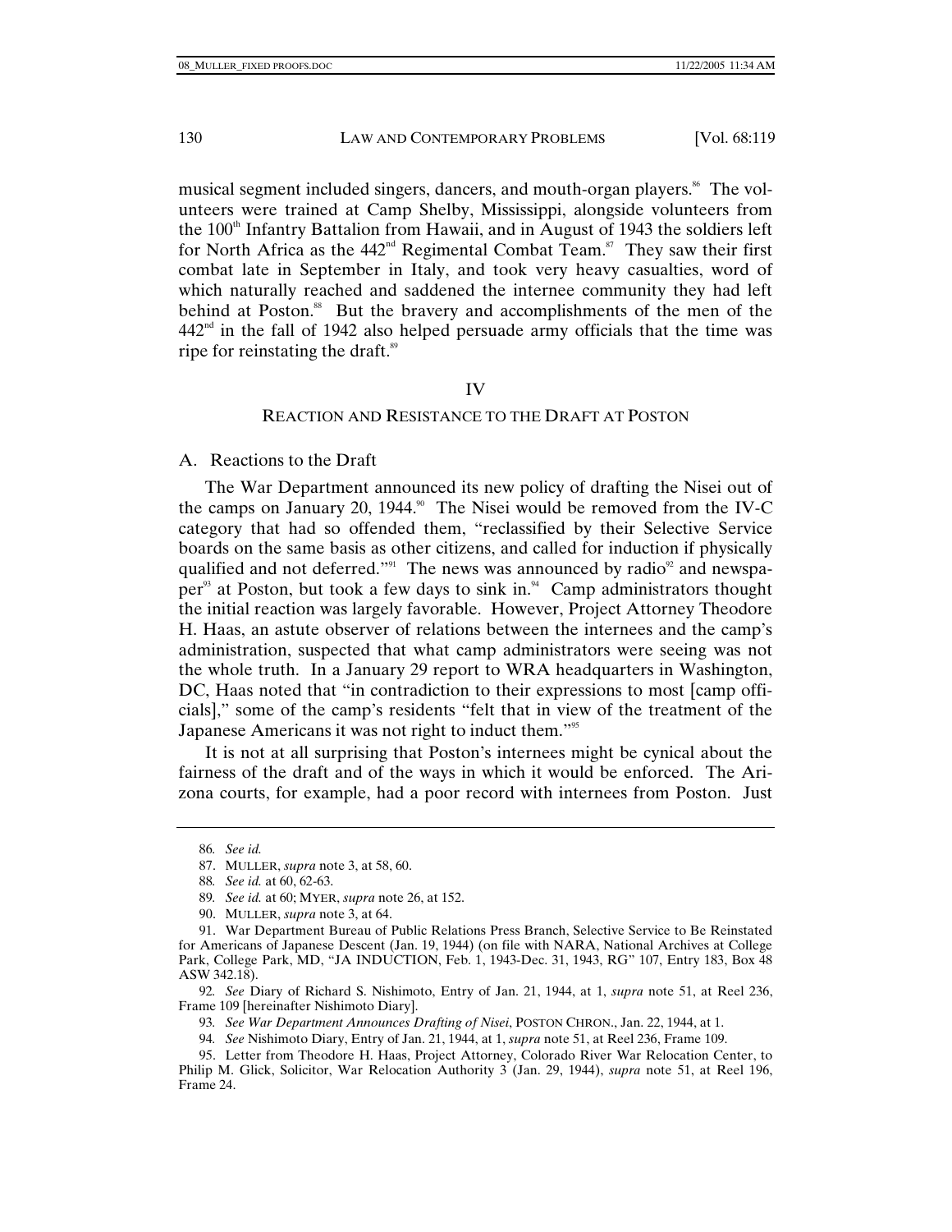musical segment included singers, dancers, and mouth-organ players.[86] The volunteers were trained at Camp Shelby, Mississippi, alongside volunteers from the 100th Infantry Battalion from Hawaii, and in August of 1943 the soldiers left for North Africa as the 442nd Regimental Combat Team.[87] They saw their first combat late in September in Italy, and took very heavy casualties, word of which naturally reached and saddened the internee community they had left behind at Poston.[88] But the bravery and accomplishments of the men of the 442nd in the fall of 1942 also helped persuade army officials that the time was ripe for reinstating the draft.[89]

## IV

## REACTION AND RESISTANCE TO THE DRAFT AT POSTON

### A. Reactions to the Draft

The War Department announced its new policy of drafting the Nisei out of the camps on January 20, 1944.[90] The Nisei would be removed from the IV-C category that had so offended them, "reclassified by their Selective Service boards on the same basis as other citizens, and called for induction if physically qualified and not deferred."[91] The news was announced by radio[92] and newspaper[93] at Poston, but took a few days to sink in.[94] Camp administrators thought the initial reaction was largely favorable. However, Project Attorney Theodore H. Haas, an astute observer of relations between the internees and the camp's administration, suspected that what camp administrators were seeing was not the whole truth. In a January 29 report to WRA headquarters in Washington, DC, Haas noted that "in contradiction to their expressions to most [camp officials]," some of the camp's residents "felt that in view of the treatment of the Japanese Americans it was not right to induct them."[95]

It is not at all surprising that Poston's internees might be cynical about the fairness of the draft and of the ways in which it would be enforced. The Arizona courts, for example, had a poor record with internees from Poston. Just

---

86. *See id.*

87. MULLER, *supra* note 3, at 58, 60.

88. *See id.* at 60, 62-63.

89. *See id.* at 60; MYER, *supra* note 26, at 152.

90. MULLER, *supra* note 3, at 64.

91. War Department Bureau of Public Relations Press Branch, Selective Service to Be Reinstated for Americans of Japanese Descent (Jan. 19, 1944) (on file with NARA, National Archives at College Park, College Park, MD, "JA INDUCTION, Feb. 1, 1943-Dec. 31, 1943, RG" 107, Entry 183, Box 48 ASW 342.18).

92. *See* Diary of Richard S. Nishimoto, Entry of Jan. 21, 1944, at 1, *supra* note 51, at Reel 236, Frame 109 [hereinafter Nishimoto Diary].

93. *See War Department Announces Drafting of Nisei*, POSTON CHRON., Jan. 22, 1944, at 1.

94. *See* Nishimoto Diary, Entry of Jan. 21, 1944, at 1, *supra* note 51, at Reel 236, Frame 109.

95. Letter from Theodore H. Haas, Project Attorney, Colorado River War Relocation Center, to Philip M. Glick, Solicitor, War Relocation Authority 3 (Jan. 29, 1944), *supra* note 51, at Reel 196, Frame 24.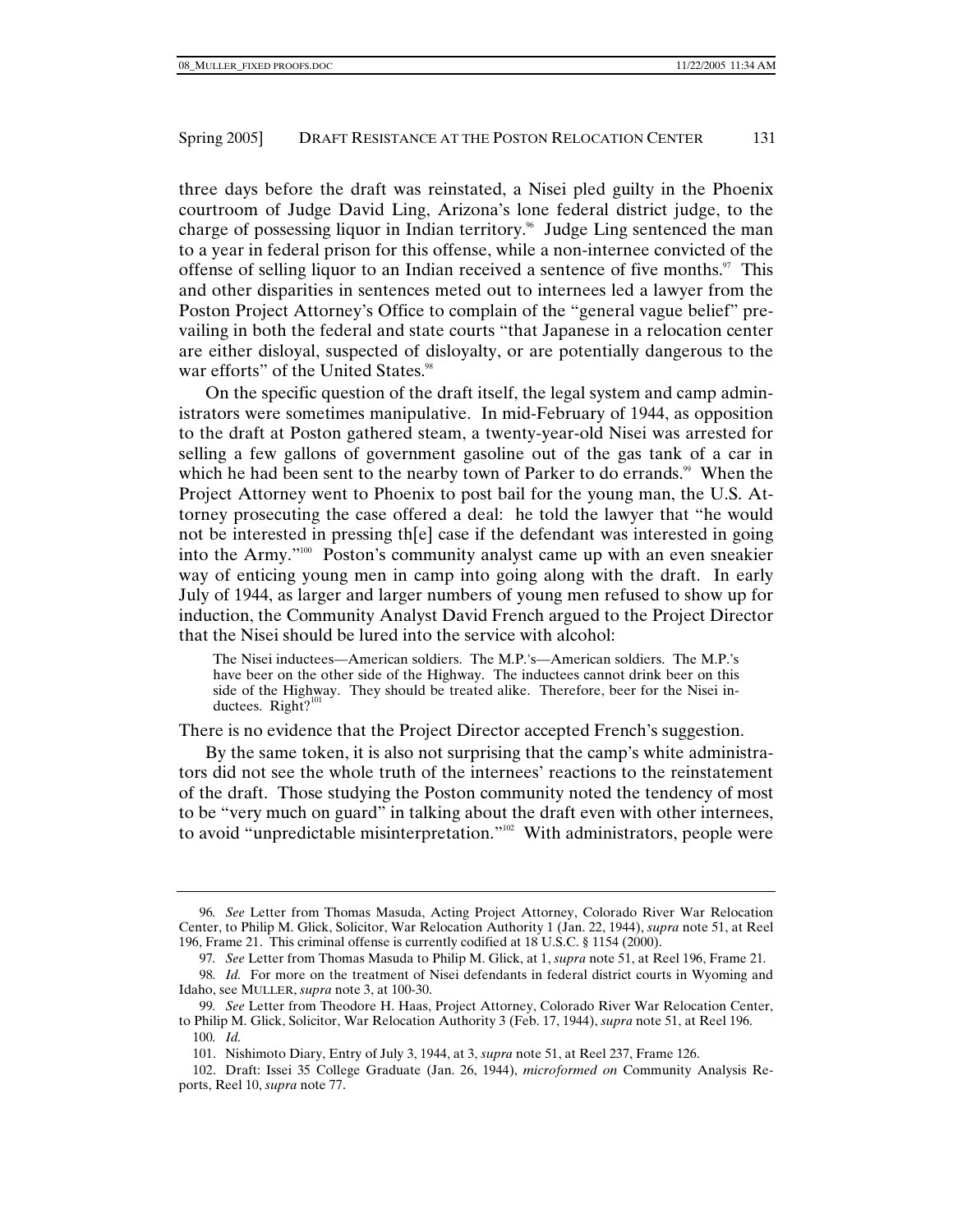three days before the draft was reinstated, a Nisei pled guilty in the Phoenix courtroom of Judge David Ling, Arizona's lone federal district judge, to the charge of possessing liquor in Indian territory.[96] Judge Ling sentenced the man to a year in federal prison for this offense, while a non-internee convicted of the offense of selling liquor to an Indian received a sentence of five months.[97] This and other disparities in sentences meted out to internees led a lawyer from the Poston Project Attorney's Office to complain of the "general vague belief" prevailing in both the federal and state courts "that Japanese in a relocation center are either disloyal, suspected of disloyalty, or are potentially dangerous to the war efforts" of the United States.[98]

On the specific question of the draft itself, the legal system and camp administrators were sometimes manipulative. In mid-February of 1944, as opposition to the draft at Poston gathered steam, a twenty-year-old Nisei was arrested for selling a few gallons of government gasoline out of the gas tank of a car in which he had been sent to the nearby town of Parker to do errands.[99] When the Project Attorney went to Phoenix to post bail for the young man, the U.S. Attorney prosecuting the case offered a deal: he told the lawyer that "he would not be interested in pressing th[e] case if the defendant was interested in going into the Army."[100] Poston's community analyst came up with an even sneakier way of enticing young men in camp into going along with the draft. In early July of 1944, as larger and larger numbers of young men refused to show up for induction, the Community Analyst David French argued to the Project Director that the Nisei should be lured into the service with alcohol:

> The Nisei inductees—American soldiers. The M.P.'s—American soldiers. The M.P.'s have beer on the other side of the Highway. The inductees cannot drink beer on this side of the Highway. They should be treated alike. Therefore, beer for the Nisei inductees. Right?[101]

There is no evidence that the Project Director accepted French's suggestion.

By the same token, it is also not surprising that the camp's white administrators did not see the whole truth of the internees' reactions to the reinstatement of the draft. Those studying the Poston community noted the tendency of most to be "very much on guard" in talking about the draft even with other internees, to avoid "unpredictable misinterpretation."[102] With administrators, people were

---

96. *See* Letter from Thomas Masuda, Acting Project Attorney, Colorado River War Relocation Center, to Philip M. Glick, Solicitor, War Relocation Authority 1 (Jan. 22, 1944), *supra* note 51, at Reel 196, Frame 21. This criminal offense is currently codified at 18 U.S.C. § 1154 (2000).

97. *See* Letter from Thomas Masuda to Philip M. Glick, at 1, *supra* note 51, at Reel 196, Frame 21.

98. *Id.* For more on the treatment of Nisei defendants in federal district courts in Wyoming and Idaho, see MULLER, *supra* note 3, at 100-30.

99. *See* Letter from Theodore H. Haas, Project Attorney, Colorado River War Relocation Center, to Philip M. Glick, Solicitor, War Relocation Authority 3 (Feb. 17, 1944), *supra* note 51, at Reel 196.

100. *Id.*

101. Nishimoto Diary, Entry of July 3, 1944, at 3, *supra* note 51, at Reel 237, Frame 126.

102. Draft: Issei 35 College Graduate (Jan. 26, 1944), *microformed on* Community Analysis Reports, Reel 10, *supra* note 77.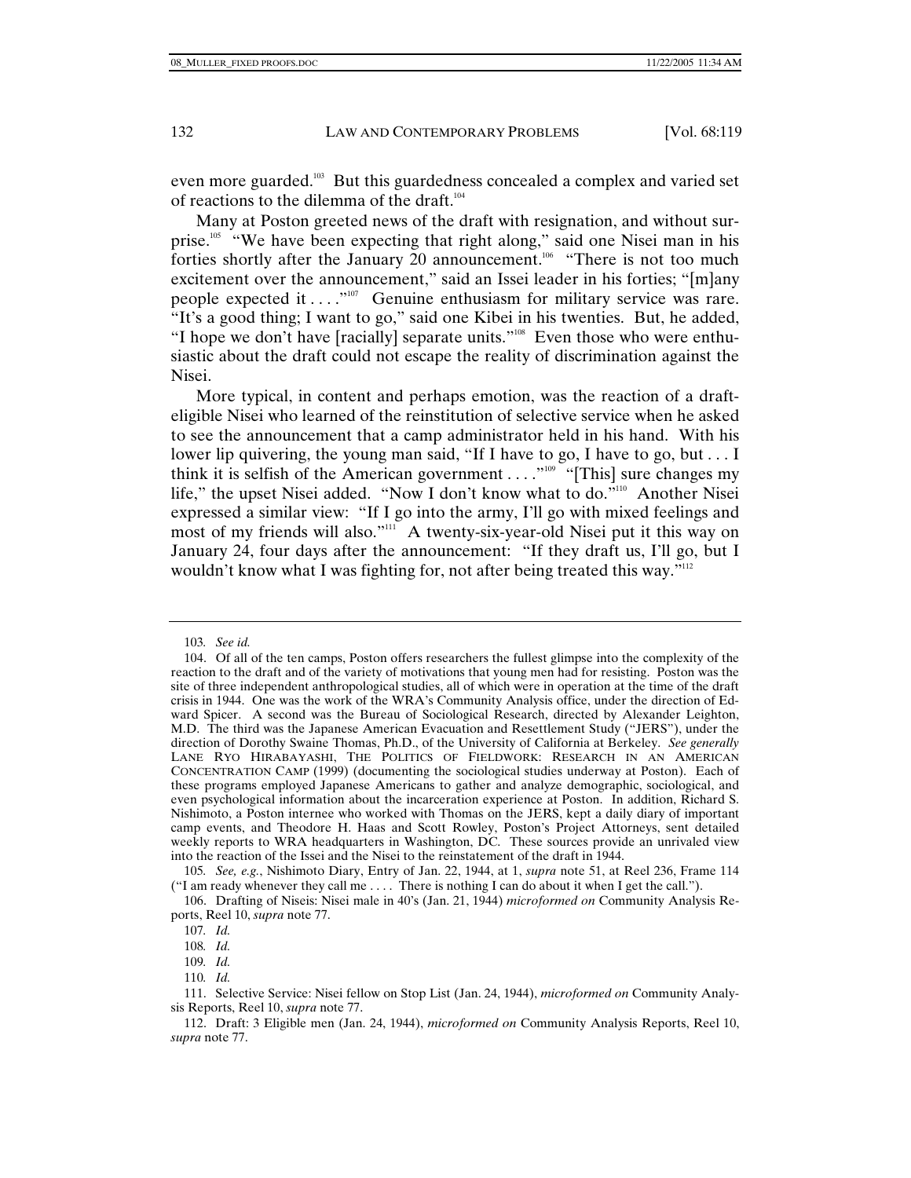even more guarded.[103] But this guardedness concealed a complex and varied set of reactions to the dilemma of the draft.[104]

Many at Poston greeted news of the draft with resignation, and without surprise.[105] "We have been expecting that right along," said one Nisei man in his forties shortly after the January 20 announcement.[106] "There is not too much excitement over the announcement," said an Issei leader in his forties; "[m]any people expected it . . . ."[107] Genuine enthusiasm for military service was rare. "It's a good thing; I want to go," said one Kibei in his twenties. But, he added, "I hope we don't have [racially] separate units."[108] Even those who were enthusiastic about the draft could not escape the reality of discrimination against the Nisei.

More typical, in content and perhaps emotion, was the reaction of a draft-eligible Nisei who learned of the reinstitution of selective service when he asked to see the announcement that a camp administrator held in his hand. With his lower lip quivering, the young man said, "If I have to go, I have to go, but . . . I think it is selfish of the American government . . . ."[109] "[This] sure changes my life," the upset Nisei added. "Now I don't know what to do."[110] Another Nisei expressed a similar view: "If I go into the army, I'll go with mixed feelings and most of my friends will also."[111] A twenty-six-year-old Nisei put it this way on January 24, four days after the announcement: "If they draft us, I'll go, but I wouldn't know what I was fighting for, not after being treated this way."[112]

---

103. *See id.*

104. Of all of the ten camps, Poston offers researchers the fullest glimpse into the complexity of the reaction to the draft and of the variety of motivations that young men had for resisting. Poston was the site of three independent anthropological studies, all of which were in operation at the time of the draft crisis in 1944. One was the work of the WRA's Community Analysis office, under the direction of Edward Spicer. A second was the Bureau of Sociological Research, directed by Alexander Leighton, M.D. The third was the Japanese American Evacuation and Resettlement Study ("JERS"), under the direction of Dorothy Swaine Thomas, Ph.D., of the University of California at Berkeley. *See generally* LANE RYO HIRABAYASHI, THE POLITICS OF FIELDWORK: RESEARCH IN AN AMERICAN CONCENTRATION CAMP (1999) (documenting the sociological studies underway at Poston). Each of these programs employed Japanese Americans to gather and analyze demographic, sociological, and even psychological information about the incarceration experience at Poston. In addition, Richard S. Nishimoto, a Poston internee who worked with Thomas on the JERS, kept a daily diary of important camp events, and Theodore H. Haas and Scott Rowley, Poston's Project Attorneys, sent detailed weekly reports to WRA headquarters in Washington, DC. These sources provide an unrivaled view into the reaction of the Issei and the Nisei to the reinstatement of the draft in 1944.

105. *See, e.g.*, Nishimoto Diary, Entry of Jan. 22, 1944, at 1, *supra* note 51, at Reel 236, Frame 114 ("I am ready whenever they call me . . . . There is nothing I can do about it when I get the call.").

106. Drafting of Niseis: Nisei male in 40's (Jan. 21, 1944) *microformed on* Community Analysis Reports, Reel 10, *supra* note 77.

107. *Id.*

108. *Id.*

109. *Id.*

110. *Id.*

111. Selective Service: Nisei fellow on Stop List (Jan. 24, 1944), *microformed on* Community Analysis Reports, Reel 10, *supra* note 77.

112. Draft: 3 Eligible men (Jan. 24, 1944), *microformed on* Community Analysis Reports, Reel 10, *supra* note 77.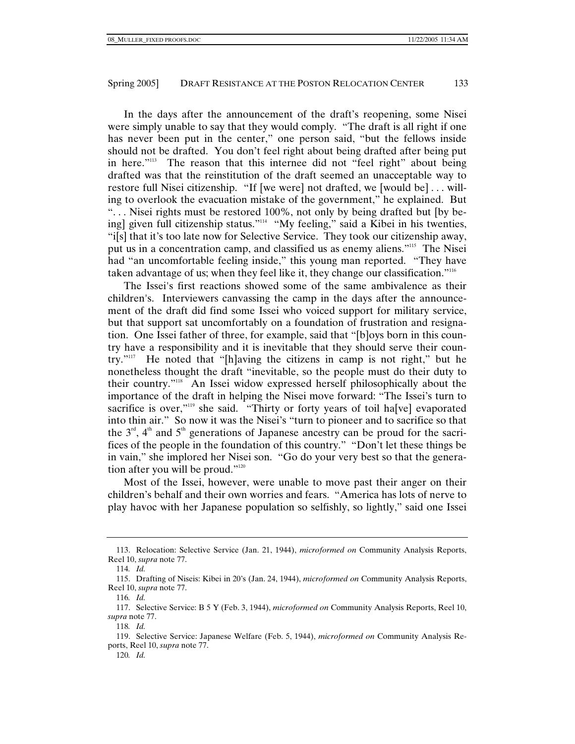In the days after the announcement of the draft's reopening, some Nisei were simply unable to say that they would comply. "The draft is all right if one has never been put in the center," one person said, "but the fellows inside should not be drafted. You don't feel right about being drafted after being put in here."[113] The reason that this internee did not "feel right" about being drafted was that the reinstitution of the draft seemed an unacceptable way to restore full Nisei citizenship. "If [we were] not drafted, we [would be] . . . willing to overlook the evacuation mistake of the government," he explained. But ". . . Nisei rights must be restored 100%, not only by being drafted but [by being] given full citizenship status."[114] "My feeling," said a Kibei in his twenties, "i[s] that it's too late now for Selective Service. They took our citizenship away, put us in a concentration camp, and classified us as enemy aliens."[115] The Nisei had "an uncomfortable feeling inside," this young man reported. "They have taken advantage of us; when they feel like it, they change our classification."[116]

The Issei's first reactions showed some of the same ambivalence as their children's. Interviewers canvassing the camp in the days after the announcement of the draft did find some Issei who voiced support for military service, but that support sat uncomfortably on a foundation of frustration and resignation. One Issei father of three, for example, said that "[b]oys born in this country have a responsibility and it is inevitable that they should serve their country."[117] He noted that "[h]aving the citizens in camp is not right," but he nonetheless thought the draft "inevitable, so the people must do their duty to their country."[118] An Issei widow expressed herself philosophically about the importance of the draft in helping the Nisei move forward: "The Issei's turn to sacrifice is over,"[119] she said. "Thirty or forty years of toil ha[ve] evaporated into thin air." So now it was the Nisei's "turn to pioneer and to sacrifice so that the 3rd, 4th and 5th generations of Japanese ancestry can be proud for the sacrifices of the people in the foundation of this country." "Don't let these things be in vain," she implored her Nisei son. "Go do your very best so that the generation after you will be proud."[120]

Most of the Issei, however, were unable to move past their anger on their children's behalf and their own worries and fears. "America has lots of nerve to play havoc with her Japanese population so selfishly, so lightly," said one Issei

---

113. Relocation: Selective Service (Jan. 21, 1944), *microformed on* Community Analysis Reports, Reel 10, *supra* note 77.

114. *Id.*

115. Drafting of Niseis: Kibei in 20's (Jan. 24, 1944), *microformed on* Community Analysis Reports, Reel 10, *supra* note 77.

116. *Id.*

117. Selective Service: B 5 Y (Feb. 3, 1944), *microformed on* Community Analysis Reports, Reel 10, *supra* note 77.

118. *Id.*

119. Selective Service: Japanese Welfare (Feb. 5, 1944), *microformed on* Community Analysis Reports, Reel 10, *supra* note 77.

120. *Id.*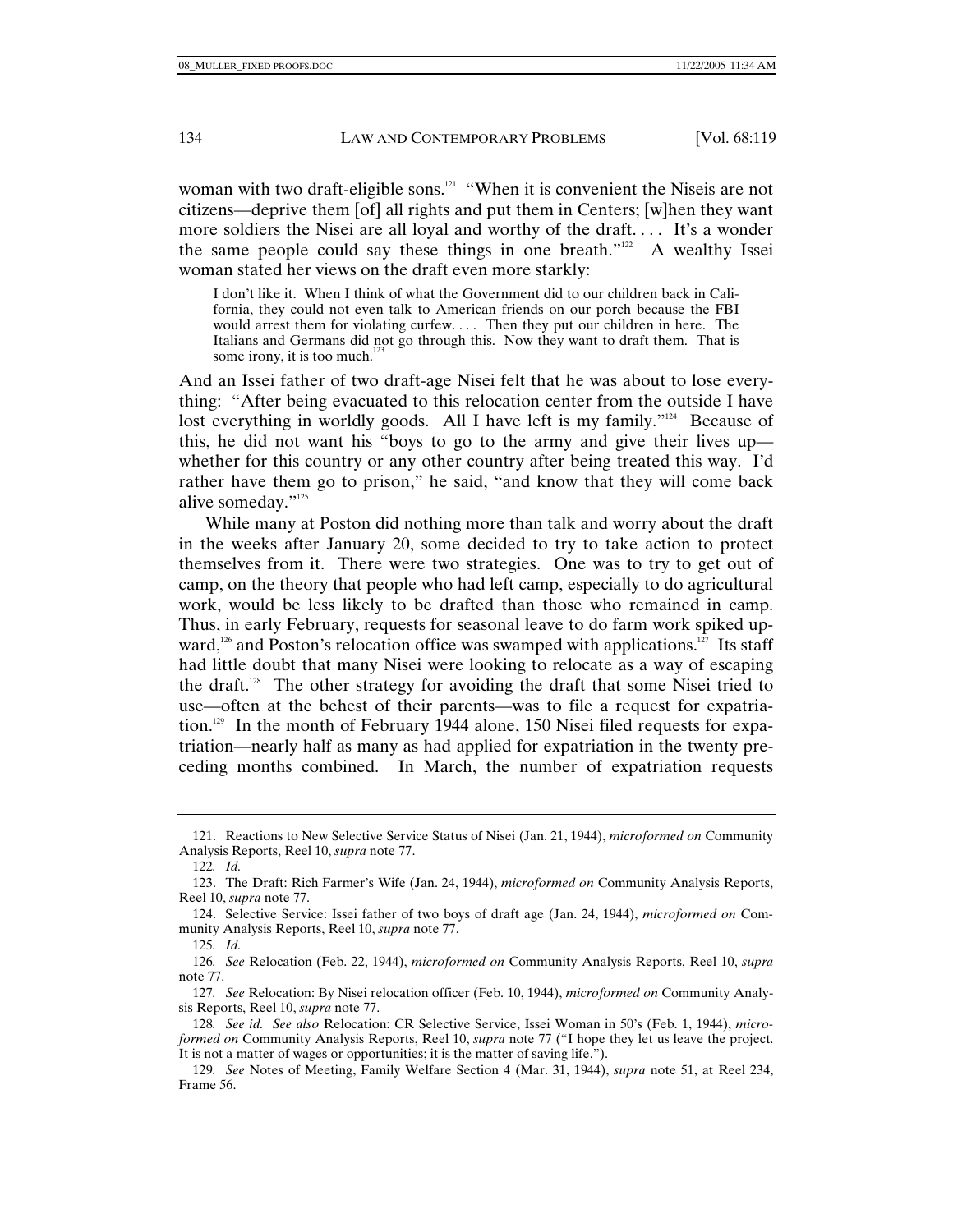woman with two draft-eligible sons.[121] "When it is convenient the Niseis are not citizens—deprive them [of] all rights and put them in Centers; [w]hen they want more soldiers the Nisei are all loyal and worthy of the draft. . . . It's a wonder the same people could say these things in one breath."[122] A wealthy Issei woman stated her views on the draft even more starkly:

> I don't like it. When I think of what the Government did to our children back in California, they could not even talk to American friends on our porch because the FBI would arrest them for violating curfew. . . . Then they put our children in here. The Italians and Germans did not go through this. Now they want to draft them. That is some irony, it is too much.[123]

And an Issei father of two draft-age Nisei felt that he was about to lose everything: "After being evacuated to this relocation center from the outside I have lost everything in worldly goods. All I have left is my family."[124] Because of this, he did not want his "boys to go to the army and give their lives up—whether for this country or any other country after being treated this way. I'd rather have them go to prison," he said, "and know that they will come back alive someday."[125]

While many at Poston did nothing more than talk and worry about the draft in the weeks after January 20, some decided to try to take action to protect themselves from it. There were two strategies. One was to try to get out of camp, on the theory that people who had left camp, especially to do agricultural work, would be less likely to be drafted than those who remained in camp. Thus, in early February, requests for seasonal leave to do farm work spiked upward,[126] and Poston's relocation office was swamped with applications.[127] Its staff had little doubt that many Nisei were looking to relocate as a way of escaping the draft.[128] The other strategy for avoiding the draft that some Nisei tried to use—often at the behest of their parents—was to file a request for expatriation.[129] In the month of February 1944 alone, 150 Nisei filed requests for expatriation—nearly half as many as had applied for expatriation in the twenty preceding months combined. In March, the number of expatriation requests

---

121. Reactions to New Selective Service Status of Nisei (Jan. 21, 1944), *microformed on* Community Analysis Reports, Reel 10, *supra* note 77.

122. *Id.*

123. The Draft: Rich Farmer's Wife (Jan. 24, 1944), *microformed on* Community Analysis Reports, Reel 10, *supra* note 77.

124. Selective Service: Issei father of two boys of draft age (Jan. 24, 1944), *microformed on* Community Analysis Reports, Reel 10, *supra* note 77.

125. *Id.*

126. *See* Relocation (Feb. 22, 1944), *microformed on* Community Analysis Reports, Reel 10, *supra* note 77.

127. *See* Relocation: By Nisei relocation officer (Feb. 10, 1944), *microformed on* Community Analysis Reports, Reel 10, *supra* note 77.

128. *See id. See also* Relocation: CR Selective Service, Issei Woman in 50's (Feb. 1, 1944), *microformed on* Community Analysis Reports, Reel 10, *supra* note 77 ("I hope they let us leave the project. It is not a matter of wages or opportunities; it is the matter of saving life.").

129. *See* Notes of Meeting, Family Welfare Section 4 (Mar. 31, 1944), *supra* note 51, at Reel 234, Frame 56.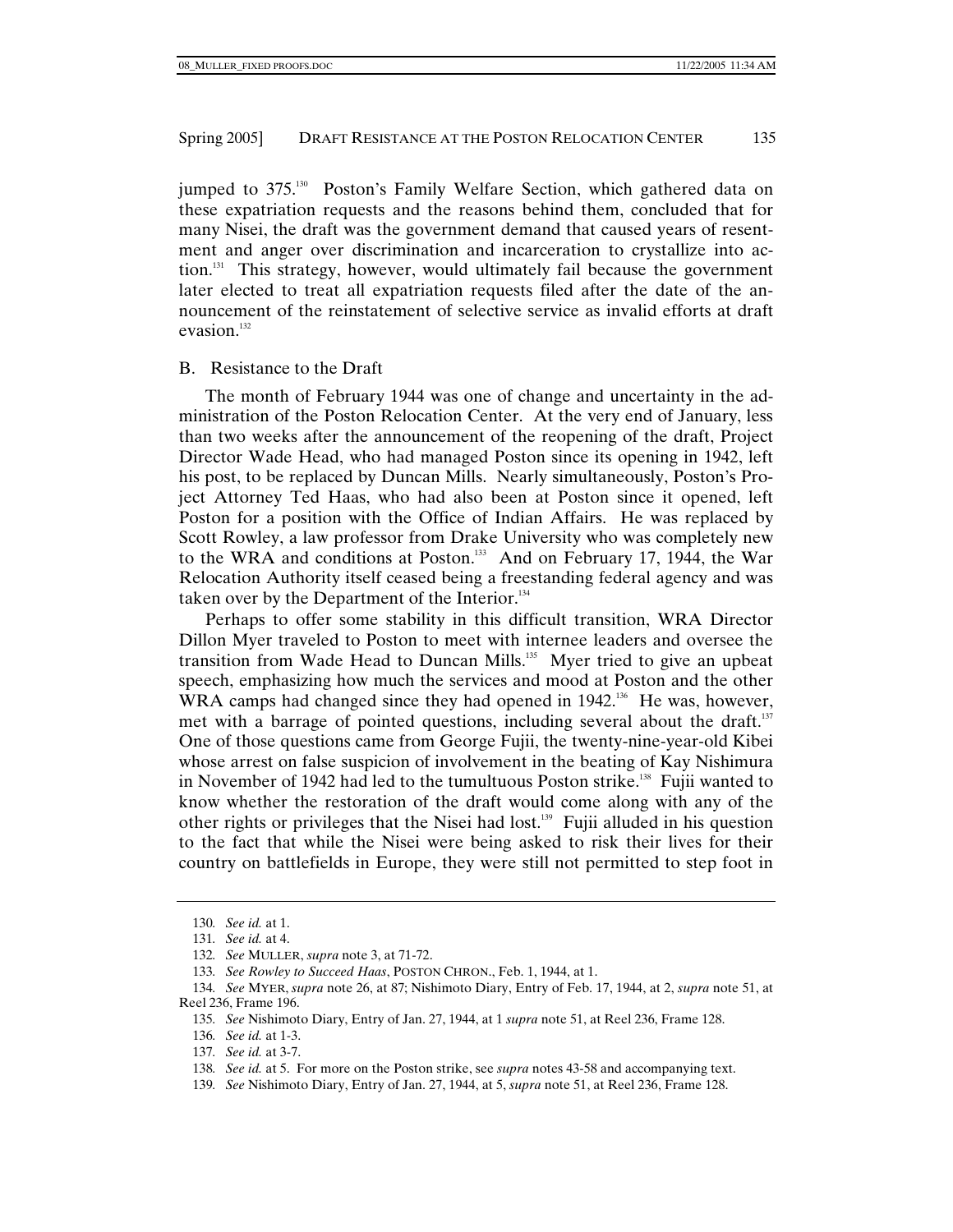jumped to 375.[130] Poston's Family Welfare Section, which gathered data on these expatriation requests and the reasons behind them, concluded that for many Nisei, the draft was the government demand that caused years of resentment and anger over discrimination and incarceration to crystallize into action.[131] This strategy, however, would ultimately fail because the government later elected to treat all expatriation requests filed after the date of the announcement of the reinstatement of selective service as invalid efforts at draft evasion.[132]

## B. Resistance to the Draft

The month of February 1944 was one of change and uncertainty in the administration of the Poston Relocation Center. At the very end of January, less than two weeks after the announcement of the reopening of the draft, Project Director Wade Head, who had managed Poston since its opening in 1942, left his post, to be replaced by Duncan Mills. Nearly simultaneously, Poston's Project Attorney Ted Haas, who had also been at Poston since it opened, left Poston for a position with the Office of Indian Affairs. He was replaced by Scott Rowley, a law professor from Drake University who was completely new to the WRA and conditions at Poston.[133] And on February 17, 1944, the War Relocation Authority itself ceased being a freestanding federal agency and was taken over by the Department of the Interior.[134]

Perhaps to offer some stability in this difficult transition, WRA Director Dillon Myer traveled to Poston to meet with internee leaders and oversee the transition from Wade Head to Duncan Mills.[135] Myer tried to give an upbeat speech, emphasizing how much the services and mood at Poston and the other WRA camps had changed since they had opened in 1942.[136] He was, however, met with a barrage of pointed questions, including several about the draft.[137] One of those questions came from George Fujii, the twenty-nine-year-old Kibei whose arrest on false suspicion of involvement in the beating of Kay Nishimura in November of 1942 had led to the tumultuous Poston strike.[138] Fujii wanted to know whether the restoration of the draft would come along with any of the other rights or privileges that the Nisei had lost.[139] Fujii alluded in his question to the fact that while the Nisei were being asked to risk their lives for their country on battlefields in Europe, they were still not permitted to step foot in

130. *See id.* at 1.

131. *See id.* at 4.

132. *See* MULLER, *supra* note 3, at 71-72.

133. *See Rowley to Succeed Haas*, POSTON CHRON., Feb. 1, 1944, at 1.

134. *See* MYER, *supra* note 26, at 87; Nishimoto Diary, Entry of Feb. 17, 1944, at 2, *supra* note 51, at Reel 236, Frame 196.

135. *See* Nishimoto Diary, Entry of Jan. 27, 1944, at 1 *supra* note 51, at Reel 236, Frame 128.

136. *See id.* at 1-3.

137. *See id.* at 3-7.

138. *See id.* at 5. For more on the Poston strike, see *supra* notes 43-58 and accompanying text.

139. *See* Nishimoto Diary, Entry of Jan. 27, 1944, at 5, *supra* note 51, at Reel 236, Frame 128.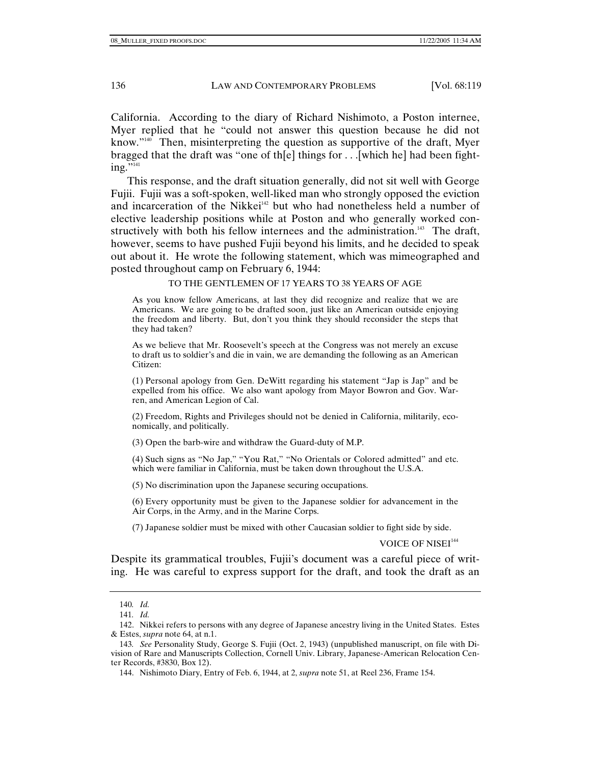California. According to the diary of Richard Nishimoto, a Poston internee, Myer replied that he "could not answer this question because he did not know."[140] Then, misinterpreting the question as supportive of the draft, Myer bragged that the draft was "one of th[e] things for . . .[which he] had been fighting."[141]

This response, and the draft situation generally, did not sit well with George Fujii. Fujii was a soft-spoken, well-liked man who strongly opposed the eviction and incarceration of the Nikkei[142] but who had nonetheless held a number of elective leadership positions while at Poston and who generally worked constructively with both his fellow internees and the administration.[143] The draft, however, seems to have pushed Fujii beyond his limits, and he decided to speak out about it. He wrote the following statement, which was mimeographed and posted throughout camp on February 6, 1944:

> TO THE GENTLEMEN OF 17 YEARS TO 38 YEARS OF AGE
>
> As you know fellow Americans, at last they did recognize and realize that we are Americans. We are going to be drafted soon, just like an American outside enjoying the freedom and liberty. But, don't you think they should reconsider the steps that they had taken?
>
> As we believe that Mr. Roosevelt's speech at the Congress was not merely an excuse to draft us to soldier's and die in vain, we are demanding the following as an American Citizen:
>
> (1) Personal apology from Gen. DeWitt regarding his statement "Jap is Jap" and be expelled from his office. We also want apology from Mayor Bowron and Gov. Warren, and American Legion of Cal.
>
> (2) Freedom, Rights and Privileges should not be denied in California, militarily, economically, and politically.
>
> (3) Open the barb-wire and withdraw the Guard-duty of M.P.
>
> (4) Such signs as "No Jap," "You Rat," "No Orientals or Colored admitted" and etc. which were familiar in California, must be taken down throughout the U.S.A.
>
> (5) No discrimination upon the Japanese securing occupations.
>
> (6) Every opportunity must be given to the Japanese soldier for advancement in the Air Corps, in the Army, and in the Marine Corps.
>
> (7) Japanese soldier must be mixed with other Caucasian soldier to fight side by side.
>
> VOICE OF NISEI[144]

Despite its grammatical troubles, Fujii's document was a careful piece of writing. He was careful to express support for the draft, and took the draft as an

---

140. *Id.*

141. *Id.*

142. Nikkei refers to persons with any degree of Japanese ancestry living in the United States. Estes & Estes, *supra* note 64, at n.1.

143. *See* Personality Study, George S. Fujii (Oct. 2, 1943) (unpublished manuscript, on file with Division of Rare and Manuscripts Collection, Cornell Univ. Library, Japanese-American Relocation Center Records, #3830, Box 12).

144. Nishimoto Diary, Entry of Feb. 6, 1944, at 2, *supra* note 51, at Reel 236, Frame 154.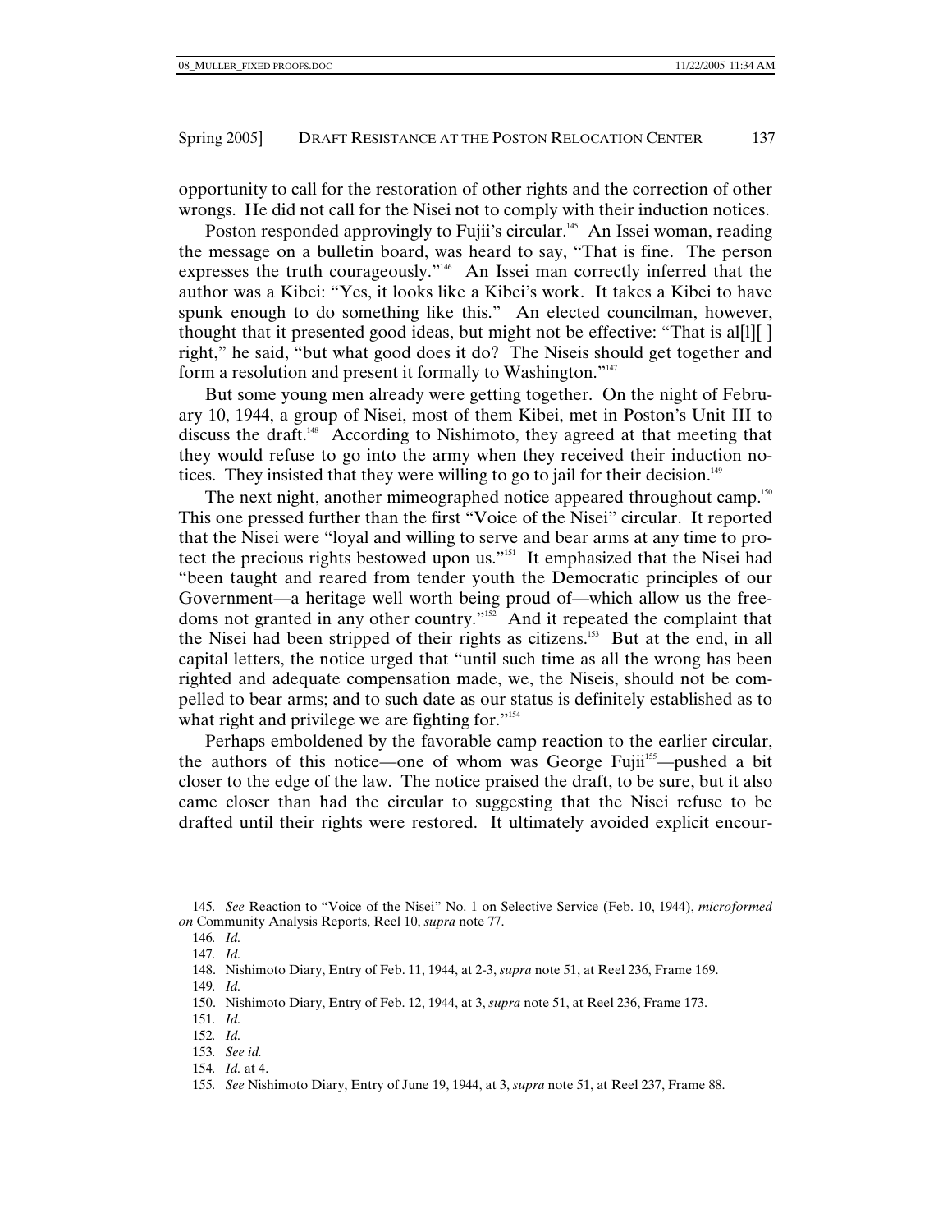opportunity to call for the restoration of other rights and the correction of other wrongs. He did not call for the Nisei not to comply with their induction notices.

Poston responded approvingly to Fujii's circular.[145] An Issei woman, reading the message on a bulletin board, was heard to say, "That is fine. The person expresses the truth courageously."[146] An Issei man correctly inferred that the author was a Kibei: "Yes, it looks like a Kibei's work. It takes a Kibei to have spunk enough to do something like this." An elected councilman, however, thought that it presented good ideas, but might not be effective: "That is al[l][ ] right," he said, "but what good does it do? The Niseis should get together and form a resolution and present it formally to Washington."[147]

But some young men already were getting together. On the night of February 10, 1944, a group of Nisei, most of them Kibei, met in Poston's Unit III to discuss the draft.[148] According to Nishimoto, they agreed at that meeting that they would refuse to go into the army when they received their induction notices. They insisted that they were willing to go to jail for their decision.[149]

The next night, another mimeographed notice appeared throughout camp.[150] This one pressed further than the first "Voice of the Nisei" circular. It reported that the Nisei were "loyal and willing to serve and bear arms at any time to protect the precious rights bestowed upon us."[151] It emphasized that the Nisei had "been taught and reared from tender youth the Democratic principles of our Government—a heritage well worth being proud of—which allow us the freedoms not granted in any other country."[152] And it repeated the complaint that the Nisei had been stripped of their rights as citizens.[153] But at the end, in all capital letters, the notice urged that "until such time as all the wrong has been righted and adequate compensation made, we, the Niseis, should not be compelled to bear arms; and to such date as our status is definitely established as to what right and privilege we are fighting for."[154]

Perhaps emboldened by the favorable camp reaction to the earlier circular, the authors of this notice—one of whom was George Fujii[155]—pushed a bit closer to the edge of the law. The notice praised the draft, to be sure, but it also came closer than had the circular to suggesting that the Nisei refuse to be drafted until their rights were restored. It ultimately avoided explicit encour-

---

145. *See* Reaction to "Voice of the Nisei" No. 1 on Selective Service (Feb. 10, 1944), *microformed on* Community Analysis Reports, Reel 10, *supra* note 77.

146. *Id.*

147. *Id.*

148. Nishimoto Diary, Entry of Feb. 11, 1944, at 2-3, *supra* note 51, at Reel 236, Frame 169.

149. *Id.*

150. Nishimoto Diary, Entry of Feb. 12, 1944, at 3, *supra* note 51, at Reel 236, Frame 173.

151. *Id.*

152. *Id.*

153. *See id.*

154. *Id.* at 4.

155. *See* Nishimoto Diary, Entry of June 19, 1944, at 3, *supra* note 51, at Reel 237, Frame 88.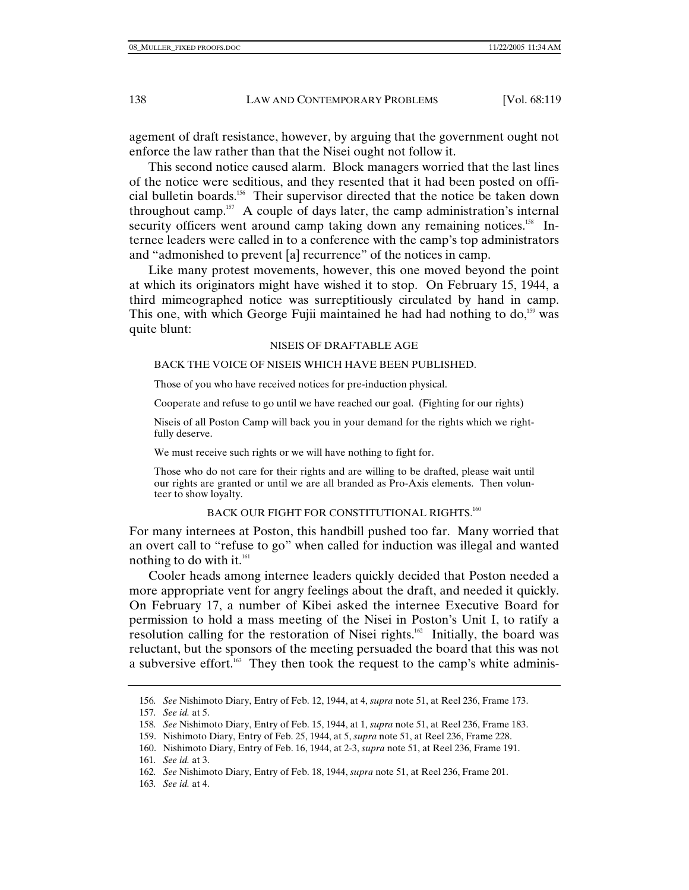agement of draft resistance, however, by arguing that the government ought not enforce the law rather than that the Nisei ought not follow it.

This second notice caused alarm. Block managers worried that the last lines of the notice were seditious, and they resented that it had been posted on official bulletin boards.[156] Their supervisor directed that the notice be taken down throughout camp.[157] A couple of days later, the camp administration's internal security officers went around camp taking down any remaining notices.[158] Internee leaders were called in to a conference with the camp's top administrators and "admonished to prevent [a] recurrence" of the notices in camp.

Like many protest movements, however, this one moved beyond the point at which its originators might have wished it to stop. On February 15, 1944, a third mimeographed notice was surreptitiously circulated by hand in camp. This one, with which George Fujii maintained he had had nothing to do,[159] was quite blunt:

> NISEIS OF DRAFTABLE AGE
>
> BACK THE VOICE OF NISEIS WHICH HAVE BEEN PUBLISHED.
>
> Those of you who have received notices for pre-induction physical.
>
> Cooperate and refuse to go until we have reached our goal. (Fighting for our rights)
>
> Niseis of all Poston Camp will back you in your demand for the rights which we rightfully deserve.
>
> We must receive such rights or we will have nothing to fight for.
>
> Those who do not care for their rights and are willing to be drafted, please wait until our rights are granted or until we are all branded as Pro-Axis elements. Then volunteer to show loyalty.
>
> BACK OUR FIGHT FOR CONSTITUTIONAL RIGHTS.[160]

For many internees at Poston, this handbill pushed too far. Many worried that an overt call to "refuse to go" when called for induction was illegal and wanted nothing to do with it.[161]

Cooler heads among internee leaders quickly decided that Poston needed a more appropriate vent for angry feelings about the draft, and needed it quickly. On February 17, a number of Kibei asked the internee Executive Board for permission to hold a mass meeting of the Nisei in Poston's Unit I, to ratify a resolution calling for the restoration of Nisei rights.[162] Initially, the board was reluctant, but the sponsors of the meeting persuaded the board that this was not a subversive effort.[163] They then took the request to the camp's white adminis-

---

156. *See* Nishimoto Diary, Entry of Feb. 12, 1944, at 4, *supra* note 51, at Reel 236, Frame 173.

157. *See id.* at 5.

158. *See* Nishimoto Diary, Entry of Feb. 15, 1944, at 1, *supra* note 51, at Reel 236, Frame 183.

159. Nishimoto Diary, Entry of Feb. 25, 1944, at 5, *supra* note 51, at Reel 236, Frame 228.

160. Nishimoto Diary, Entry of Feb. 16, 1944, at 2-3, *supra* note 51, at Reel 236, Frame 191.

161. *See id.* at 3.

162. *See* Nishimoto Diary, Entry of Feb. 18, 1944, *supra* note 51, at Reel 236, Frame 201.

163. *See id.* at 4.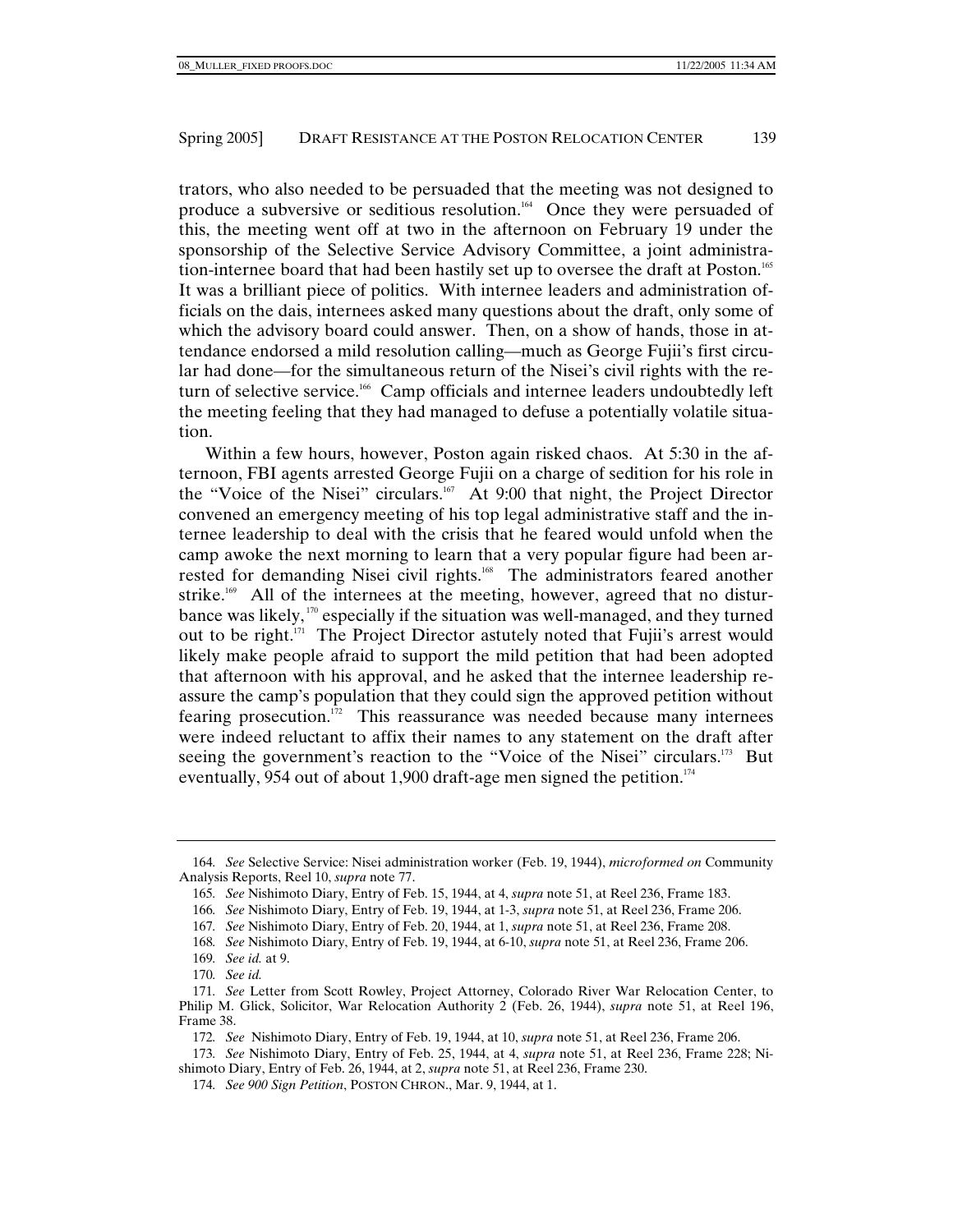trators, who also needed to be persuaded that the meeting was not designed to produce a subversive or seditious resolution.[164] Once they were persuaded of this, the meeting went off at two in the afternoon on February 19 under the sponsorship of the Selective Service Advisory Committee, a joint administration-internee board that had been hastily set up to oversee the draft at Poston.[165] It was a brilliant piece of politics. With internee leaders and administration officials on the dais, internees asked many questions about the draft, only some of which the advisory board could answer. Then, on a show of hands, those in attendance endorsed a mild resolution calling—much as George Fujii's first circular had done—for the simultaneous return of the Nisei's civil rights with the return of selective service.[166] Camp officials and internee leaders undoubtedly left the meeting feeling that they had managed to defuse a potentially volatile situation.

Within a few hours, however, Poston again risked chaos. At 5:30 in the afternoon, FBI agents arrested George Fujii on a charge of sedition for his role in the "Voice of the Nisei" circulars.[167] At 9:00 that night, the Project Director convened an emergency meeting of his top legal administrative staff and the internee leadership to deal with the crisis that he feared would unfold when the camp awoke the next morning to learn that a very popular figure had been arrested for demanding Nisei civil rights.[168] The administrators feared another strike.[169] All of the internees at the meeting, however, agreed that no disturbance was likely,[170] especially if the situation was well-managed, and they turned out to be right.[171] The Project Director astutely noted that Fujii's arrest would likely make people afraid to support the mild petition that had been adopted that afternoon with his approval, and he asked that the internee leadership reassure the camp's population that they could sign the approved petition without fearing prosecution.[172] This reassurance was needed because many internees were indeed reluctant to affix their names to any statement on the draft after seeing the government's reaction to the "Voice of the Nisei" circulars.[173] But eventually, 954 out of about 1,900 draft-age men signed the petition.[174]

---

164. *See* Selective Service: Nisei administration worker (Feb. 19, 1944), *microformed on* Community Analysis Reports, Reel 10, *supra* note 77.

165. *See* Nishimoto Diary, Entry of Feb. 15, 1944, at 4, *supra* note 51, at Reel 236, Frame 183.

166. *See* Nishimoto Diary, Entry of Feb. 19, 1944, at 1-3, *supra* note 51, at Reel 236, Frame 206.

167. *See* Nishimoto Diary, Entry of Feb. 20, 1944, at 1, *supra* note 51, at Reel 236, Frame 208.

168. *See* Nishimoto Diary, Entry of Feb. 19, 1944, at 6-10, *supra* note 51, at Reel 236, Frame 206.

169. *See id.* at 9.

170. *See id.*

171. *See* Letter from Scott Rowley, Project Attorney, Colorado River War Relocation Center, to Philip M. Glick, Solicitor, War Relocation Authority 2 (Feb. 26, 1944), *supra* note 51, at Reel 196, Frame 38.

172. *See* Nishimoto Diary, Entry of Feb. 19, 1944, at 10, *supra* note 51, at Reel 236, Frame 206.

173. *See* Nishimoto Diary, Entry of Feb. 25, 1944, at 4, *supra* note 51, at Reel 236, Frame 228; Nishimoto Diary, Entry of Feb. 26, 1944, at 2, *supra* note 51, at Reel 236, Frame 230.

174. *See 900 Sign Petition*, POSTON CHRON., Mar. 9, 1944, at 1.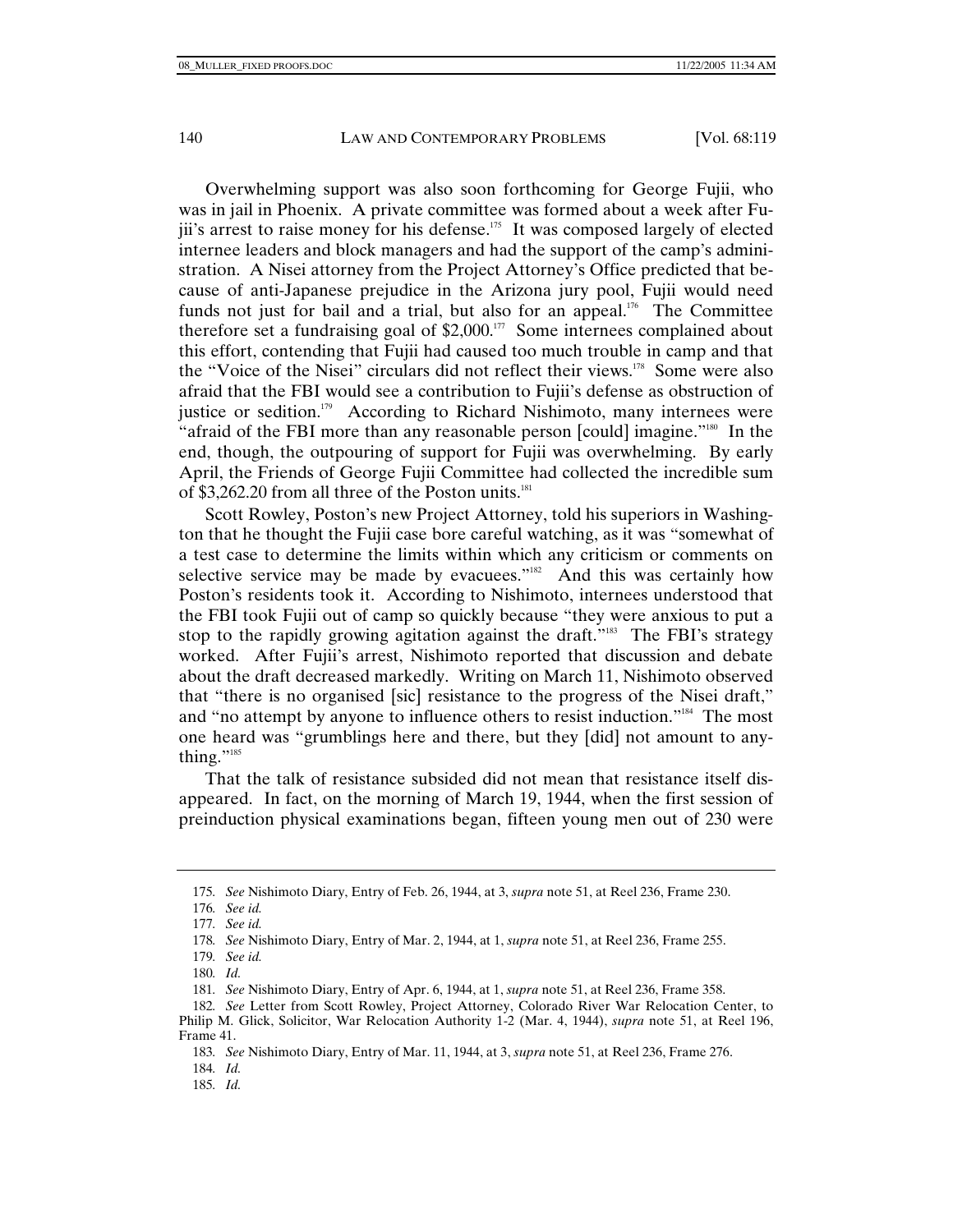Overwhelming support was also soon forthcoming for George Fujii, who was in jail in Phoenix. A private committee was formed about a week after Fujii's arrest to raise money for his defense.[175] It was composed largely of elected internee leaders and block managers and had the support of the camp's administration. A Nisei attorney from the Project Attorney's Office predicted that because of anti-Japanese prejudice in the Arizona jury pool, Fujii would need funds not just for bail and a trial, but also for an appeal.[176] The Committee therefore set a fundraising goal of $2,000.[177] Some internees complained about this effort, contending that Fujii had caused too much trouble in camp and that the "Voice of the Nisei" circulars did not reflect their views.[178] Some were also afraid that the FBI would see a contribution to Fujii's defense as obstruction of justice or sedition.[179] According to Richard Nishimoto, many internees were "afraid of the FBI more than any reasonable person [could] imagine."[180] In the end, though, the outpouring of support for Fujii was overwhelming. By early April, the Friends of George Fujii Committee had collected the incredible sum of $3,262.20 from all three of the Poston units.[181]

Scott Rowley, Poston's new Project Attorney, told his superiors in Washington that he thought the Fujii case bore careful watching, as it was "somewhat of a test case to determine the limits within which any criticism or comments on selective service may be made by evacuees."[182] And this was certainly how Poston's residents took it. According to Nishimoto, internees understood that the FBI took Fujii out of camp so quickly because "they were anxious to put a stop to the rapidly growing agitation against the draft."[183] The FBI's strategy worked. After Fujii's arrest, Nishimoto reported that discussion and debate about the draft decreased markedly. Writing on March 11, Nishimoto observed that "there is no organised [sic] resistance to the progress of the Nisei draft," and "no attempt by anyone to influence others to resist induction."[184] The most one heard was "grumblings here and there, but they [did] not amount to anything."[185]

That the talk of resistance subsided did not mean that resistance itself disappeared. In fact, on the morning of March 19, 1944, when the first session of preinduction physical examinations began, fifteen young men out of 230 were

---

175. *See* Nishimoto Diary, Entry of Feb. 26, 1944, at 3, *supra* note 51, at Reel 236, Frame 230.

176. *See id.*

177. *See id.*

178. *See* Nishimoto Diary, Entry of Mar. 2, 1944, at 1, *supra* note 51, at Reel 236, Frame 255.

179. *See id.*

180. *Id.*

181. *See* Nishimoto Diary, Entry of Apr. 6, 1944, at 1, *supra* note 51, at Reel 236, Frame 358.

182. *See* Letter from Scott Rowley, Project Attorney, Colorado River War Relocation Center, to Philip M. Glick, Solicitor, War Relocation Authority 1-2 (Mar. 4, 1944), *supra* note 51, at Reel 196, Frame 41.

183. *See* Nishimoto Diary, Entry of Mar. 11, 1944, at 3, *supra* note 51, at Reel 236, Frame 276.

184. *Id.*

185. *Id.*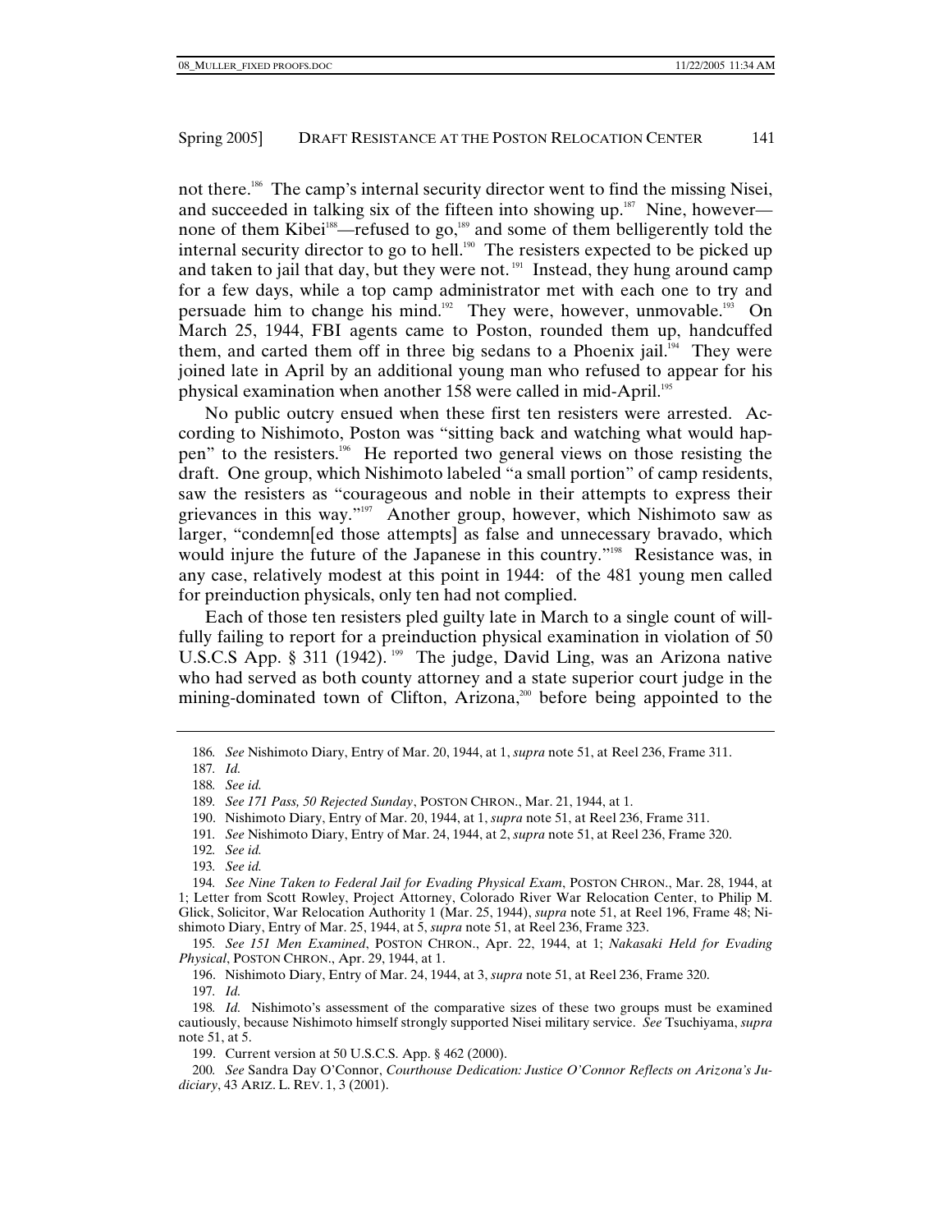not there.[186] The camp's internal security director went to find the missing Nisei, and succeeded in talking six of the fifteen into showing up.[187] Nine, however—none of them Kibei[188]—refused to go,[189] and some of them belligerently told the internal security director to go to hell.[190] The resisters expected to be picked up and taken to jail that day, but they were not.[191] Instead, they hung around camp for a few days, while a top camp administrator met with each one to try and persuade him to change his mind.[192] They were, however, unmovable.[193] On March 25, 1944, FBI agents came to Poston, rounded them up, handcuffed them, and carted them off in three big sedans to a Phoenix jail.[194] They were joined late in April by an additional young man who refused to appear for his physical examination when another 158 were called in mid-April.[195]

No public outcry ensued when these first ten resisters were arrested. According to Nishimoto, Poston was "sitting back and watching what would happen" to the resisters.[196] He reported two general views on those resisting the draft. One group, which Nishimoto labeled "a small portion" of camp residents, saw the resisters as "courageous and noble in their attempts to express their grievances in this way."[197] Another group, however, which Nishimoto saw as larger, "condemn[ed those attempts] as false and unnecessary bravado, which would injure the future of the Japanese in this country."[198] Resistance was, in any case, relatively modest at this point in 1944: of the 481 young men called for preinduction physicals, only ten had not complied.

Each of those ten resisters pled guilty late in March to a single count of willfully failing to report for a preinduction physical examination in violation of 50 U.S.C.S App. § 311 (1942).[199] The judge, David Ling, was an Arizona native who had served as both county attorney and a state superior court judge in the mining-dominated town of Clifton, Arizona,[200] before being appointed to the

---

186. *See* Nishimoto Diary, Entry of Mar. 20, 1944, at 1, *supra* note 51, at Reel 236, Frame 311.

187. *Id.*

188. *See id.*

189. *See 171 Pass, 50 Rejected Sunday*, POSTON CHRON., Mar. 21, 1944, at 1.

190. Nishimoto Diary, Entry of Mar. 20, 1944, at 1, *supra* note 51, at Reel 236, Frame 311.

191. *See* Nishimoto Diary, Entry of Mar. 24, 1944, at 2, *supra* note 51, at Reel 236, Frame 320.

192. *See id.*

193. *See id.*

194. *See Nine Taken to Federal Jail for Evading Physical Exam*, POSTON CHRON., Mar. 28, 1944, at 1; Letter from Scott Rowley, Project Attorney, Colorado River War Relocation Center, to Philip M. Glick, Solicitor, War Relocation Authority 1 (Mar. 25, 1944), *supra* note 51, at Reel 196, Frame 48; Nishimoto Diary, Entry of Mar. 25, 1944, at 5, *supra* note 51, at Reel 236, Frame 323.

195. *See 151 Men Examined*, POSTON CHRON., Apr. 22, 1944, at 1; *Nakasaki Held for Evading Physical*, POSTON CHRON., Apr. 29, 1944, at 1.

196. Nishimoto Diary, Entry of Mar. 24, 1944, at 3, *supra* note 51, at Reel 236, Frame 320.

197. *Id.*

198. *Id.* Nishimoto's assessment of the comparative sizes of these two groups must be examined cautiously, because Nishimoto himself strongly supported Nisei military service. *See* Tsuchiyama, *supra* note 51, at 5.

199. Current version at 50 U.S.C.S. App. § 462 (2000).

200. *See* Sandra Day O'Connor, *Courthouse Dedication: Justice O'Connor Reflects on Arizona's Judiciary*, 43 ARIZ. L. REV. 1, 3 (2001).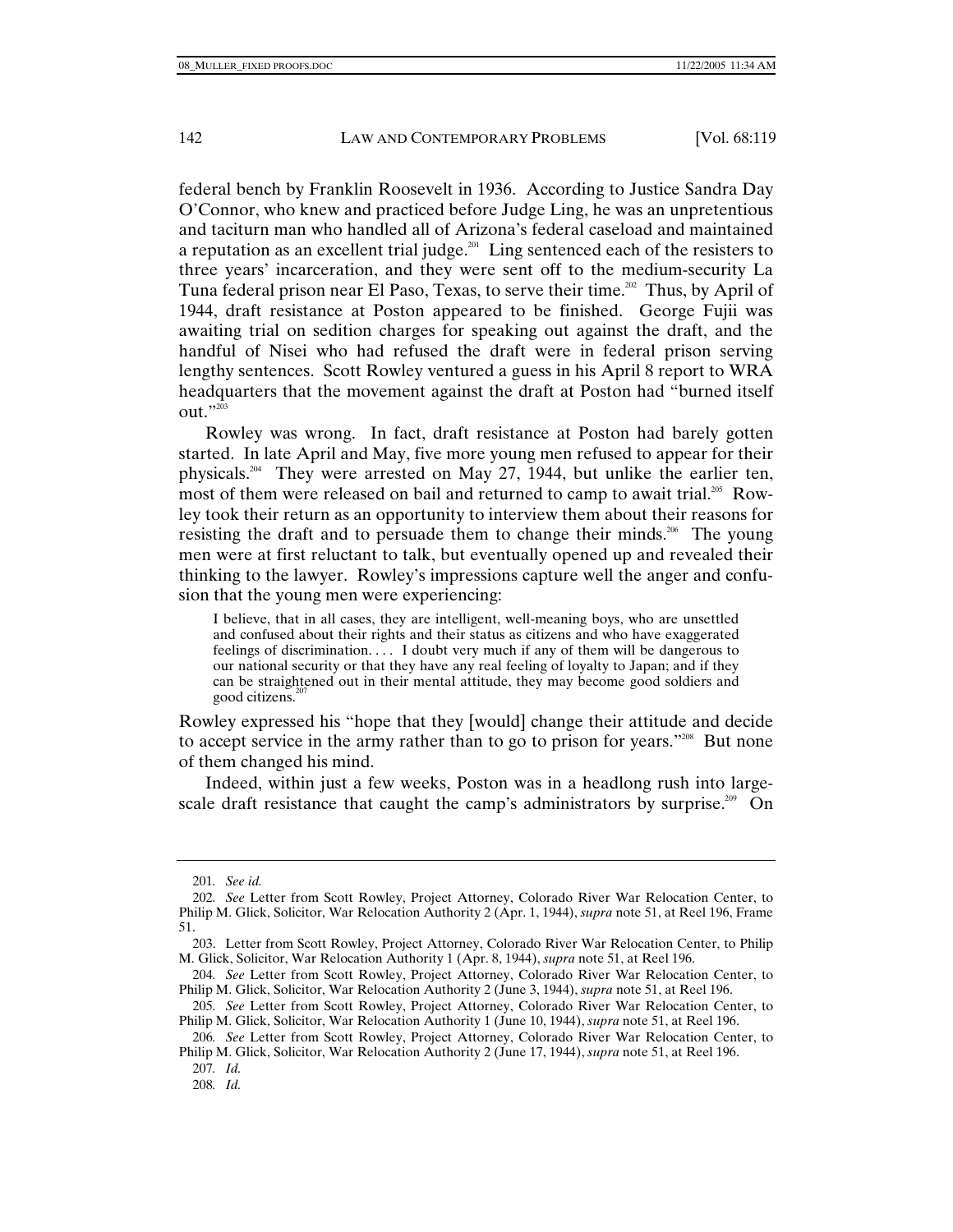federal bench by Franklin Roosevelt in 1936. According to Justice Sandra Day O'Connor, who knew and practiced before Judge Ling, he was an unpretentious and taciturn man who handled all of Arizona's federal caseload and maintained a reputation as an excellent trial judge.[201] Ling sentenced each of the resisters to three years' incarceration, and they were sent off to the medium-security La Tuna federal prison near El Paso, Texas, to serve their time.[202] Thus, by April of 1944, draft resistance at Poston appeared to be finished. George Fujii was awaiting trial on sedition charges for speaking out against the draft, and the handful of Nisei who had refused the draft were in federal prison serving lengthy sentences. Scott Rowley ventured a guess in his April 8 report to WRA headquarters that the movement against the draft at Poston had "burned itself out."[203]

Rowley was wrong. In fact, draft resistance at Poston had barely gotten started. In late April and May, five more young men refused to appear for their physicals.[204] They were arrested on May 27, 1944, but unlike the earlier ten, most of them were released on bail and returned to camp to await trial.[205] Rowley took their return as an opportunity to interview them about their reasons for resisting the draft and to persuade them to change their minds.[206] The young men were at first reluctant to talk, but eventually opened up and revealed their thinking to the lawyer. Rowley's impressions capture well the anger and confusion that the young men were experiencing:

> I believe, that in all cases, they are intelligent, well-meaning boys, who are unsettled and confused about their rights and their status as citizens and who have exaggerated feelings of discrimination. . . . I doubt very much if any of them will be dangerous to our national security or that they have any real feeling of loyalty to Japan; and if they can be straightened out in their mental attitude, they may become good soldiers and good citizens.[207]

Rowley expressed his "hope that they [would] change their attitude and decide to accept service in the army rather than to go to prison for years."[208] But none of them changed his mind.

Indeed, within just a few weeks, Poston was in a headlong rush into large-scale draft resistance that caught the camp's administrators by surprise.[209] On

---

201. *See id.*

202. *See* Letter from Scott Rowley, Project Attorney, Colorado River War Relocation Center, to Philip M. Glick, Solicitor, War Relocation Authority 2 (Apr. 1, 1944), *supra* note 51, at Reel 196, Frame 51.

203. Letter from Scott Rowley, Project Attorney, Colorado River War Relocation Center, to Philip M. Glick, Solicitor, War Relocation Authority 1 (Apr. 8, 1944), *supra* note 51, at Reel 196.

204. *See* Letter from Scott Rowley, Project Attorney, Colorado River War Relocation Center, to Philip M. Glick, Solicitor, War Relocation Authority 2 (June 3, 1944), *supra* note 51, at Reel 196.

205. *See* Letter from Scott Rowley, Project Attorney, Colorado River War Relocation Center, to Philip M. Glick, Solicitor, War Relocation Authority 1 (June 10, 1944), *supra* note 51, at Reel 196.

206. *See* Letter from Scott Rowley, Project Attorney, Colorado River War Relocation Center, to Philip M. Glick, Solicitor, War Relocation Authority 2 (June 17, 1944), *supra* note 51, at Reel 196.

207. *Id.*

208. *Id.*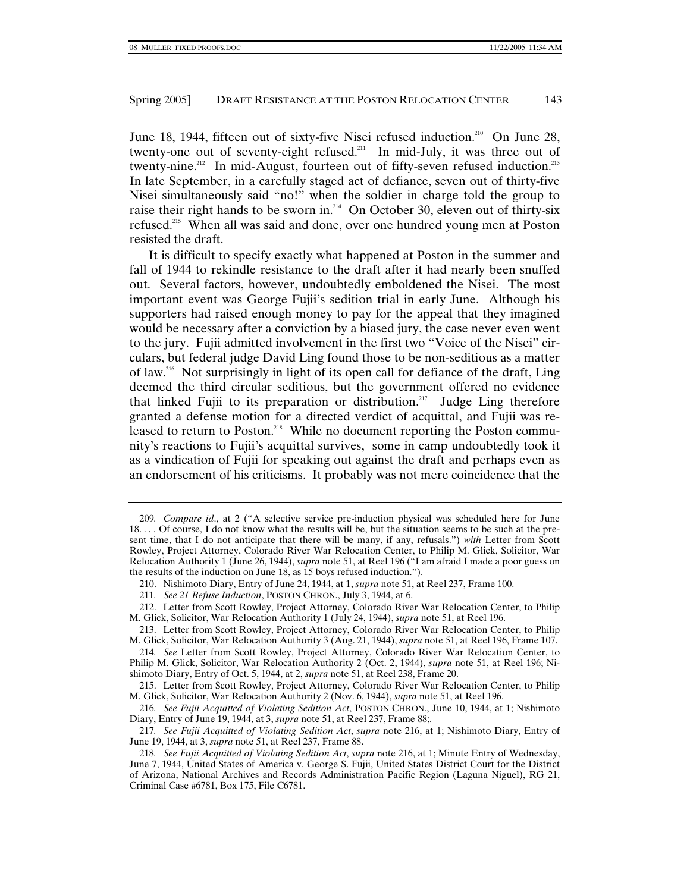June 18, 1944, fifteen out of sixty-five Nisei refused induction.[210] On June 28, twenty-one out of seventy-eight refused.[211] In mid-July, it was three out of twenty-nine.[212] In mid-August, fourteen out of fifty-seven refused induction.[213] In late September, in a carefully staged act of defiance, seven out of thirty-five Nisei simultaneously said "no!" when the soldier in charge told the group to raise their right hands to be sworn in.[214] On October 30, eleven out of thirty-six refused.[215] When all was said and done, over one hundred young men at Poston resisted the draft.

It is difficult to specify exactly what happened at Poston in the summer and fall of 1944 to rekindle resistance to the draft after it had nearly been snuffed out. Several factors, however, undoubtedly emboldened the Nisei. The most important event was George Fujii's sedition trial in early June. Although his supporters had raised enough money to pay for the appeal that they imagined would be necessary after a conviction by a biased jury, the case never even went to the jury. Fujii admitted involvement in the first two "Voice of the Nisei" circulars, but federal judge David Ling found those to be non-seditious as a matter of law.[216] Not surprisingly in light of its open call for defiance of the draft, Ling deemed the third circular seditious, but the government offered no evidence that linked Fujii to its preparation or distribution.[217] Judge Ling therefore granted a defense motion for a directed verdict of acquittal, and Fujii was released to return to Poston.[218] While no document reporting the Poston community's reactions to Fujii's acquittal survives, some in camp undoubtedly took it as a vindication of Fujii for speaking out against the draft and perhaps even as an endorsement of his criticisms. It probably was not mere coincidence that the

---

209. *Compare id*., at 2 ("A selective service pre-induction physical was scheduled here for June 18. . . . Of course, I do not know what the results will be, but the situation seems to be such at the present time, that I do not anticipate that there will be many, if any, refusals.") *with* Letter from Scott Rowley, Project Attorney, Colorado River War Relocation Center, to Philip M. Glick, Solicitor, War Relocation Authority 1 (June 26, 1944), *supra* note 51, at Reel 196 ("I am afraid I made a poor guess on the results of the induction on June 18, as 15 boys refused induction.").

210. Nishimoto Diary, Entry of June 24, 1944, at 1, *supra* note 51, at Reel 237, Frame 100.

211. *See 21 Refuse Induction*, POSTON CHRON., July 3, 1944, at 6.

212. Letter from Scott Rowley, Project Attorney, Colorado River War Relocation Center, to Philip M. Glick, Solicitor, War Relocation Authority 1 (July 24, 1944), *supra* note 51, at Reel 196.

213. Letter from Scott Rowley, Project Attorney, Colorado River War Relocation Center, to Philip M. Glick, Solicitor, War Relocation Authority 3 (Aug. 21, 1944), *supra* note 51, at Reel 196, Frame 107.

214. *See* Letter from Scott Rowley, Project Attorney, Colorado River War Relocation Center, to Philip M. Glick, Solicitor, War Relocation Authority 2 (Oct. 2, 1944), *supra* note 51, at Reel 196; Nishimoto Diary, Entry of Oct. 5, 1944, at 2, *supra* note 51, at Reel 238, Frame 20.

215. Letter from Scott Rowley, Project Attorney, Colorado River War Relocation Center, to Philip M. Glick, Solicitor, War Relocation Authority 2 (Nov. 6, 1944), *supra* note 51, at Reel 196.

216. *See Fujii Acquitted of Violating Sedition Act*, POSTON CHRON., June 10, 1944, at 1; Nishimoto Diary, Entry of June 19, 1944, at 3, *supra* note 51, at Reel 237, Frame 88;.

217. *See Fujii Acquitted of Violating Sedition Act*, *supra* note 216, at 1; Nishimoto Diary, Entry of June 19, 1944, at 3, *supra* note 51, at Reel 237, Frame 88.

218. *See Fujii Acquitted of Violating Sedition Act*, *supra* note 216, at 1; Minute Entry of Wednesday, June 7, 1944, United States of America v. George S. Fujii, United States District Court for the District of Arizona, National Archives and Records Administration Pacific Region (Laguna Niguel), RG 21, Criminal Case #6781, Box 175, File C6781.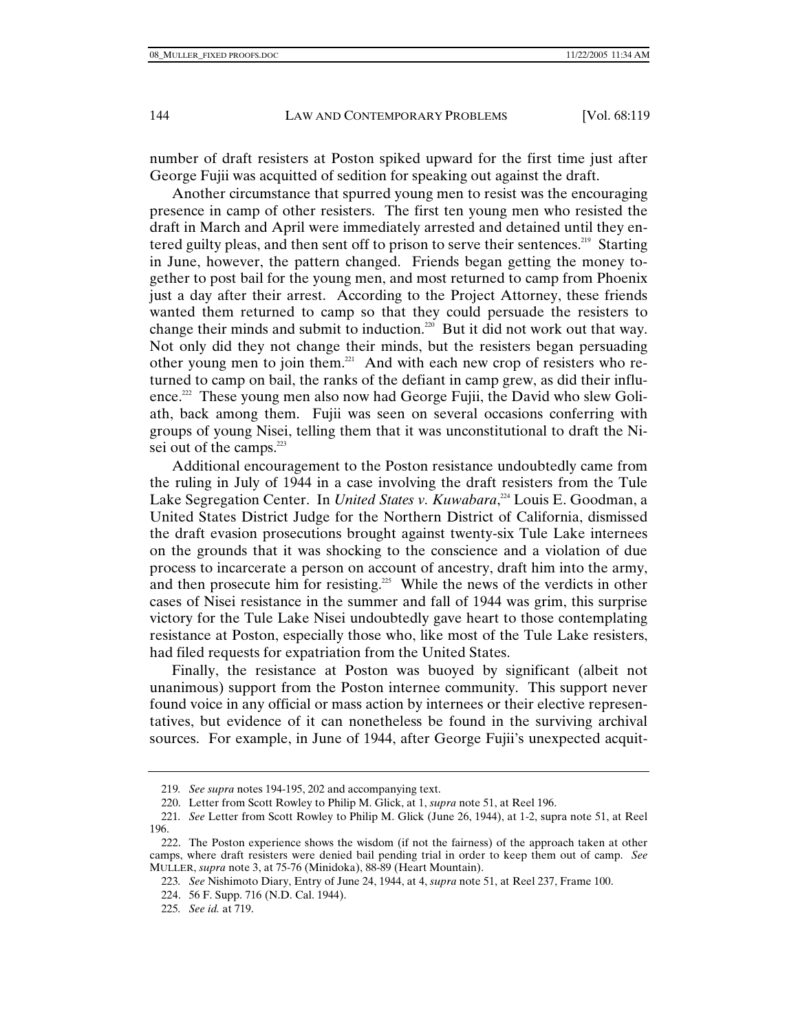number of draft resisters at Poston spiked upward for the first time just after George Fujii was acquitted of sedition for speaking out against the draft.

Another circumstance that spurred young men to resist was the encouraging presence in camp of other resisters. The first ten young men who resisted the draft in March and April were immediately arrested and detained until they entered guilty pleas, and then sent off to prison to serve their sentences.[219] Starting in June, however, the pattern changed. Friends began getting the money together to post bail for the young men, and most returned to camp from Phoenix just a day after their arrest. According to the Project Attorney, these friends wanted them returned to camp so that they could persuade the resisters to change their minds and submit to induction.[220] But it did not work out that way. Not only did they not change their minds, but the resisters began persuading other young men to join them.[221] And with each new crop of resisters who returned to camp on bail, the ranks of the defiant in camp grew, as did their influence.[222] These young men also now had George Fujii, the David who slew Goliath, back among them. Fujii was seen on several occasions conferring with groups of young Nisei, telling them that it was unconstitutional to draft the Nisei out of the camps.[223]

Additional encouragement to the Poston resistance undoubtedly came from the ruling in July of 1944 in a case involving the draft resisters from the Tule Lake Segregation Center. In *United States v. Kuwabara*,[224] Louis E. Goodman, a United States District Judge for the Northern District of California, dismissed the draft evasion prosecutions brought against twenty-six Tule Lake internees on the grounds that it was shocking to the conscience and a violation of due process to incarcerate a person on account of ancestry, draft him into the army, and then prosecute him for resisting.[225] While the news of the verdicts in other cases of Nisei resistance in the summer and fall of 1944 was grim, this surprise victory for the Tule Lake Nisei undoubtedly gave heart to those contemplating resistance at Poston, especially those who, like most of the Tule Lake resisters, had filed requests for expatriation from the United States.

Finally, the resistance at Poston was buoyed by significant (albeit not unanimous) support from the Poston internee community. This support never found voice in any official or mass action by internees or their elective representatives, but evidence of it can nonetheless be found in the surviving archival sources. For example, in June of 1944, after George Fujii's unexpected acquit-

---

219. *See supra* notes 194-195, 202 and accompanying text.

220. Letter from Scott Rowley to Philip M. Glick, at 1, *supra* note 51, at Reel 196.

221. *See* Letter from Scott Rowley to Philip M. Glick (June 26, 1944), at 1-2, supra note 51, at Reel 196.

222. The Poston experience shows the wisdom (if not the fairness) of the approach taken at other camps, where draft resisters were denied bail pending trial in order to keep them out of camp. *See* MULLER, *supra* note 3, at 75-76 (Minidoka), 88-89 (Heart Mountain).

223. *See* Nishimoto Diary, Entry of June 24, 1944, at 4, *supra* note 51, at Reel 237, Frame 100.

224. 56 F. Supp. 716 (N.D. Cal. 1944).

225. *See id.* at 719.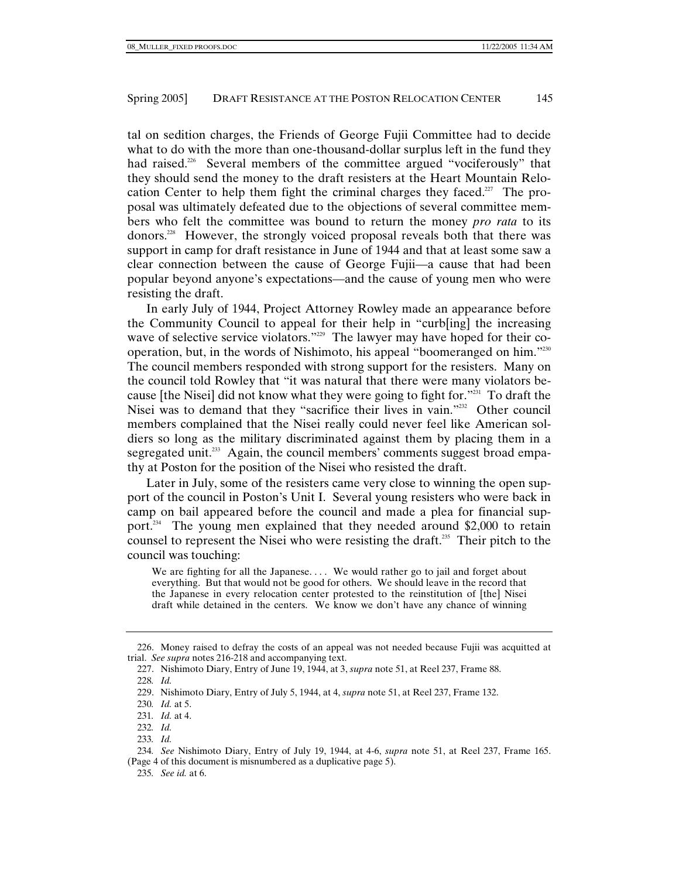tal on sedition charges, the Friends of George Fujii Committee had to decide what to do with the more than one-thousand-dollar surplus left in the fund they had raised.[226] Several members of the committee argued "vociferously" that they should send the money to the draft resisters at the Heart Mountain Relocation Center to help them fight the criminal charges they faced.[227] The proposal was ultimately defeated due to the objections of several committee members who felt the committee was bound to return the money *pro rata* to its donors.[228] However, the strongly voiced proposal reveals both that there was support in camp for draft resistance in June of 1944 and that at least some saw a clear connection between the cause of George Fujii—a cause that had been popular beyond anyone's expectations—and the cause of young men who were resisting the draft.

In early July of 1944, Project Attorney Rowley made an appearance before the Community Council to appeal for their help in "curb[ing] the increasing wave of selective service violators."[229] The lawyer may have hoped for their cooperation, but, in the words of Nishimoto, his appeal "boomeranged on him."[230] The council members responded with strong support for the resisters. Many on the council told Rowley that "it was natural that there were many violators because [the Nisei] did not know what they were going to fight for."[231] To draft the Nisei was to demand that they "sacrifice their lives in vain."[232] Other council members complained that the Nisei really could never feel like American soldiers so long as the military discriminated against them by placing them in a segregated unit.[233] Again, the council members' comments suggest broad empathy at Poston for the position of the Nisei who resisted the draft.

Later in July, some of the resisters came very close to winning the open support of the council in Poston's Unit I. Several young resisters who were back in camp on bail appeared before the council and made a plea for financial support.[234] The young men explained that they needed around $2,000 to retain counsel to represent the Nisei who were resisting the draft.[235] Their pitch to the council was touching:

> We are fighting for all the Japanese. . . . We would rather go to jail and forget about everything. But that would not be good for others. We should leave in the record that the Japanese in every relocation center protested to the reinstitution of [the] Nisei draft while detained in the centers. We know we don't have any chance of winning

---

226. Money raised to defray the costs of an appeal was not needed because Fujii was acquitted at trial. *See supra* notes 216-218 and accompanying text.

227. Nishimoto Diary, Entry of June 19, 1944, at 3, *supra* note 51, at Reel 237, Frame 88.

228. *Id.*

229. Nishimoto Diary, Entry of July 5, 1944, at 4, *supra* note 51, at Reel 237, Frame 132.

230. *Id.* at 5.

231. *Id.* at 4.

232. *Id.*

233. *Id.*

234. *See* Nishimoto Diary, Entry of July 19, 1944, at 4-6, *supra* note 51, at Reel 237, Frame 165. (Page 4 of this document is misnumbered as a duplicative page 5).

235. *See id.* at 6.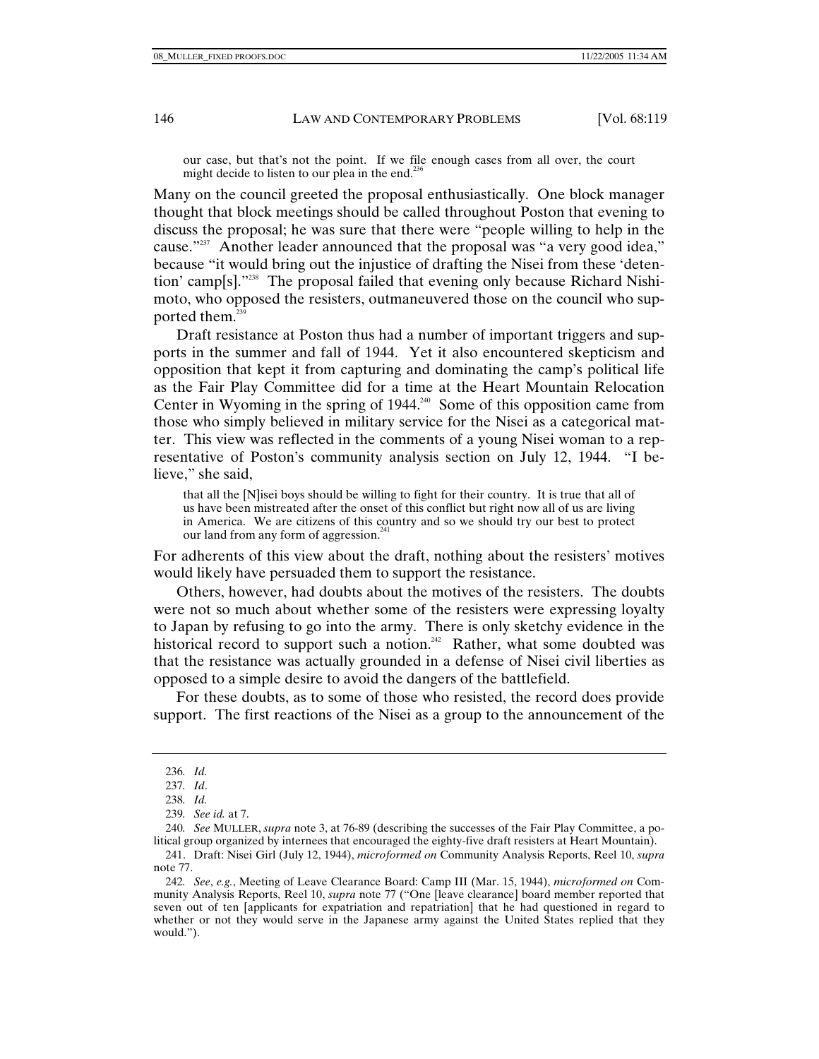> our case, but that's not the point. If we file enough cases from all over, the court might decide to listen to our plea in the end.[236]

Many on the council greeted the proposal enthusiastically. One block manager thought that block meetings should be called throughout Poston that evening to discuss the proposal; he was sure that there were "people willing to help in the cause."[237] Another leader announced that the proposal was "a very good idea," because "it would bring out the injustice of drafting the Nisei from these 'detention' camp[s]."[238] The proposal failed that evening only because Richard Nishimoto, who opposed the resisters, outmaneuvered those on the council who supported them.[239]

Draft resistance at Poston thus had a number of important triggers and supports in the summer and fall of 1944. Yet it also encountered skepticism and opposition that kept it from capturing and dominating the camp's political life as the Fair Play Committee did for a time at the Heart Mountain Relocation Center in Wyoming in the spring of 1944.[240] Some of this opposition came from those who simply believed in military service for the Nisei as a categorical matter. This view was reflected in the comments of a young Nisei woman to a representative of Poston's community analysis section on July 12, 1944. "I believe," she said,

> that all the [N]isei boys should be willing to fight for their country. It is true that all of us have been mistreated after the onset of this conflict but right now all of us are living in America. We are citizens of this country and so we should try our best to protect our land from any form of aggression.[241]

For adherents of this view about the draft, nothing about the resisters' motives would likely have persuaded them to support the resistance.

Others, however, had doubts about the motives of the resisters. The doubts were not so much about whether some of the resisters were expressing loyalty to Japan by refusing to go into the army. There is only sketchy evidence in the historical record to support such a notion.[242] Rather, what some doubted was that the resistance was actually grounded in a defense of Nisei civil liberties as opposed to a simple desire to avoid the dangers of the battlefield.

For these doubts, as to some of those who resisted, the record does provide support. The first reactions of the Nisei as a group to the announcement of the

---

236. *Id.*

237. *Id*.

238. *Id.*

239. *See id.* at 7.

240. *See* MULLER, *supra* note 3, at 76-89 (describing the successes of the Fair Play Committee, a political group organized by internees that encouraged the eighty-five draft resisters at Heart Mountain).

241. Draft: Nisei Girl (July 12, 1944), *microformed on* Community Analysis Reports, Reel 10, *supra* note 77.

242. *See*, *e.g.*, Meeting of Leave Clearance Board: Camp III (Mar. 15, 1944), *microformed on* Community Analysis Reports, Reel 10, *supra* note 77 ("One [leave clearance] board member reported that seven out of ten [applicants for expatriation and repatriation] that he had questioned in regard to whether or not they would serve in the Japanese army against the United States replied that they would.").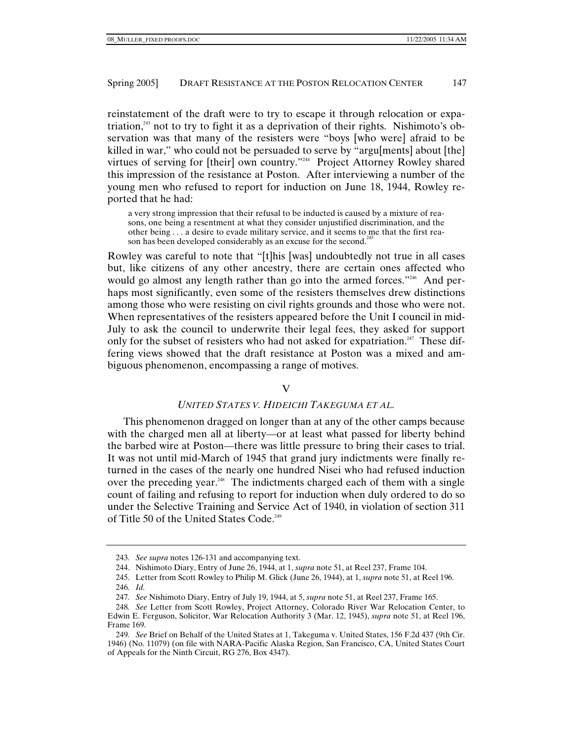reinstatement of the draft were to try to escape it through relocation or expatriation,[243] not to try to fight it as a deprivation of their rights. Nishimoto's observation was that many of the resisters were "boys [who were] afraid to be killed in war," who could not be persuaded to serve by "argu[ments] about [the] virtues of serving for [their] own country."[244] Project Attorney Rowley shared this impression of the resistance at Poston. After interviewing a number of the young men who refused to report for induction on June 18, 1944, Rowley reported that he had:

> a very strong impression that their refusal to be inducted is caused by a mixture of reasons, one being a resentment at what they consider unjustified discrimination, and the other being . . . a desire to evade military service, and it seems to me that the first reason has been developed considerably as an excuse for the second.[245]

Rowley was careful to note that "[t]his [was] undoubtedly not true in all cases but, like citizens of any other ancestry, there are certain ones affected who would go almost any length rather than go into the armed forces."[246] And perhaps most significantly, even some of the resisters themselves drew distinctions among those who were resisting on civil rights grounds and those who were not. When representatives of the resisters appeared before the Unit I council in mid-July to ask the council to underwrite their legal fees, they asked for support only for the subset of resisters who had not asked for expatriation.[247] These differing views showed that the draft resistance at Poston was a mixed and ambiguous phenomenon, encompassing a range of motives.

## V

## *UNITED STATES V. HIDEICHI TAKEGUMA ET AL.*

This phenomenon dragged on longer than at any of the other camps because with the charged men all at liberty—or at least what passed for liberty behind the barbed wire at Poston—there was little pressure to bring their cases to trial. It was not until mid-March of 1945 that grand jury indictments were finally returned in the cases of the nearly one hundred Nisei who had refused induction over the preceding year.[248] The indictments charged each of them with a single count of failing and refusing to report for induction when duly ordered to do so under the Selective Training and Service Act of 1940, in violation of section 311 of Title 50 of the United States Code.[249]

---

243. *See supra* notes 126-131 and accompanying text.

244. Nishimoto Diary, Entry of June 26, 1944, at 1, *supra* note 51, at Reel 237, Frame 104.

245. Letter from Scott Rowley to Philip M. Glick (June 26, 1944), at 1, *supra* note 51, at Reel 196.

246. *Id.*

247. *See* Nishimoto Diary, Entry of July 19, 1944, at 5, *supra* note 51, at Reel 237, Frame 165.

248. *See* Letter from Scott Rowley, Project Attorney, Colorado River War Relocation Center, to Edwin E. Ferguson, Solicitor, War Relocation Authority 3 (Mar. 12, 1945), *supra* note 51, at Reel 196, Frame 169.

249. *See* Brief on Behalf of the United States at 1, Takeguma v. United States, 156 F.2d 437 (9th Cir. 1946) (No. 11079) (on file with NARA-Pacific Alaska Region, San Francisco, CA, United States Court of Appeals for the Ninth Circuit, RG 276, Box 4347).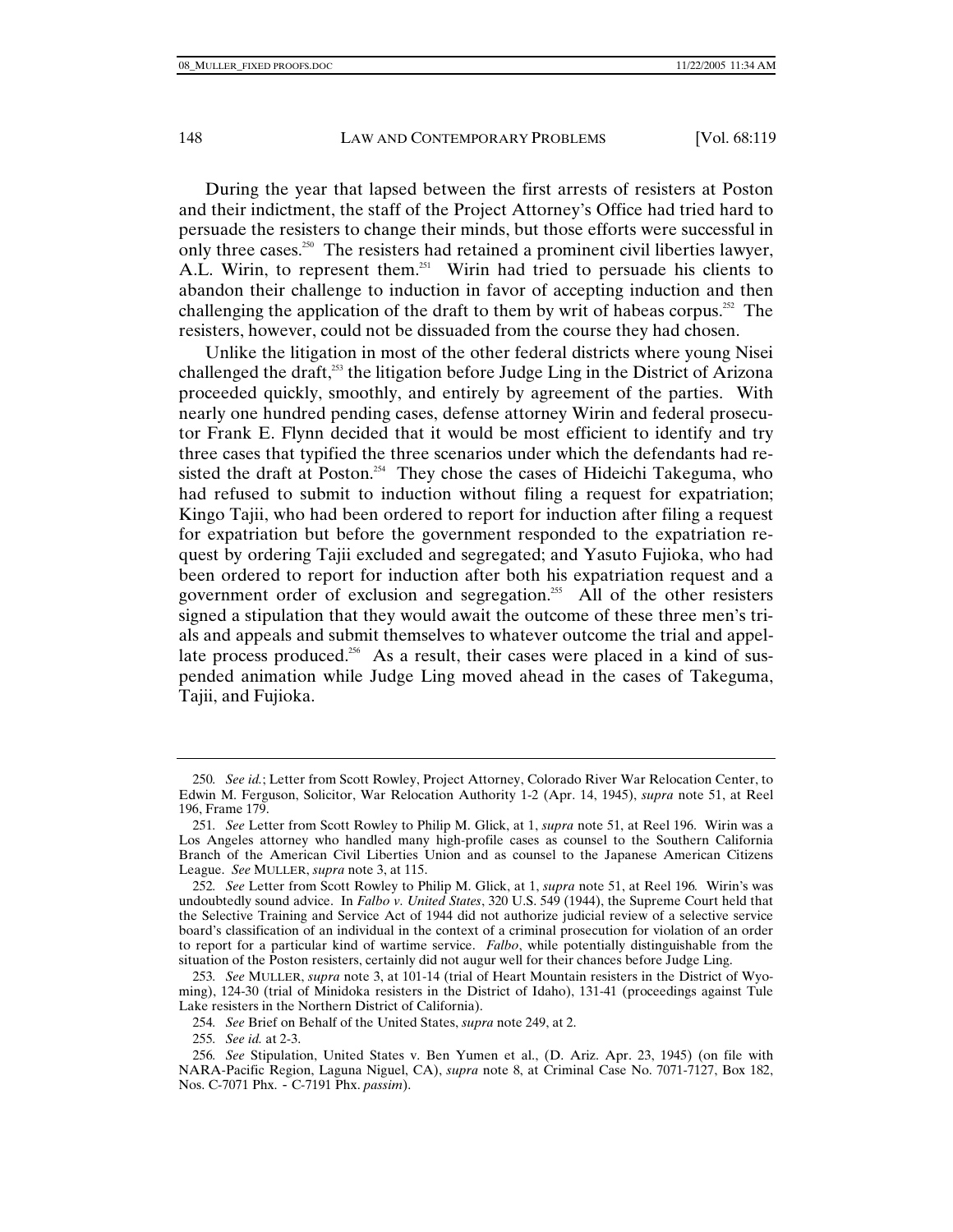During the year that lapsed between the first arrests of resisters at Poston and their indictment, the staff of the Project Attorney's Office had tried hard to persuade the resisters to change their minds, but those efforts were successful in only three cases.[250] The resisters had retained a prominent civil liberties lawyer, A.L. Wirin, to represent them.[251] Wirin had tried to persuade his clients to abandon their challenge to induction in favor of accepting induction and then challenging the application of the draft to them by writ of habeas corpus.[252] The resisters, however, could not be dissuaded from the course they had chosen.

Unlike the litigation in most of the other federal districts where young Nisei challenged the draft,[253] the litigation before Judge Ling in the District of Arizona proceeded quickly, smoothly, and entirely by agreement of the parties. With nearly one hundred pending cases, defense attorney Wirin and federal prosecutor Frank E. Flynn decided that it would be most efficient to identify and try three cases that typified the three scenarios under which the defendants had resisted the draft at Poston.[254] They chose the cases of Hideichi Takeguma, who had refused to submit to induction without filing a request for expatriation; Kingo Tajii, who had been ordered to report for induction after filing a request for expatriation but before the government responded to the expatriation request by ordering Tajii excluded and segregated; and Yasuto Fujioka, who had been ordered to report for induction after both his expatriation request and a government order of exclusion and segregation.[255] All of the other resisters signed a stipulation that they would await the outcome of these three men's trials and appeals and submit themselves to whatever outcome the trial and appellate process produced.[256] As a result, their cases were placed in a kind of suspended animation while Judge Ling moved ahead in the cases of Takeguma, Tajii, and Fujioka.

---

250. *See id.*; Letter from Scott Rowley, Project Attorney, Colorado River War Relocation Center, to Edwin M. Ferguson, Solicitor, War Relocation Authority 1-2 (Apr. 14, 1945), *supra* note 51, at Reel 196, Frame 179.

251. *See* Letter from Scott Rowley to Philip M. Glick, at 1, *supra* note 51, at Reel 196. Wirin was a Los Angeles attorney who handled many high-profile cases as counsel to the Southern California Branch of the American Civil Liberties Union and as counsel to the Japanese American Citizens League. *See* MULLER, *supra* note 3, at 115.

252. *See* Letter from Scott Rowley to Philip M. Glick, at 1, *supra* note 51, at Reel 196. Wirin's was undoubtedly sound advice. In *Falbo v. United States*, 320 U.S. 549 (1944), the Supreme Court held that the Selective Training and Service Act of 1944 did not authorize judicial review of a selective service board's classification of an individual in the context of a criminal prosecution for violation of an order to report for a particular kind of wartime service. *Falbo*, while potentially distinguishable from the situation of the Poston resisters, certainly did not augur well for their chances before Judge Ling.

253. *See* MULLER, *supra* note 3, at 101-14 (trial of Heart Mountain resisters in the District of Wyoming), 124-30 (trial of Minidoka resisters in the District of Idaho), 131-41 (proceedings against Tule Lake resisters in the Northern District of California).

254. *See* Brief on Behalf of the United States, *supra* note 249, at 2.

255. *See id.* at 2-3.

256. *See* Stipulation, United States v. Ben Yumen et al., (D. Ariz. Apr. 23, 1945) (on file with NARA-Pacific Region, Laguna Niguel, CA), *supra* note 8, at Criminal Case No. 7071-7127, Box 182, Nos. C-7071 Phx. - C-7191 Phx. *passim*).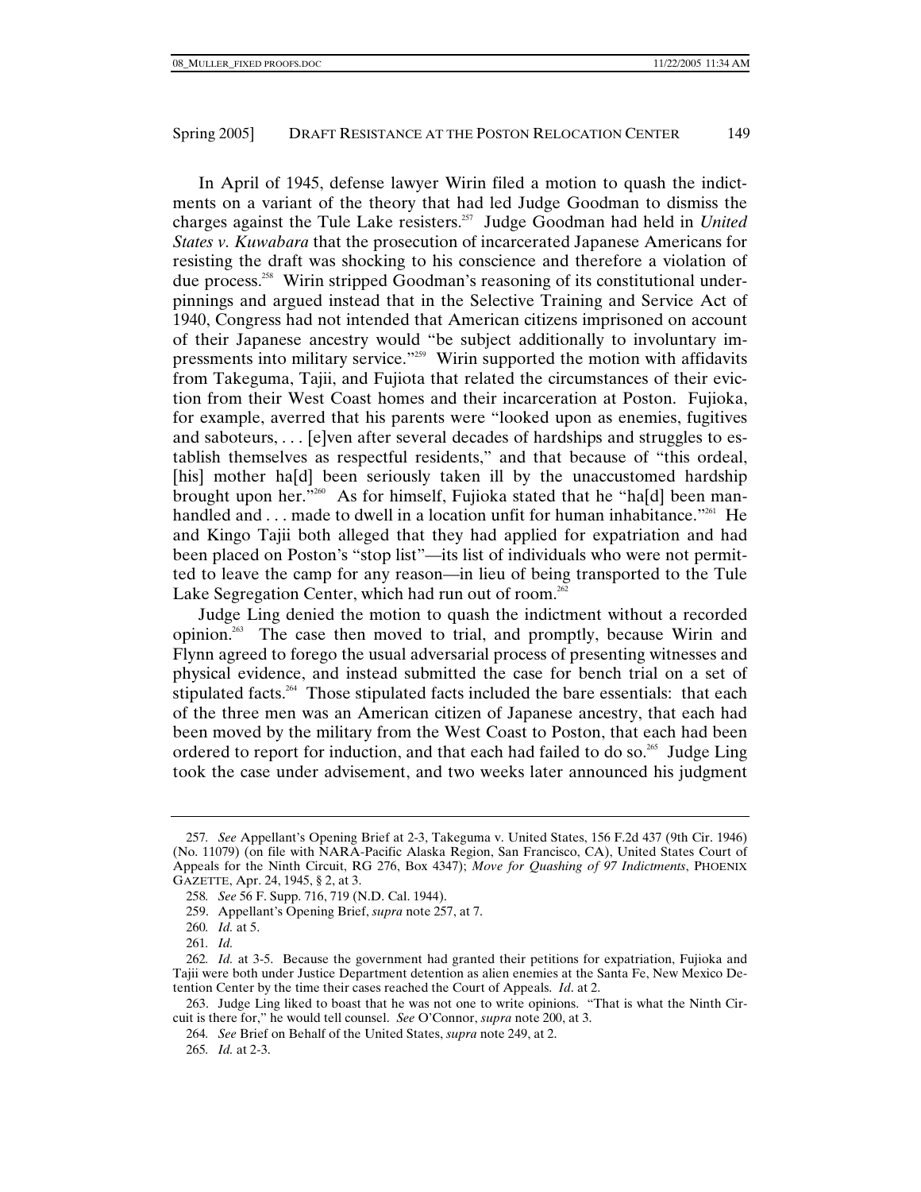In April of 1945, defense lawyer Wirin filed a motion to quash the indictments on a variant of the theory that had led Judge Goodman to dismiss the charges against the Tule Lake resisters.[257] Judge Goodman had held in *United States v. Kuwabara* that the prosecution of incarcerated Japanese Americans for resisting the draft was shocking to his conscience and therefore a violation of due process.[258] Wirin stripped Goodman's reasoning of its constitutional underpinnings and argued instead that in the Selective Training and Service Act of 1940, Congress had not intended that American citizens imprisoned on account of their Japanese ancestry would "be subject additionally to involuntary impressments into military service."[259] Wirin supported the motion with affidavits from Takeguma, Tajii, and Fujiota that related the circumstances of their eviction from their West Coast homes and their incarceration at Poston. Fujioka, for example, averred that his parents were "looked upon as enemies, fugitives and saboteurs, . . . [e]ven after several decades of hardships and struggles to establish themselves as respectful residents," and that because of "this ordeal, [his] mother ha[d] been seriously taken ill by the unaccustomed hardship brought upon her."[260] As for himself, Fujioka stated that he "ha[d] been manhandled and . . . made to dwell in a location unfit for human inhabitance."[261] He and Kingo Tajii both alleged that they had applied for expatriation and had been placed on Poston's "stop list"—its list of individuals who were not permitted to leave the camp for any reason—in lieu of being transported to the Tule Lake Segregation Center, which had run out of room.[262]

Judge Ling denied the motion to quash the indictment without a recorded opinion.[263] The case then moved to trial, and promptly, because Wirin and Flynn agreed to forego the usual adversarial process of presenting witnesses and physical evidence, and instead submitted the case for bench trial on a set of stipulated facts.[264] Those stipulated facts included the bare essentials: that each of the three men was an American citizen of Japanese ancestry, that each had been moved by the military from the West Coast to Poston, that each had been ordered to report for induction, and that each had failed to do so.[265] Judge Ling took the case under advisement, and two weeks later announced his judgment

---

257. *See* Appellant's Opening Brief at 2-3, Takeguma v. United States, 156 F.2d 437 (9th Cir. 1946) (No. 11079) (on file with NARA-Pacific Alaska Region, San Francisco, CA), United States Court of Appeals for the Ninth Circuit, RG 276, Box 4347); *Move for Quashing of 97 Indictments*, PHOENIX GAZETTE, Apr. 24, 1945, § 2, at 3.

258. *See* 56 F. Supp. 716, 719 (N.D. Cal. 1944).

259. Appellant's Opening Brief, *supra* note 257, at 7.

260. *Id.* at 5.

261. *Id.*

262. *Id.* at 3-5. Because the government had granted their petitions for expatriation, Fujioka and Tajii were both under Justice Department detention as alien enemies at the Santa Fe, New Mexico Detention Center by the time their cases reached the Court of Appeals. *Id*. at 2.

263. Judge Ling liked to boast that he was not one to write opinions. "That is what the Ninth Circuit is there for," he would tell counsel. *See* O'Connor, *supra* note 200, at 3.

264. *See* Brief on Behalf of the United States, *supra* note 249, at 2.

265. *Id.* at 2-3.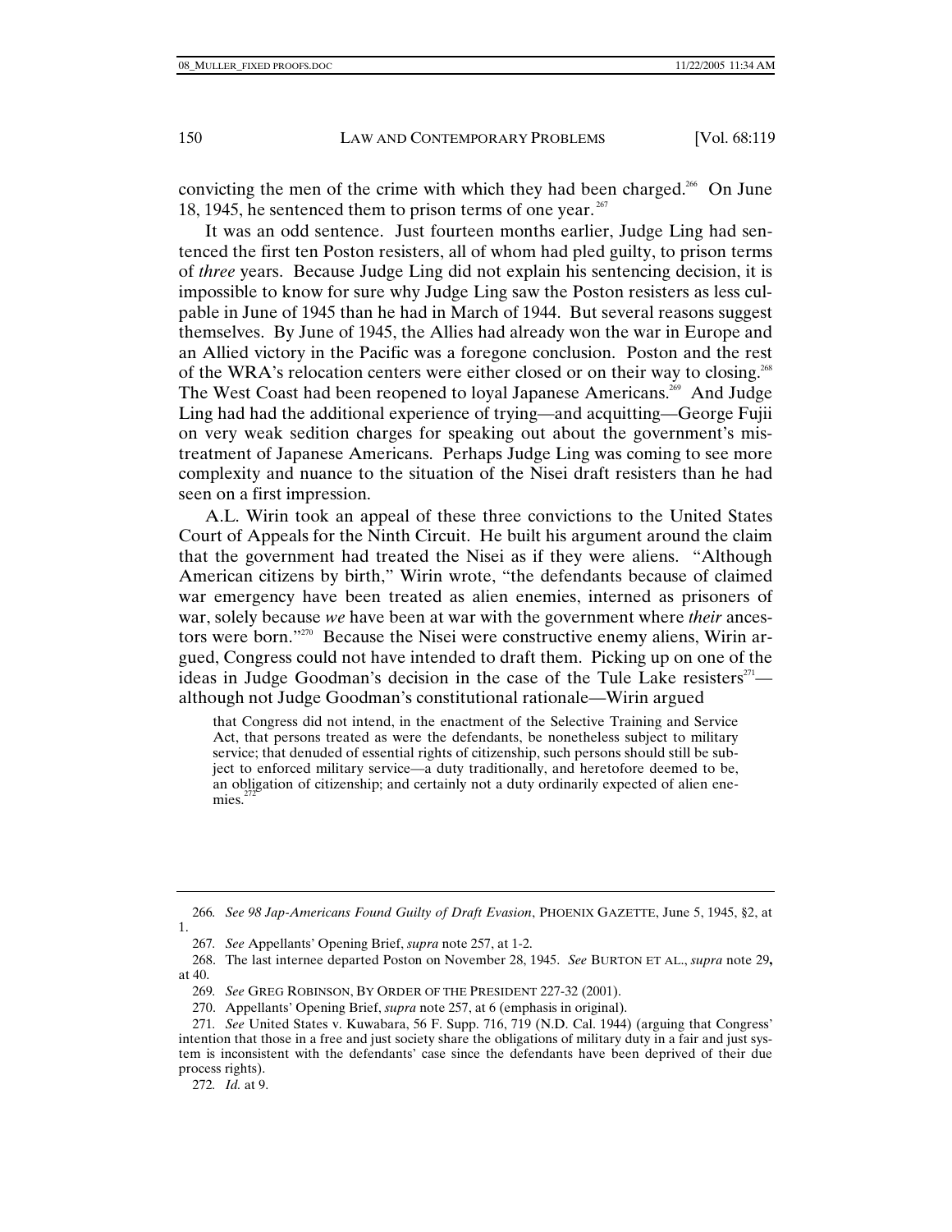convicting the men of the crime with which they had been charged.[266] On June 18, 1945, he sentenced them to prison terms of one year.[267]

It was an odd sentence. Just fourteen months earlier, Judge Ling had sentenced the first ten Poston resisters, all of whom had pled guilty, to prison terms of *three* years. Because Judge Ling did not explain his sentencing decision, it is impossible to know for sure why Judge Ling saw the Poston resisters as less culpable in June of 1945 than he had in March of 1944. But several reasons suggest themselves. By June of 1945, the Allies had already won the war in Europe and an Allied victory in the Pacific was a foregone conclusion. Poston and the rest of the WRA's relocation centers were either closed or on their way to closing.[268] The West Coast had been reopened to loyal Japanese Americans.[269] And Judge Ling had had the additional experience of trying—and acquitting—George Fujii on very weak sedition charges for speaking out about the government's mistreatment of Japanese Americans. Perhaps Judge Ling was coming to see more complexity and nuance to the situation of the Nisei draft resisters than he had seen on a first impression.

A.L. Wirin took an appeal of these three convictions to the United States Court of Appeals for the Ninth Circuit. He built his argument around the claim that the government had treated the Nisei as if they were aliens. "Although American citizens by birth," Wirin wrote, "the defendants because of claimed war emergency have been treated as alien enemies, interned as prisoners of war, solely because *we* have been at war with the government where *their* ancestors were born."[270] Because the Nisei were constructive enemy aliens, Wirin argued, Congress could not have intended to draft them. Picking up on one of the ideas in Judge Goodman's decision in the case of the Tule Lake resisters[271]—although not Judge Goodman's constitutional rationale—Wirin argued

> that Congress did not intend, in the enactment of the Selective Training and Service Act, that persons treated as were the defendants, be nonetheless subject to military service; that denuded of essential rights of citizenship, such persons should still be subject to enforced military service—a duty traditionally, and heretofore deemed to be, an obligation of citizenship; and certainly not a duty ordinarily expected of alien enemies.[272]

---

266. *See 98 Jap-Americans Found Guilty of Draft Evasion*, PHOENIX GAZETTE, June 5, 1945, §2, at 1.

267. *See* Appellants' Opening Brief, *supra* note 257, at 1-2.

268. The last internee departed Poston on November 28, 1945. *See* BURTON ET AL., *supra* note 29**,** at 40.

269. *See* GREG ROBINSON, BY ORDER OF THE PRESIDENT 227-32 (2001).

270. Appellants' Opening Brief, *supra* note 257, at 6 (emphasis in original).

271. *See* United States v. Kuwabara, 56 F. Supp. 716, 719 (N.D. Cal. 1944) (arguing that Congress' intention that those in a free and just society share the obligations of military duty in a fair and just system is inconsistent with the defendants' case since the defendants have been deprived of their due process rights).

272. *Id.* at 9.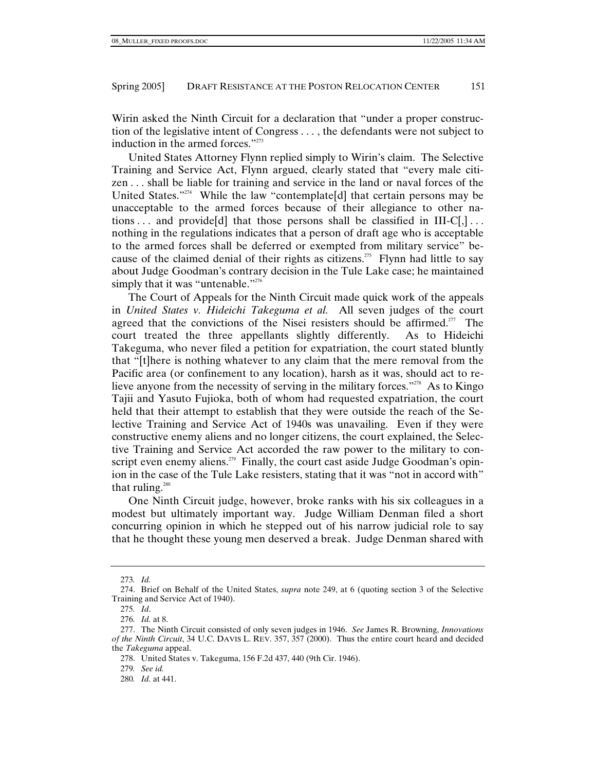Wirin asked the Ninth Circuit for a declaration that "under a proper construction of the legislative intent of Congress . . . , the defendants were not subject to induction in the armed forces."[273]

United States Attorney Flynn replied simply to Wirin's claim. The Selective Training and Service Act, Flynn argued, clearly stated that "every male citizen . . . shall be liable for training and service in the land or naval forces of the United States."[274] While the law "contemplate[d] that certain persons may be unacceptable to the armed forces because of their allegiance to other nations . . . and provide[d] that those persons shall be classified in III-C[,] . . . nothing in the regulations indicates that a person of draft age who is acceptable to the armed forces shall be deferred or exempted from military service" because of the claimed denial of their rights as citizens.[275] Flynn had little to say about Judge Goodman's contrary decision in the Tule Lake case; he maintained simply that it was "untenable."[276]

The Court of Appeals for the Ninth Circuit made quick work of the appeals in *United States v. Hideichi Takeguma et al.* All seven judges of the court agreed that the convictions of the Nisei resisters should be affirmed.[277] The court treated the three appellants slightly differently. As to Hideichi Takeguma, who never filed a petition for expatriation, the court stated bluntly that "[t]here is nothing whatever to any claim that the mere removal from the Pacific area (or confinement to any location), harsh as it was, should act to relieve anyone from the necessity of serving in the military forces."[278] As to Kingo Tajii and Yasuto Fujioka, both of whom had requested expatriation, the court held that their attempt to establish that they were outside the reach of the Selective Training and Service Act of 1940s was unavailing. Even if they were constructive enemy aliens and no longer citizens, the court explained, the Selective Training and Service Act accorded the raw power to the military to conscript even enemy aliens.[279] Finally, the court cast aside Judge Goodman's opinion in the case of the Tule Lake resisters, stating that it was "not in accord with" that ruling.[280]

One Ninth Circuit judge, however, broke ranks with his six colleagues in a modest but ultimately important way. Judge William Denman filed a short concurring opinion in which he stepped out of his narrow judicial role to say that he thought these young men deserved a break. Judge Denman shared with

---

273. *Id.*

274. Brief on Behalf of the United States, *supra* note 249, at 6 (quoting section 3 of the Selective Training and Service Act of 1940).

275. *Id*.

276. *Id.* at 8.

277. The Ninth Circuit consisted of only seven judges in 1946. *See* James R. Browning, *Innovations of the Ninth Circuit*, 34 U.C. DAVIS L. REV. 357, 357 (2000). Thus the entire court heard and decided the *Takeguma* appeal.

278. United States v. Takeguma, 156 F.2d 437, 440 (9th Cir. 1946).

279. *See id.*

280. *Id.* at 441.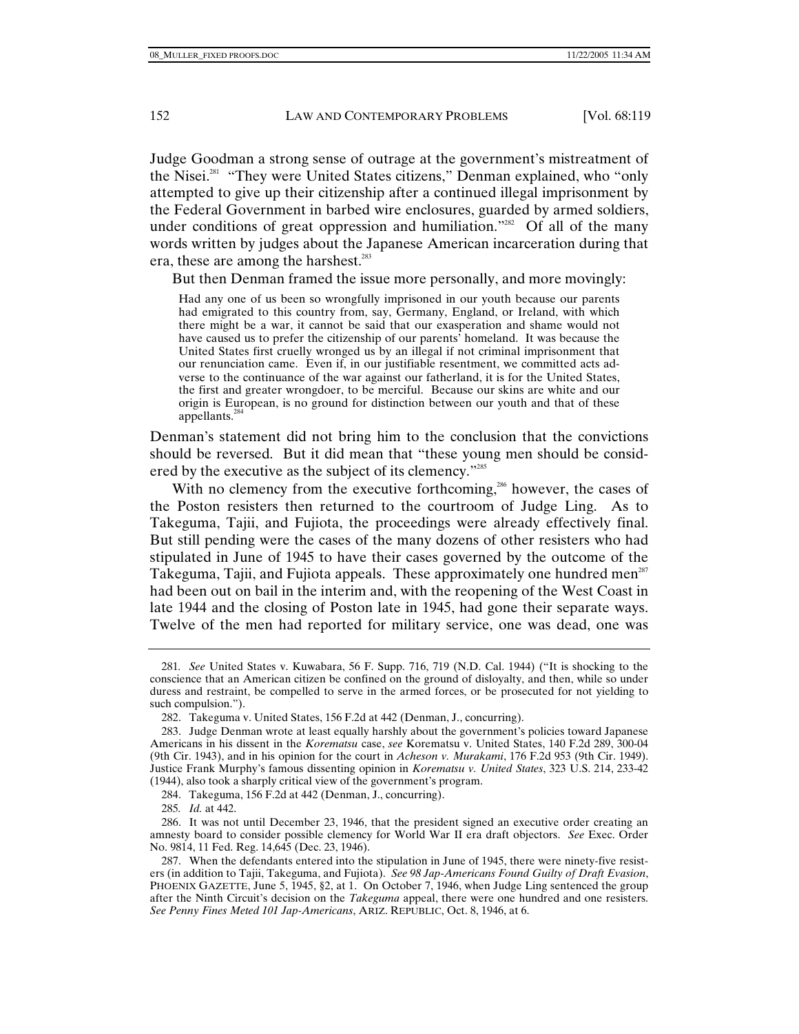Judge Goodman a strong sense of outrage at the government's mistreatment of the Nisei.[281] "They were United States citizens," Denman explained, who "only attempted to give up their citizenship after a continued illegal imprisonment by the Federal Government in barbed wire enclosures, guarded by armed soldiers, under conditions of great oppression and humiliation."[282] Of all of the many words written by judges about the Japanese American incarceration during that era, these are among the harshest.[283]

But then Denman framed the issue more personally, and more movingly:

> Had any one of us been so wrongfully imprisoned in our youth because our parents had emigrated to this country from, say, Germany, England, or Ireland, with which there might be a war, it cannot be said that our exasperation and shame would not have caused us to prefer the citizenship of our parents' homeland. It was because the United States first cruelly wronged us by an illegal if not criminal imprisonment that our renunciation came. Even if, in our justifiable resentment, we committed acts adverse to the continuance of the war against our fatherland, it is for the United States, the first and greater wrongdoer, to be merciful. Because our skins are white and our origin is European, is no ground for distinction between our youth and that of these appellants.[284]

Denman's statement did not bring him to the conclusion that the convictions should be reversed. But it did mean that "these young men should be considered by the executive as the subject of its clemency."[285]

With no clemency from the executive forthcoming,[286] however, the cases of the Poston resisters then returned to the courtroom of Judge Ling. As to Takeguma, Tajii, and Fujiota, the proceedings were already effectively final. But still pending were the cases of the many dozens of other resisters who had stipulated in June of 1945 to have their cases governed by the outcome of the Takeguma, Tajii, and Fujiota appeals. These approximately one hundred men[287] had been out on bail in the interim and, with the reopening of the West Coast in late 1944 and the closing of Poston late in 1945, had gone their separate ways. Twelve of the men had reported for military service, one was dead, one was

---

281. *See* United States v. Kuwabara, 56 F. Supp. 716, 719 (N.D. Cal. 1944) ("It is shocking to the conscience that an American citizen be confined on the ground of disloyalty, and then, while so under duress and restraint, be compelled to serve in the armed forces, or be prosecuted for not yielding to such compulsion.").

282. Takeguma v. United States, 156 F.2d at 442 (Denman, J., concurring).

283. Judge Denman wrote at least equally harshly about the government's policies toward Japanese Americans in his dissent in the *Korematsu* case, *see* Korematsu v. United States, 140 F.2d 289, 300-04 (9th Cir. 1943), and in his opinion for the court in *Acheson v. Murakami*, 176 F.2d 953 (9th Cir. 1949). Justice Frank Murphy's famous dissenting opinion in *Korematsu v. United States*, 323 U.S. 214, 233-42 (1944), also took a sharply critical view of the government's program.

284. Takeguma, 156 F.2d at 442 (Denman, J., concurring).

285. *Id.* at 442.

286. It was not until December 23, 1946, that the president signed an executive order creating an amnesty board to consider possible clemency for World War II era draft objectors. *See* Exec. Order No. 9814, 11 Fed. Reg. 14,645 (Dec. 23, 1946).

287. When the defendants entered into the stipulation in June of 1945, there were ninety-five resisters (in addition to Tajii, Takeguma, and Fujiota). *See 98 Jap-Americans Found Guilty of Draft Evasion*, PHOENIX GAZETTE, June 5, 1945, §2, at 1. On October 7, 1946, when Judge Ling sentenced the group after the Ninth Circuit's decision on the *Takeguma* appeal, there were one hundred and one resisters. *See Penny Fines Meted 101 Jap-Americans*, ARIZ. REPUBLIC, Oct. 8, 1946, at 6.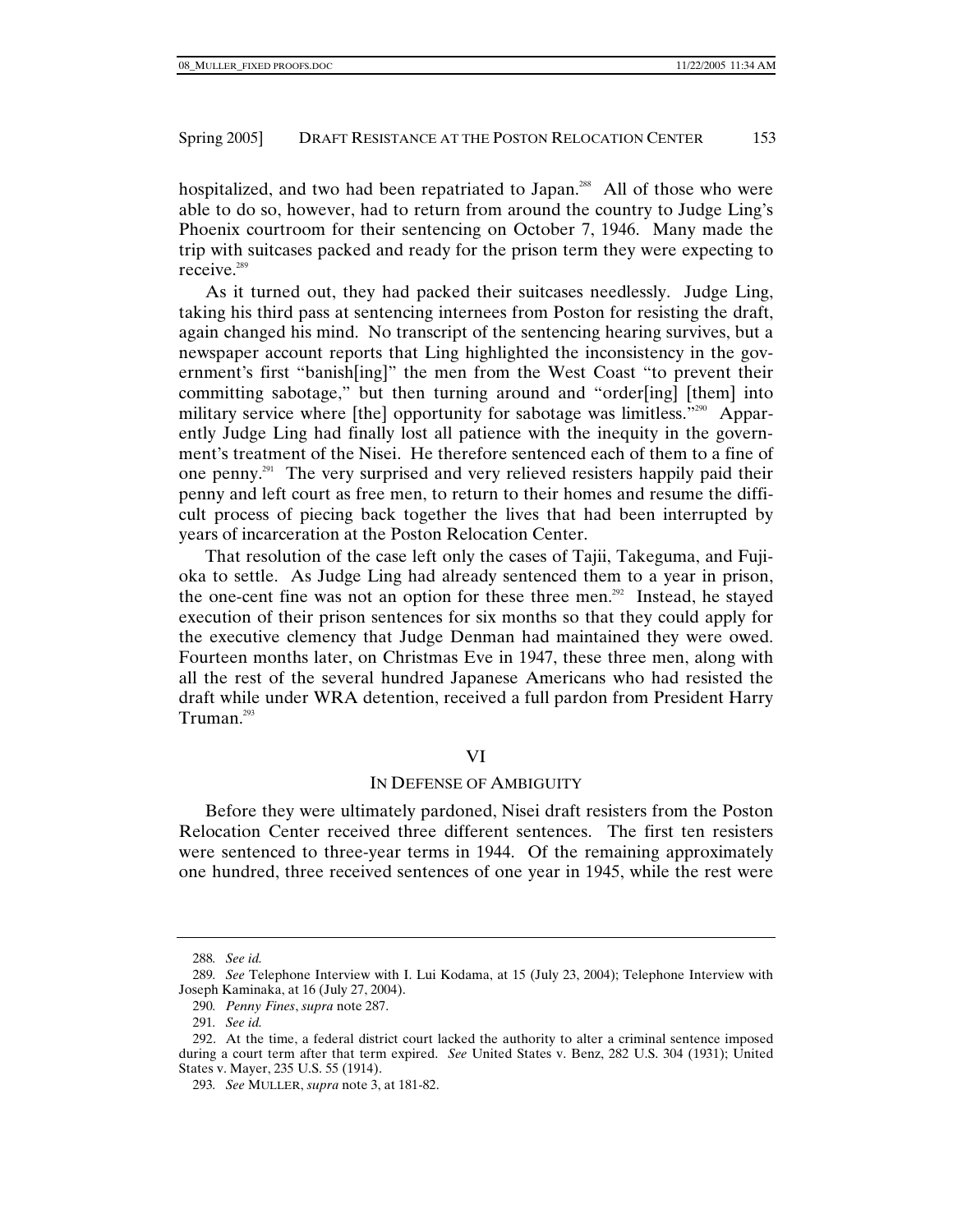hospitalized, and two had been repatriated to Japan.[288] All of those who were able to do so, however, had to return from around the country to Judge Ling's Phoenix courtroom for their sentencing on October 7, 1946. Many made the trip with suitcases packed and ready for the prison term they were expecting to receive.[289]

As it turned out, they had packed their suitcases needlessly. Judge Ling, taking his third pass at sentencing internees from Poston for resisting the draft, again changed his mind. No transcript of the sentencing hearing survives, but a newspaper account reports that Ling highlighted the inconsistency in the government's first "banish[ing]" the men from the West Coast "to prevent their committing sabotage," but then turning around and "order[ing] [them] into military service where [the] opportunity for sabotage was limitless."[290] Apparently Judge Ling had finally lost all patience with the inequity in the government's treatment of the Nisei. He therefore sentenced each of them to a fine of one penny.[291] The very surprised and very relieved resisters happily paid their penny and left court as free men, to return to their homes and resume the difficult process of piecing back together the lives that had been interrupted by years of incarceration at the Poston Relocation Center.

That resolution of the case left only the cases of Tajii, Takeguma, and Fujioka to settle. As Judge Ling had already sentenced them to a year in prison, the one-cent fine was not an option for these three men.[292] Instead, he stayed execution of their prison sentences for six months so that they could apply for the executive clemency that Judge Denman had maintained they were owed. Fourteen months later, on Christmas Eve in 1947, these three men, along with all the rest of the several hundred Japanese Americans who had resisted the draft while under WRA detention, received a full pardon from President Harry Truman.[293]

## VI

## IN DEFENSE OF AMBIGUITY

Before they were ultimately pardoned, Nisei draft resisters from the Poston Relocation Center received three different sentences. The first ten resisters were sentenced to three-year terms in 1944. Of the remaining approximately one hundred, three received sentences of one year in 1945, while the rest were

---

288. *See id.*

289. *See* Telephone Interview with I. Lui Kodama, at 15 (July 23, 2004); Telephone Interview with Joseph Kaminaka, at 16 (July 27, 2004).

290. *Penny Fines*, *supra* note 287.

291. *See id.*

292. At the time, a federal district court lacked the authority to alter a criminal sentence imposed during a court term after that term expired. *See* United States v. Benz, 282 U.S. 304 (1931); United States v. Mayer, 235 U.S. 55 (1914).

293. *See* MULLER, *supra* note 3, at 181-82.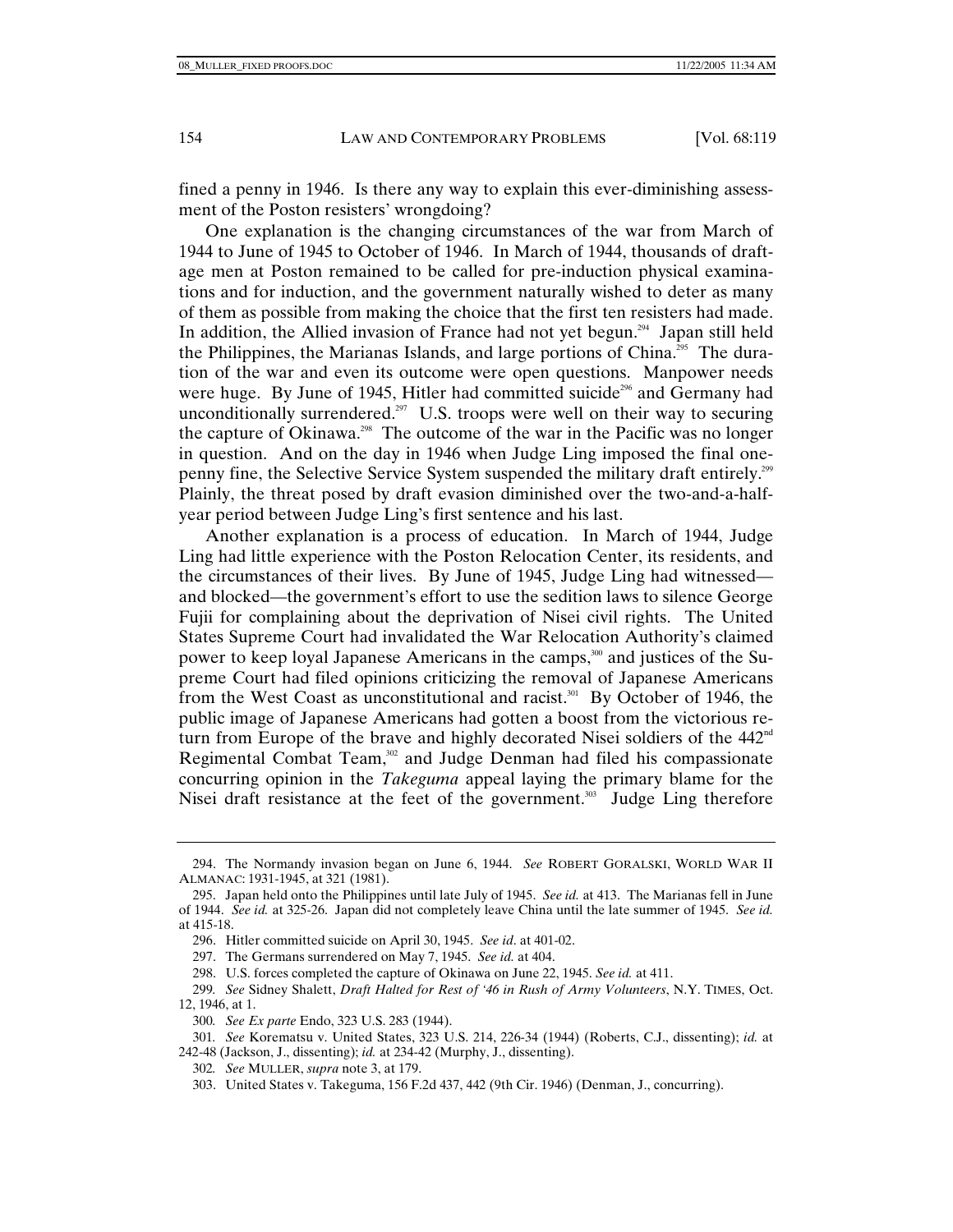fined a penny in 1946. Is there any way to explain this ever-diminishing assessment of the Poston resisters' wrongdoing?

One explanation is the changing circumstances of the war from March of 1944 to June of 1945 to October of 1946. In March of 1944, thousands of draft-age men at Poston remained to be called for pre-induction physical examinations and for induction, and the government naturally wished to deter as many of them as possible from making the choice that the first ten resisters had made. In addition, the Allied invasion of France had not yet begun.[294] Japan still held the Philippines, the Marianas Islands, and large portions of China.[295] The duration of the war and even its outcome were open questions. Manpower needs were huge. By June of 1945, Hitler had committed suicide[296] and Germany had unconditionally surrendered.[297] U.S. troops were well on their way to securing the capture of Okinawa.[298] The outcome of the war in the Pacific was no longer in question. And on the day in 1946 when Judge Ling imposed the final one-penny fine, the Selective Service System suspended the military draft entirely.[299] Plainly, the threat posed by draft evasion diminished over the two-and-a-half-year period between Judge Ling's first sentence and his last.

Another explanation is a process of education. In March of 1944, Judge Ling had little experience with the Poston Relocation Center, its residents, and the circumstances of their lives. By June of 1945, Judge Ling had witnessed—and blocked—the government's effort to use the sedition laws to silence George Fujii for complaining about the deprivation of Nisei civil rights. The United States Supreme Court had invalidated the War Relocation Authority's claimed power to keep loyal Japanese Americans in the camps,[300] and justices of the Supreme Court had filed opinions criticizing the removal of Japanese Americans from the West Coast as unconstitutional and racist.[301] By October of 1946, the public image of Japanese Americans had gotten a boost from the victorious return from Europe of the brave and highly decorated Nisei soldiers of the 442nd Regimental Combat Team,[302] and Judge Denman had filed his compassionate concurring opinion in the *Takeguma* appeal laying the primary blame for the Nisei draft resistance at the feet of the government.[303] Judge Ling therefore

---

294. The Normandy invasion began on June 6, 1944. *See* ROBERT GORALSKI, WORLD WAR II ALMANAC: 1931-1945, at 321 (1981).

295. Japan held onto the Philippines until late July of 1945. *See id.* at 413. The Marianas fell in June of 1944. *See id.* at 325-26. Japan did not completely leave China until the late summer of 1945. *See id.* at 415-18.

296. Hitler committed suicide on April 30, 1945. *See id*. at 401-02.

297. The Germans surrendered on May 7, 1945. *See id.* at 404.

298. U.S. forces completed the capture of Okinawa on June 22, 1945. *See id.* at 411.

299. *See* Sidney Shalett, *Draft Halted for Rest of '46 in Rush of Army Volunteers*, N.Y. TIMES, Oct. 12, 1946, at 1.

300. *See Ex parte* Endo, 323 U.S. 283 (1944).

301. *See* Korematsu v. United States, 323 U.S. 214, 226-34 (1944) (Roberts, C.J., dissenting); *id.* at 242-48 (Jackson, J., dissenting); *id.* at 234-42 (Murphy, J., dissenting).

302. *See* MULLER, *supra* note 3, at 179.

303. United States v. Takeguma, 156 F.2d 437, 442 (9th Cir. 1946) (Denman, J., concurring).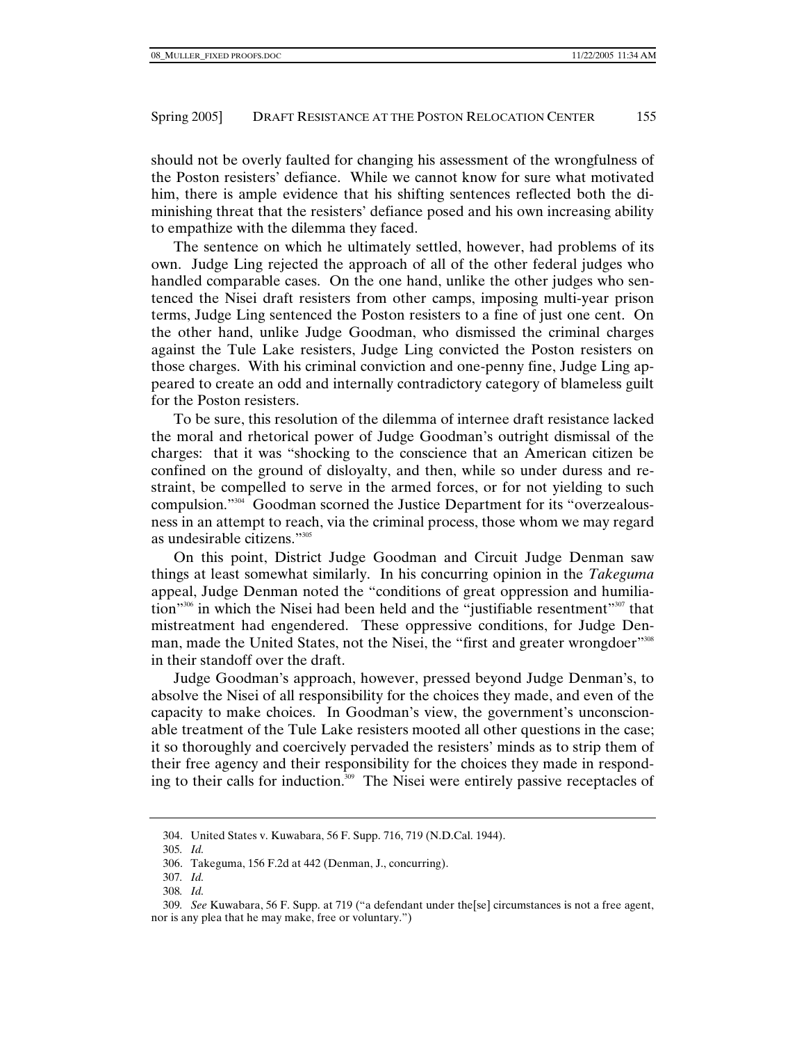should not be overly faulted for changing his assessment of the wrongfulness of the Poston resisters' defiance. While we cannot know for sure what motivated him, there is ample evidence that his shifting sentences reflected both the diminishing threat that the resisters' defiance posed and his own increasing ability to empathize with the dilemma they faced.

The sentence on which he ultimately settled, however, had problems of its own. Judge Ling rejected the approach of all of the other federal judges who handled comparable cases. On the one hand, unlike the other judges who sentenced the Nisei draft resisters from other camps, imposing multi-year prison terms, Judge Ling sentenced the Poston resisters to a fine of just one cent. On the other hand, unlike Judge Goodman, who dismissed the criminal charges against the Tule Lake resisters, Judge Ling convicted the Poston resisters on those charges. With his criminal conviction and one-penny fine, Judge Ling appeared to create an odd and internally contradictory category of blameless guilt for the Poston resisters.

To be sure, this resolution of the dilemma of internee draft resistance lacked the moral and rhetorical power of Judge Goodman's outright dismissal of the charges: that it was "shocking to the conscience that an American citizen be confined on the ground of disloyalty, and then, while so under duress and restraint, be compelled to serve in the armed forces, or for not yielding to such compulsion."[304] Goodman scorned the Justice Department for its "overzealousness in an attempt to reach, via the criminal process, those whom we may regard as undesirable citizens."[305]

On this point, District Judge Goodman and Circuit Judge Denman saw things at least somewhat similarly. In his concurring opinion in the *Takeguma* appeal, Judge Denman noted the "conditions of great oppression and humiliation"[306] in which the Nisei had been held and the "justifiable resentment"[307] that mistreatment had engendered. These oppressive conditions, for Judge Denman, made the United States, not the Nisei, the "first and greater wrongdoer"[308] in their standoff over the draft.

Judge Goodman's approach, however, pressed beyond Judge Denman's, to absolve the Nisei of all responsibility for the choices they made, and even of the capacity to make choices. In Goodman's view, the government's unconscionable treatment of the Tule Lake resisters mooted all other questions in the case; it so thoroughly and coercively pervaded the resisters' minds as to strip them of their free agency and their responsibility for the choices they made in responding to their calls for induction.[309] The Nisei were entirely passive receptacles of

---

304. United States v. Kuwabara, 56 F. Supp. 716, 719 (N.D.Cal. 1944).

305. *Id.*

306. Takeguma, 156 F.2d at 442 (Denman, J., concurring).

307. *Id.*

308. *Id.*

309. *See* Kuwabara, 56 F. Supp. at 719 ("a defendant under the[se] circumstances is not a free agent, nor is any plea that he may make, free or voluntary.")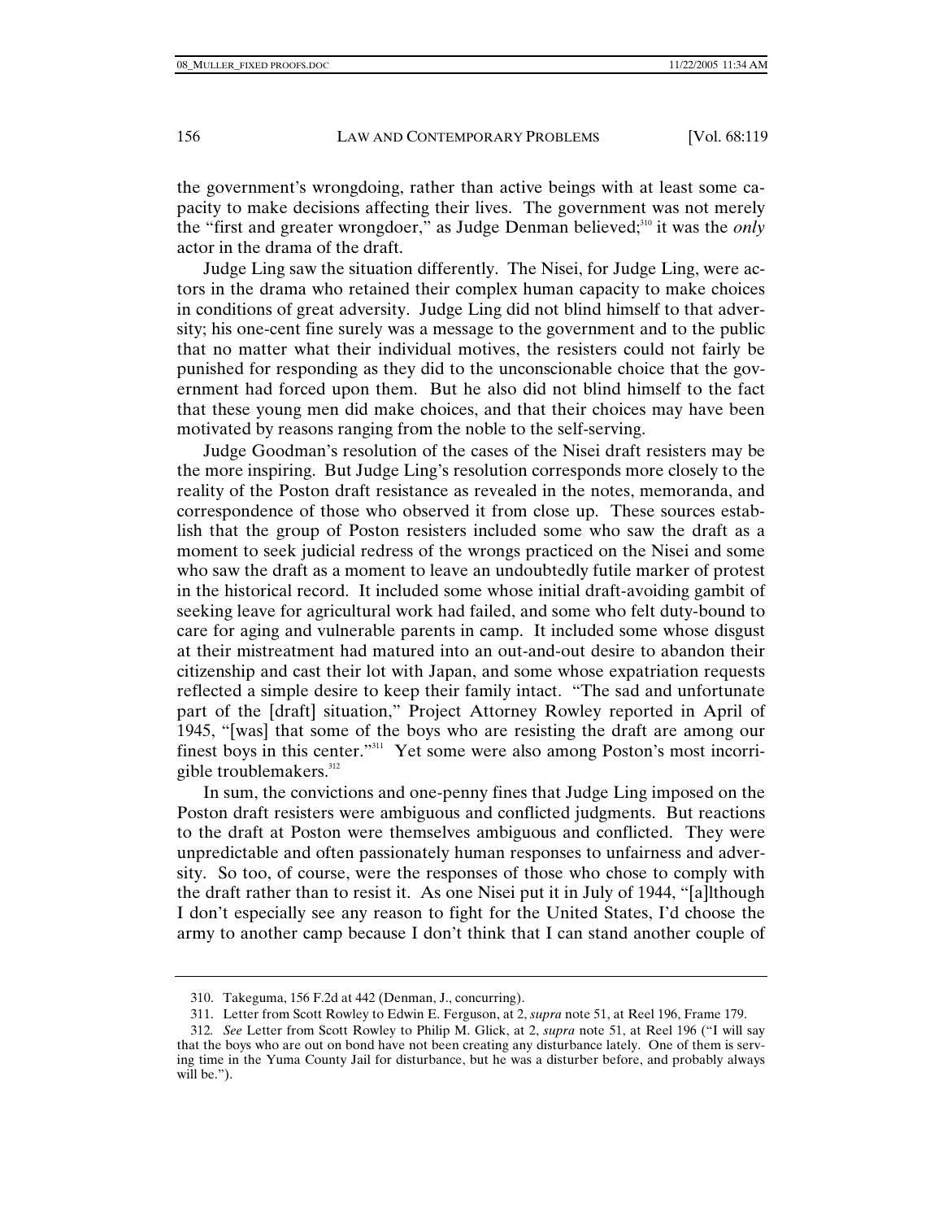the government's wrongdoing, rather than active beings with at least some capacity to make decisions affecting their lives. The government was not merely the "first and greater wrongdoer," as Judge Denman believed;[310] it was the *only* actor in the drama of the draft.

Judge Ling saw the situation differently. The Nisei, for Judge Ling, were actors in the drama who retained their complex human capacity to make choices in conditions of great adversity. Judge Ling did not blind himself to that adversity; his one-cent fine surely was a message to the government and to the public that no matter what their individual motives, the resisters could not fairly be punished for responding as they did to the unconscionable choice that the government had forced upon them. But he also did not blind himself to the fact that these young men did make choices, and that their choices may have been motivated by reasons ranging from the noble to the self-serving.

Judge Goodman's resolution of the cases of the Nisei draft resisters may be the more inspiring. But Judge Ling's resolution corresponds more closely to the reality of the Poston draft resistance as revealed in the notes, memoranda, and correspondence of those who observed it from close up. These sources establish that the group of Poston resisters included some who saw the draft as a moment to seek judicial redress of the wrongs practiced on the Nisei and some who saw the draft as a moment to leave an undoubtedly futile marker of protest in the historical record. It included some whose initial draft-avoiding gambit of seeking leave for agricultural work had failed, and some who felt duty-bound to care for aging and vulnerable parents in camp. It included some whose disgust at their mistreatment had matured into an out-and-out desire to abandon their citizenship and cast their lot with Japan, and some whose expatriation requests reflected a simple desire to keep their family intact. "The sad and unfortunate part of the [draft] situation," Project Attorney Rowley reported in April of 1945, "[was] that some of the boys who are resisting the draft are among our finest boys in this center."[311] Yet some were also among Poston's most incorrigible troublemakers.[312]

In sum, the convictions and one-penny fines that Judge Ling imposed on the Poston draft resisters were ambiguous and conflicted judgments. But reactions to the draft at Poston were themselves ambiguous and conflicted. They were unpredictable and often passionately human responses to unfairness and adversity. So too, of course, were the responses of those who chose to comply with the draft rather than to resist it. As one Nisei put it in July of 1944, "[a]lthough I don't especially see any reason to fight for the United States, I'd choose the army to another camp because I don't think that I can stand another couple of

---

310. Takeguma, 156 F.2d at 442 (Denman, J., concurring).

311. Letter from Scott Rowley to Edwin E. Ferguson, at 2, *supra* note 51, at Reel 196, Frame 179.

312. *See* Letter from Scott Rowley to Philip M. Glick, at 2, *supra* note 51, at Reel 196 ("I will say that the boys who are out on bond have not been creating any disturbance lately. One of them is serving time in the Yuma County Jail for disturbance, but he was a disturber before, and probably always will be.").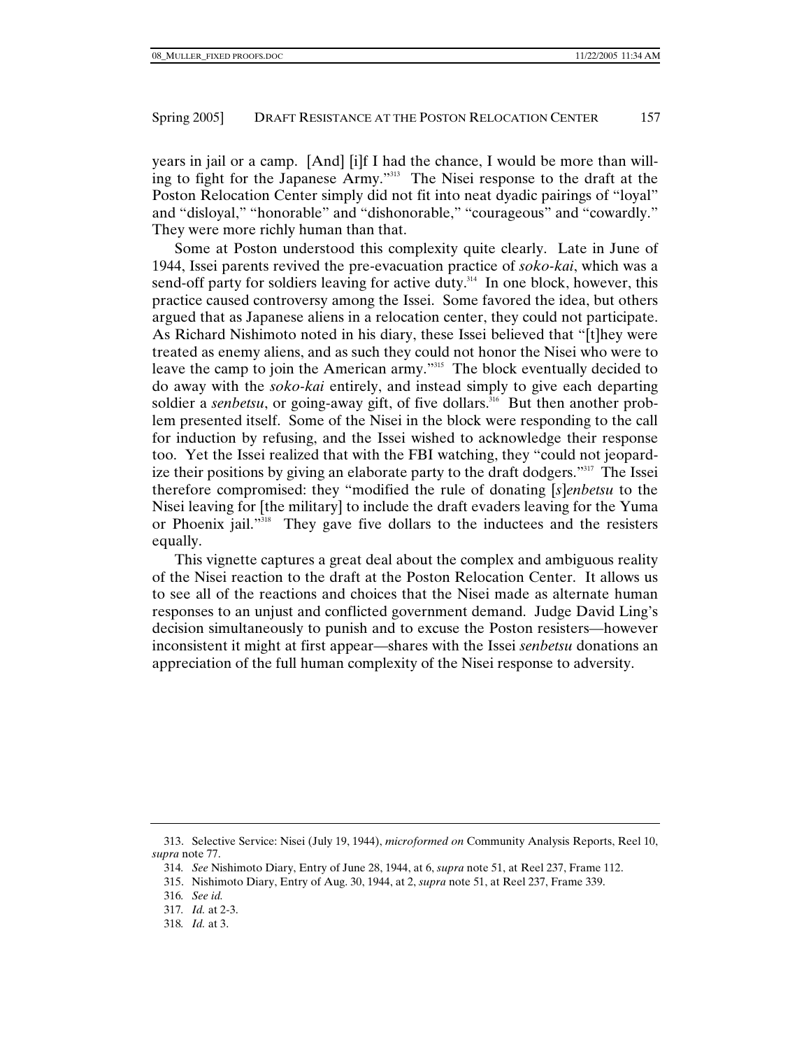years in jail or a camp. [And] [i]f I had the chance, I would be more than willing to fight for the Japanese Army."[313] The Nisei response to the draft at the Poston Relocation Center simply did not fit into neat dyadic pairings of "loyal" and "disloyal," "honorable" and "dishonorable," "courageous" and "cowardly." They were more richly human than that.

Some at Poston understood this complexity quite clearly. Late in June of 1944, Issei parents revived the pre-evacuation practice of *soko-kai*, which was a send-off party for soldiers leaving for active duty.[314] In one block, however, this practice caused controversy among the Issei. Some favored the idea, but others argued that as Japanese aliens in a relocation center, they could not participate. As Richard Nishimoto noted in his diary, these Issei believed that "[t]hey were treated as enemy aliens, and as such they could not honor the Nisei who were to leave the camp to join the American army."[315] The block eventually decided to do away with the *soko-kai* entirely, and instead simply to give each departing soldier a *senbetsu*, or going-away gift, of five dollars.[316] But then another problem presented itself. Some of the Nisei in the block were responding to the call for induction by refusing, and the Issei wished to acknowledge their response too. Yet the Issei realized that with the FBI watching, they "could not jeopardize their positions by giving an elaborate party to the draft dodgers."[317] The Issei therefore compromised: they "modified the rule of donating [*s*]*enbetsu* to the Nisei leaving for [the military] to include the draft evaders leaving for the Yuma or Phoenix jail."[318] They gave five dollars to the inductees and the resisters equally.

This vignette captures a great deal about the complex and ambiguous reality of the Nisei reaction to the draft at the Poston Relocation Center. It allows us to see all of the reactions and choices that the Nisei made as alternate human responses to an unjust and conflicted government demand. Judge David Ling's decision simultaneously to punish and to excuse the Poston resisters—however inconsistent it might at first appear—shares with the Issei *senbetsu* donations an appreciation of the full human complexity of the Nisei response to adversity.

---

313. Selective Service: Nisei (July 19, 1944), *microformed on* Community Analysis Reports, Reel 10, *supra* note 77.

314. *See* Nishimoto Diary, Entry of June 28, 1944, at 6, *supra* note 51, at Reel 237, Frame 112.

315. Nishimoto Diary, Entry of Aug. 30, 1944, at 2, *supra* note 51, at Reel 237, Frame 339.

316. *See id.*

317. *Id.* at 2-3.

318. *Id.* at 3.